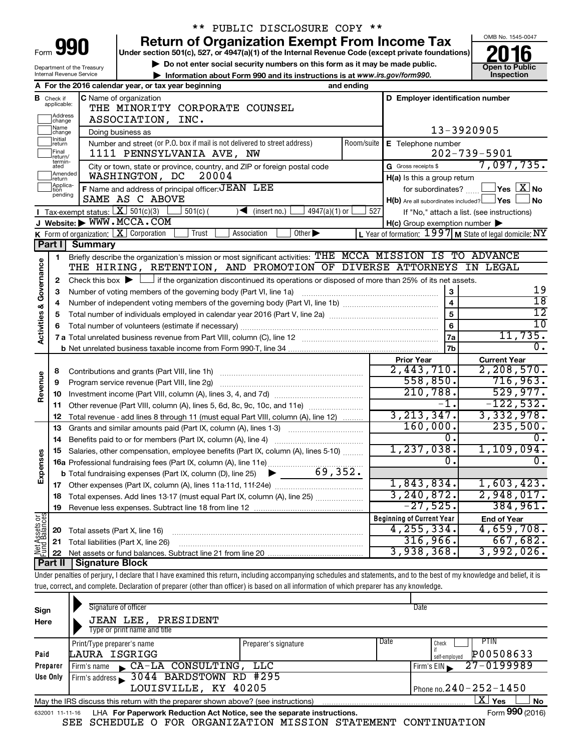\*\* PUBLIC DISCLOSURE COPY \*\*

# Form 990 — Return of Organization Exempt From Income Tax (2016)

Under section 501(c), 527, or 4947(a)(1) of the Internal Revenue Code (except private foundations)

▶ Do not enter social security numbers on this form as it may be made public.

▶ Information about Form 990 and its instructions is at www.irs.gov/form990.

Department of the Treasury, Internal Revenue Service

OMB No. 1545-0047 — Open to Public Inspection

**A** For the 2016 calendar year, or tax year beginning and ending

**B** Check if applicable: Address change / Name change / Initial return / Final return/terminated / Amended return / Application pending

**C** Name of organization: THE MINORITY CORPORATE COUNSEL ASSOCIATION, INC.

Doing business as

Number and street (or P.O. box if mail is not delivered to street address): 1111 PENNSYLVANIA AVE, NW — Room/suite

City or town, state or province, country, and ZIP or foreign postal code: WASHINGTON, DC 20004

**D** Employer identification number: 13-3920905

**E** Telephone number: 202-739-5901

**G** Gross receipts $ 7,097,735.

**F** Name and address of principal officer: JEAN LEE, SAME AS C ABOVE

**H(a)** Is this a group return for subordinates? Yes [ ] No [X]

**H(b)** Are all subordinates included? Yes [ ] No [ ] — If "No," attach a list. (see instructions)

**H(c)** Group exemption number ▶

**I** Tax-exempt status: [X] 501(c)(3) [ ] 501(c) ( ) ◀ (insert no.) [ ] 4947(a)(1) or [ ] 527

**J** Website: ▶ WWW.MCCA.COM

**K** Form of organization: [X] Corporation [ ] Trust [ ] Association [ ] Other ▶

**L** Year of formation: 1997 **M** State of legal domicile: NY

## Part I Summary

### Activities & Governance

1 Briefly describe the organization's mission or most significant activities: THE MCCA MISSION IS TO ADVANCE THE HIRING, RETENTION, AND PROMOTION OF DIVERSE ATTORNEYS IN LEGAL

2 Check this box ▶ [ ] if the organization discontinued its operations or disposed of more than 25% of its net assets.

| Line | Description | No. | Value |
|---|---|---|---|
| 3 | Number of voting members of the governing body (Part VI, line 1a) | 3 | 19 |
| 4 | Number of independent voting members of the governing body (Part VI, line 1b) | 4 | 18 |
| 5 | Total number of individuals employed in calendar year 2016 (Part V, line 2a) | 5 | 12 |
| 6 | Total number of volunteers (estimate if necessary) | 6 | 10 |
| 7a | Total unrelated business revenue from Part VIII, column (C), line 12 | 7a | 11,735. |
| 7b | Net unrelated business taxable income from Form 990-T, line 34 | 7b | 0. |

### Revenue, Expenses, and Net Assets

| Line | Description | Prior Year | Current Year |
|---|---|---|---|
| 8 | Contributions and grants (Part VIII, line 1h) | 2,443,710. | 2,208,570. |
| 9 | Program service revenue (Part VIII, line 2g) | 558,850. | 716,963. |
| 10 | Investment income (Part VIII, column (A), lines 3, 4, and 7d) | 210,788. | 529,977. |
| 11 | Other revenue (Part VIII, column (A), lines 5, 6d, 8c, 9c, 10c, and 11e) | -1. | -122,532. |
| 12 | Total revenue - add lines 8 through 11 (must equal Part VIII, column (A), line 12) | 3,213,347. | 3,332,978. |
| 13 | Grants and similar amounts paid (Part IX, column (A), lines 1-3) | 160,000. | 235,500. |
| 14 | Benefits paid to or for members (Part IX, column (A), line 4) | 0. | 0. |
| 15 | Salaries, other compensation, employee benefits (Part IX, column (A), lines 5-10) | 1,237,038. | 1,109,094. |
| 16a | Professional fundraising fees (Part IX, column (A), line 11e) | 0. | 0. |
| b | Total fundraising expenses (Part IX, column (D), line 25) ▶ 69,352. | | |
| 17 | Other expenses (Part IX, column (A), lines 11a-11d, 11f-24e) | 1,843,834. | 1,603,423. |
| 18 | Total expenses. Add lines 13-17 (must equal Part IX, column (A), line 25) | 3,240,872. | 2,948,017. |
| 19 | Revenue less expenses. Subtract line 18 from line 12 | -27,525. | 384,961. |

| Line | Description | Beginning of Current Year | End of Year |
|---|---|---|---|
| 20 | Total assets (Part X, line 16) | 4,255,334. | 4,659,708. |
| 21 | Total liabilities (Part X, line 26) | 316,966. | 667,682. |
| 22 | Net assets or fund balances. Subtract line 21 from line 20 | 3,938,368. | 3,992,026. |

## Part II Signature Block

Under penalties of perjury, I declare that I have examined this return, including accompanying schedules and statements, and to the best of my knowledge and belief, it is true, correct, and complete. Declaration of preparer (other than officer) is based on all information of which preparer has any knowledge.

**Sign Here**

Signature of officer — Date

JEAN LEE, PRESIDENT

Type or print name and title

**Paid Preparer Use Only**

| Print/Type preparer's name | Preparer's signature | Date | Check if self-employed | PTIN |
|---|---|---|---|---|
| LAURA ISGRIGG | | | | P00508633 |

Firm's name ▶ CA-LA CONSULTING, LLC — Firm's EIN ▶ 27-0199989

Firm's address ▶ 3044 BARDSTOWN RD #295, LOUISVILLE, KY 40205 — Phone no. 240-252-1450

May the IRS discuss this return with the preparer shown above? (see instructions) [X] Yes [ ] No

632001 11-11-16 LHA For Paperwork Reduction Act Notice, see the separate instructions. Form **990** (2016)

SEE SCHEDULE O FOR ORGANIZATION MISSION STATEMENT CONTINUATION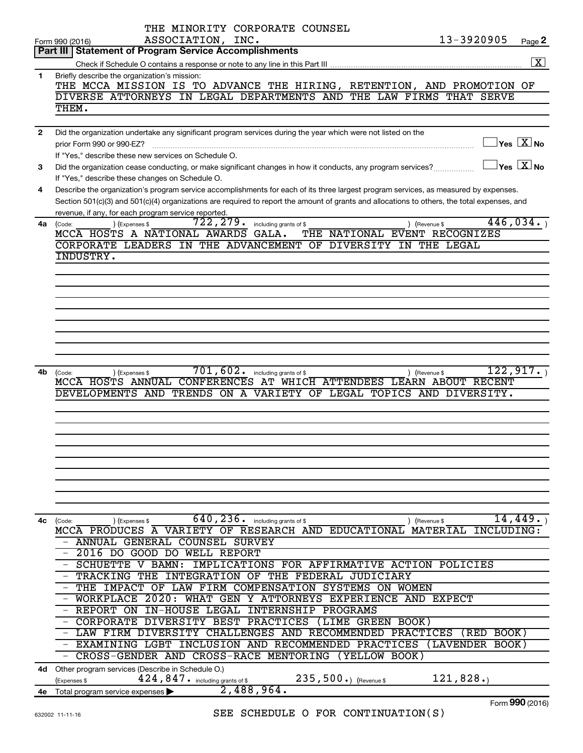THE MINORITY CORPORATE COUNSEL ASSOCIATION, INC. 13-3920905

Form 990 (2016) Page **2**

## Part III | Statement of Program Service Accomplishments

Check if Schedule O contains a response or note to any line in this Part III .......... [X]

**1** Briefly describe the organization's mission:

THE MCCA MISSION IS TO ADVANCE THE HIRING, RETENTION, AND PROMOTION OF DIVERSE ATTORNEYS IN LEGAL DEPARTMENTS AND THE LAW FIRMS THAT SERVE THEM.

**2** Did the organization undertake any significant program services during the year which were not listed on the prior Form 990 or 990-EZ? .......... [ ] Yes [X] No

If "Yes," describe these new services on Schedule O.

**3** Did the organization cease conducting, or make significant changes in how it conducts, any program services? .......... [ ] Yes [X] No

If "Yes," describe these changes on Schedule O.

**4** Describe the organization's program service accomplishments for each of its three largest program services, as measured by expenses. Section 501(c)(3) and 501(c)(4) organizations are required to report the amount of grants and allocations to others, the total expenses, and revenue, if any, for each program service reported.

**4a** (Code: ) (Expenses $ 722,279. including grants of $ ) (Revenue $ 446,034. )

MCCA HOSTS A NATIONAL AWARDS GALA. THE NATIONAL EVENT RECOGNIZES CORPORATE LEADERS IN THE ADVANCEMENT OF DIVERSITY IN THE LEGAL INDUSTRY.

**4b** (Code: ) (Expenses $ 701,602. including grants of $ ) (Revenue $ 122,917. )

MCCA HOSTS ANNUAL CONFERENCES AT WHICH ATTENDEES LEARN ABOUT RECENT DEVELOPMENTS AND TRENDS ON A VARIETY OF LEGAL TOPICS AND DIVERSITY.

**4c** (Code: ) (Expenses $ 640,236. including grants of $ ) (Revenue $ 14,449. )

MCCA PRODUCES A VARIETY OF RESEARCH AND EDUCATIONAL MATERIAL INCLUDING:

- ANNUAL GENERAL COUNSEL SURVEY
- 2016 DO GOOD DO WELL REPORT
- SCHUETTE V BAMN: IMPLICATIONS FOR AFFIRMATIVE ACTION POLICIES
- TRACKING THE INTEGRATION OF THE FEDERAL JUDICIARY
- THE IMPACT OF LAW FIRM COMPENSATION SYSTEMS ON WOMEN
- WORKPLACE 2020: WHAT GEN Y ATTORNEYS EXPERIENCE AND EXPECT
- REPORT ON IN-HOUSE LEGAL INTERNSHIP PROGRAMS
- CORPORATE DIVERSITY BEST PRACTICES (LIME GREEN BOOK)
- LAW FIRM DIVERSITY CHALLENGES AND RECOMMENDED PRACTICES (RED BOOK)
- EXAMINING LGBT INCLUSION AND RECOMMENDED PRACTICES (LAVENDER BOOK)
- CROSS-GENDER AND CROSS-RACE MENTORING (YELLOW BOOK)

**4d** Other program services (Describe in Schedule O.)

(Expenses $ 424,847. including grants of $ 235,500.) (Revenue $ 121,828.)

**4e** Total program service expenses ▶ 2,488,964.

SEE SCHEDULE O FOR CONTINUATION(S)

Form **990** (2016)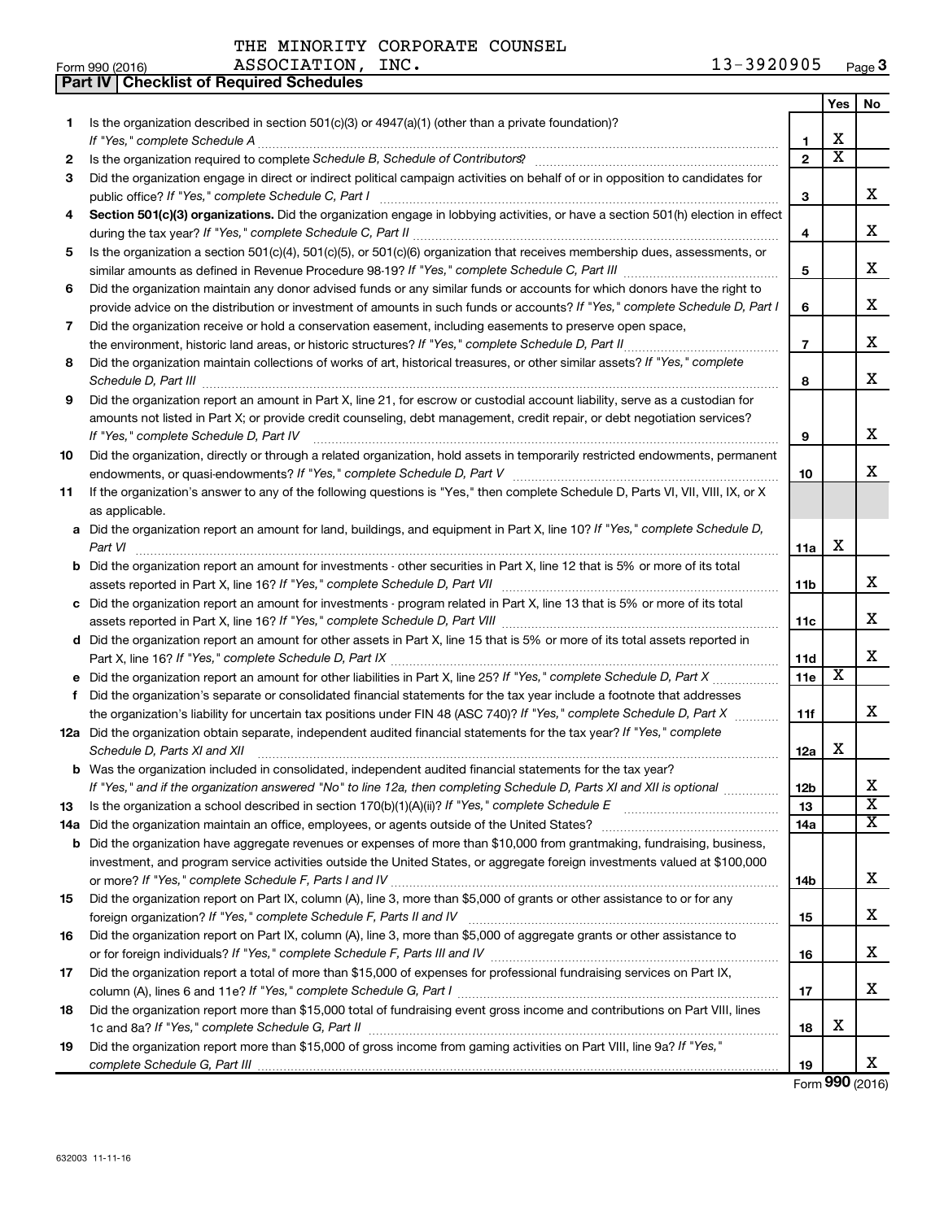THE MINORITY CORPORATE COUNSEL ASSOCIATION, INC. 13-3920905

Form 990 (2016)

## Part IV Checklist of Required Schedules

| | | | Yes | No |
|---|---|---|---|---|
| 1 | Is the organization described in section 501(c)(3) or 4947(a)(1) (other than a private foundation)? *If "Yes," complete Schedule A* | 1 | X | |
| 2 | Is the organization required to complete *Schedule B, Schedule of Contributors*? | 2 | X | |
| 3 | Did the organization engage in direct or indirect political campaign activities on behalf of or in opposition to candidates for public office? *If "Yes," complete Schedule C, Part I* | 3 | | X |
| 4 | **Section 501(c)(3) organizations.** Did the organization engage in lobbying activities, or have a section 501(h) election in effect during the tax year? *If "Yes," complete Schedule C, Part II* | 4 | | X |
| 5 | Is the organization a section 501(c)(4), 501(c)(5), or 501(c)(6) organization that receives membership dues, assessments, or similar amounts as defined in Revenue Procedure 98-19? *If "Yes," complete Schedule C, Part III* | 5 | | X |
| 6 | Did the organization maintain any donor advised funds or any similar funds or accounts for which donors have the right to provide advice on the distribution or investment of amounts in such funds or accounts? *If "Yes," complete Schedule D, Part I* | 6 | | X |
| 7 | Did the organization receive or hold a conservation easement, including easements to preserve open space, the environment, historic land areas, or historic structures? *If "Yes," complete Schedule D, Part II* | 7 | | X |
| 8 | Did the organization maintain collections of works of art, historical treasures, or other similar assets? *If "Yes," complete Schedule D, Part III* | 8 | | X |
| 9 | Did the organization report an amount in Part X, line 21, for escrow or custodial account liability, serve as a custodian for amounts not listed in Part X; or provide credit counseling, debt management, credit repair, or debt negotiation services? *If "Yes," complete Schedule D, Part IV* | 9 | | X |
| 10 | Did the organization, directly or through a related organization, hold assets in temporarily restricted endowments, permanent endowments, or quasi-endowments? *If "Yes," complete Schedule D, Part V* | 10 | | X |
| 11 | If the organization's answer to any of the following questions is "Yes," then complete Schedule D, Parts VI, VII, VIII, IX, or X as applicable. | | | |
| a | Did the organization report an amount for land, buildings, and equipment in Part X, line 10? *If "Yes," complete Schedule D, Part VI* | 11a | X | |
| b | Did the organization report an amount for investments - other securities in Part X, line 12 that is 5% or more of its total assets reported in Part X, line 16? *If "Yes," complete Schedule D, Part VII* | 11b | | X |
| c | Did the organization report an amount for investments - program related in Part X, line 13 that is 5% or more of its total assets reported in Part X, line 16? *If "Yes," complete Schedule D, Part VIII* | 11c | | X |
| d | Did the organization report an amount for other assets in Part X, line 15 that is 5% or more of its total assets reported in Part X, line 16? *If "Yes," complete Schedule D, Part IX* | 11d | | X |
| e | Did the organization report an amount for other liabilities in Part X, line 25? *If "Yes," complete Schedule D, Part X* | 11e | X | |
| f | Did the organization's separate or consolidated financial statements for the tax year include a footnote that addresses the organization's liability for uncertain tax positions under FIN 48 (ASC 740)? *If "Yes," complete Schedule D, Part X* | 11f | | X |
| 12a | Did the organization obtain separate, independent audited financial statements for the tax year? *If "Yes," complete Schedule D, Parts XI and XII* | 12a | X | |
| b | Was the organization included in consolidated, independent audited financial statements for the tax year? *If "Yes," and if the organization answered "No" to line 12a, then completing Schedule D, Parts XI and XII is optional* | 12b | | X |
| 13 | Is the organization a school described in section 170(b)(1)(A)(ii)? *If "Yes," complete Schedule E* | 13 | | X |
| 14a | Did the organization maintain an office, employees, or agents outside of the United States? | 14a | | X |
| b | Did the organization have aggregate revenues or expenses of more than $10,000 from grantmaking, fundraising, business, investment, and program service activities outside the United States, or aggregate foreign investments valued at $100,000 or more? *If "Yes," complete Schedule F, Parts I and IV* | 14b | | X |
| 15 | Did the organization report on Part IX, column (A), line 3, more than $5,000 of grants or other assistance to or for any foreign organization? *If "Yes," complete Schedule F, Parts II and IV* | 15 | | X |
| 16 | Did the organization report on Part IX, column (A), line 3, more than $5,000 of aggregate grants or other assistance to or for foreign individuals? *If "Yes," complete Schedule F, Parts III and IV* | 16 | | X |
| 17 | Did the organization report a total of more than $15,000 of expenses for professional fundraising services on Part IX, column (A), lines 6 and 11e? *If "Yes," complete Schedule G, Part I* | 17 | | X |
| 18 | Did the organization report more than $15,000 total of fundraising event gross income and contributions on Part VIII, lines 1c and 8a? *If "Yes," complete Schedule G, Part II* | 18 | X | |
| 19 | Did the organization report more than $15,000 of gross income from gaming activities on Part VIII, line 9a? *If "Yes," complete Schedule G, Part III* | 19 | | X |

Form **990** (2016)

632003 11-11-16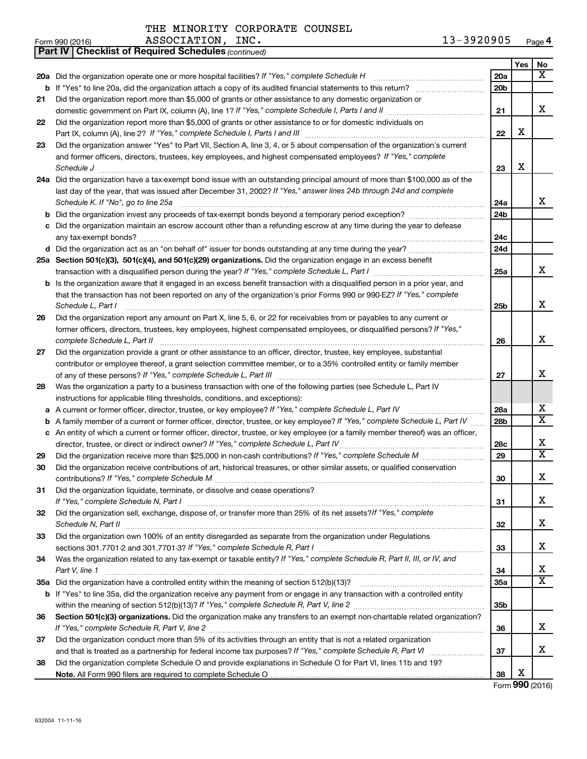THE MINORITY CORPORATE COUNSEL ASSOCIATION, INC. 13-3920905

Form 990 (2016)

**Part IV | Checklist of Required Schedules** *(continued)*

| | | | Yes | No |
|---|---|---|---|---|
| 20a | Did the organization operate one or more hospital facilities? *If "Yes," complete Schedule H* | 20a | | X |
| b | If "Yes" to line 20a, did the organization attach a copy of its audited financial statements to this return? | 20b | | |
| 21 | Did the organization report more than $5,000 of grants or other assistance to any domestic organization or domestic government on Part IX, column (A), line 1? *If "Yes," complete Schedule I, Parts I and II* | 21 | | X |
| 22 | Did the organization report more than $5,000 of grants or other assistance to or for domestic individuals on Part IX, column (A), line 2? *If "Yes," complete Schedule I, Parts I and III* | 22 | X | |
| 23 | Did the organization answer "Yes" to Part VII, Section A, line 3, 4, or 5 about compensation of the organization's current and former officers, directors, trustees, key employees, and highest compensated employees? *If "Yes," complete Schedule J* | 23 | X | |
| 24a | Did the organization have a tax-exempt bond issue with an outstanding principal amount of more than $100,000 as of the last day of the year, that was issued after December 31, 2002? *If "Yes," answer lines 24b through 24d and complete Schedule K. If "No", go to line 25a* | 24a | | X |
| b | Did the organization invest any proceeds of tax-exempt bonds beyond a temporary period exception? | 24b | | |
| c | Did the organization maintain an escrow account other than a refunding escrow at any time during the year to defease any tax-exempt bonds? | 24c | | |
| d | Did the organization act as an "on behalf of" issuer for bonds outstanding at any time during the year? | 24d | | |
| 25a | **Section 501(c)(3), 501(c)(4), and 501(c)(29) organizations.** Did the organization engage in an excess benefit transaction with a disqualified person during the year? *If "Yes," complete Schedule L, Part I* | 25a | | X |
| b | Is the organization aware that it engaged in an excess benefit transaction with a disqualified person in a prior year, and that the transaction has not been reported on any of the organization's prior Forms 990 or 990-EZ? *If "Yes," complete Schedule L, Part I* | 25b | | X |
| 26 | Did the organization report any amount on Part X, line 5, 6, or 22 for receivables from or payables to any current or former officers, directors, trustees, key employees, highest compensated employees, or disqualified persons? *If "Yes," complete Schedule L, Part II* | 26 | | X |
| 27 | Did the organization provide a grant or other assistance to an officer, director, trustee, key employee, substantial contributor or employee thereof, a grant selection committee member, or to a 35% controlled entity or family member of any of these persons? *If "Yes," complete Schedule L, Part III* | 27 | | X |
| 28 | Was the organization a party to a business transaction with one of the following parties (see Schedule L, Part IV instructions for applicable filing thresholds, conditions, and exceptions): | | | |
| a | A current or former officer, director, trustee, or key employee? *If "Yes," complete Schedule L, Part IV* | 28a | | X |
| b | A family member of a current or former officer, director, trustee, or key employee? *If "Yes," complete Schedule L, Part IV* | 28b | | X |
| c | An entity of which a current or former officer, director, trustee, or key employee (or a family member thereof) was an officer, director, trustee, or direct or indirect owner? *If "Yes," complete Schedule L, Part IV* | 28c | | X |
| 29 | Did the organization receive more than $25,000 in non-cash contributions? *If "Yes," complete Schedule M* | 29 | | X |
| 30 | Did the organization receive contributions of art, historical treasures, or other similar assets, or qualified conservation contributions? *If "Yes," complete Schedule M* | 30 | | X |
| 31 | Did the organization liquidate, terminate, or dissolve and cease operations? *If "Yes," complete Schedule N, Part I* | 31 | | X |
| 32 | Did the organization sell, exchange, dispose of, or transfer more than 25% of its net assets? *If "Yes," complete Schedule N, Part II* | 32 | | X |
| 33 | Did the organization own 100% of an entity disregarded as separate from the organization under Regulations sections 301.7701-2 and 301.7701-3? *If "Yes," complete Schedule R, Part I* | 33 | | X |
| 34 | Was the organization related to any tax-exempt or taxable entity? *If "Yes," complete Schedule R, Part II, III, or IV, and Part V, line 1* | 34 | | X |
| 35a | Did the organization have a controlled entity within the meaning of section 512(b)(13)? | 35a | | X |
| b | If "Yes" to line 35a, did the organization receive any payment from or engage in any transaction with a controlled entity within the meaning of section 512(b)(13)? *If "Yes," complete Schedule R, Part V, line 2* | 35b | | |
| 36 | **Section 501(c)(3) organizations.** Did the organization make any transfers to an exempt non-charitable related organization? *If "Yes," complete Schedule R, Part V, line 2* | 36 | | X |
| 37 | Did the organization conduct more than 5% of its activities through an entity that is not a related organization and that is treated as a partnership for federal income tax purposes? *If "Yes," complete Schedule R, Part VI* | 37 | | X |
| 38 | Did the organization complete Schedule O and provide explanations in Schedule O for Part VI, lines 11b and 19? **Note.** All Form 990 filers are required to complete Schedule O | 38 | X | |

Form **990** (2016)

632004 11-11-16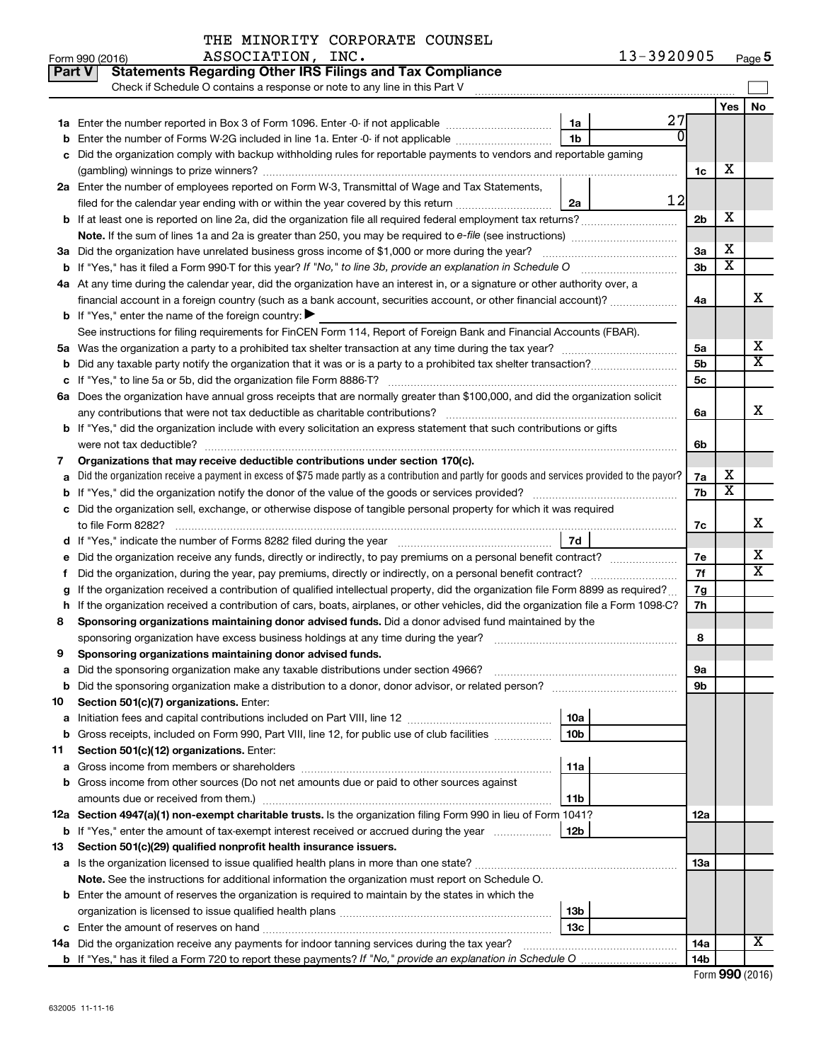THE MINORITY CORPORATE COUNSEL ASSOCIATION, INC. 13-3920905

Form 990 (2016)

## Part V Statements Regarding Other IRS Filings and Tax Compliance

Check if Schedule O contains a response or note to any line in this Part V

| | | | | | Yes | No |
|---|---|---|---|---|---|---|
| **1a** | Enter the number reported in Box 3 of Form 1096. Enter -0- if not applicable | 1a | 27 | | | |
| **b** | Enter the number of Forms W-2G included in line 1a. Enter -0- if not applicable | 1b | 0 | | | |
| **c** | Did the organization comply with backup withholding rules for reportable payments to vendors and reportable gaming (gambling) winnings to prize winners? | | | 1c | X | |
| **2a** | Enter the number of employees reported on Form W-3, Transmittal of Wage and Tax Statements, filed for the calendar year ending with or within the year covered by this return | 2a | 12 | | | |
| **b** | If at least one is reported on line 2a, did the organization file all required federal employment tax returns? | | | 2b | X | |
| | **Note.** If the sum of lines 1a and 2a is greater than 250, you may be required to e-file (see instructions) | | | | | |
| **3a** | Did the organization have unrelated business gross income of $1,000 or more during the year? | | | 3a | X | |
| **b** | If "Yes," has it filed a Form 990-T for this year? *If "No," to line 3b, provide an explanation in Schedule O* | | | 3b | X | |
| **4a** | At any time during the calendar year, did the organization have an interest in, or a signature or other authority over, a financial account in a foreign country (such as a bank account, securities account, or other financial account)? | | | 4a | | X |
| **b** | If "Yes," enter the name of the foreign country: ▶ | | | | | |
| | See instructions for filing requirements for FinCEN Form 114, Report of Foreign Bank and Financial Accounts (FBAR). | | | | | |
| **5a** | Was the organization a party to a prohibited tax shelter transaction at any time during the tax year? | | | 5a | | X |
| **b** | Did any taxable party notify the organization that it was or is a party to a prohibited tax shelter transaction? | | | 5b | | X |
| **c** | If "Yes," to line 5a or 5b, did the organization file Form 8886-T? | | | 5c | | |
| **6a** | Does the organization have annual gross receipts that are normally greater than $100,000, and did the organization solicit any contributions that were not tax deductible as charitable contributions? | | | 6a | | X |
| **b** | If "Yes," did the organization include with every solicitation an express statement that such contributions or gifts were not tax deductible? | | | 6b | | |
| **7** | **Organizations that may receive deductible contributions under section 170(c).** | | | | | |
| **a** | Did the organization receive a payment in excess of $75 made partly as a contribution and partly for goods and services provided to the payor? | | | 7a | X | |
| **b** | If "Yes," did the organization notify the donor of the value of the goods or services provided? | | | 7b | X | |
| **c** | Did the organization sell, exchange, or otherwise dispose of tangible personal property for which it was required to file Form 8282? | | | 7c | | X |
| **d** | If "Yes," indicate the number of Forms 8282 filed during the year | 7d | | | | |
| **e** | Did the organization receive any funds, directly or indirectly, to pay premiums on a personal benefit contract? | | | 7e | | X |
| **f** | Did the organization, during the year, pay premiums, directly or indirectly, on a personal benefit contract? | | | 7f | | X |
| **g** | If the organization received a contribution of qualified intellectual property, did the organization file Form 8899 as required? | | | 7g | | |
| **h** | If the organization received a contribution of cars, boats, airplanes, or other vehicles, did the organization file a Form 1098-C? | | | 7h | | |
| **8** | **Sponsoring organizations maintaining donor advised funds.** Did a donor advised fund maintained by the sponsoring organization have excess business holdings at any time during the year? | | | 8 | | |
| **9** | **Sponsoring organizations maintaining donor advised funds.** | | | | | |
| **a** | Did the sponsoring organization make any taxable distributions under section 4966? | | | 9a | | |
| **b** | Did the sponsoring organization make a distribution to a donor, donor advisor, or related person? | | | 9b | | |
| **10** | **Section 501(c)(7) organizations.** Enter: | | | | | |
| **a** | Initiation fees and capital contributions included on Part VIII, line 12 | 10a | | | | |
| **b** | Gross receipts, included on Form 990, Part VIII, line 12, for public use of club facilities | 10b | | | | |
| **11** | **Section 501(c)(12) organizations.** Enter: | | | | | |
| **a** | Gross income from members or shareholders | 11a | | | | |
| **b** | Gross income from other sources (Do not net amounts due or paid to other sources against amounts due or received from them.) | 11b | | | | |
| **12a** | **Section 4947(a)(1) non-exempt charitable trusts.** Is the organization filing Form 990 in lieu of Form 1041? | | | 12a | | |
| **b** | If "Yes," enter the amount of tax-exempt interest received or accrued during the year | 12b | | | | |
| **13** | **Section 501(c)(29) qualified nonprofit health insurance issuers.** | | | | | |
| **a** | Is the organization licensed to issue qualified health plans in more than one state? | | | 13a | | |
| | **Note.** See the instructions for additional information the organization must report on Schedule O. | | | | | |
| **b** | Enter the amount of reserves the organization is required to maintain by the states in which the organization is licensed to issue qualified health plans | 13b | | | | |
| **c** | Enter the amount of reserves on hand | 13c | | | | |
| **14a** | Did the organization receive any payments for indoor tanning services during the tax year? | | | 14a | | X |
| **b** | If "Yes," has it filed a Form 720 to report these payments? *If "No," provide an explanation in Schedule O* | | | 14b | | |

Form **990** (2016)

632005 11-11-16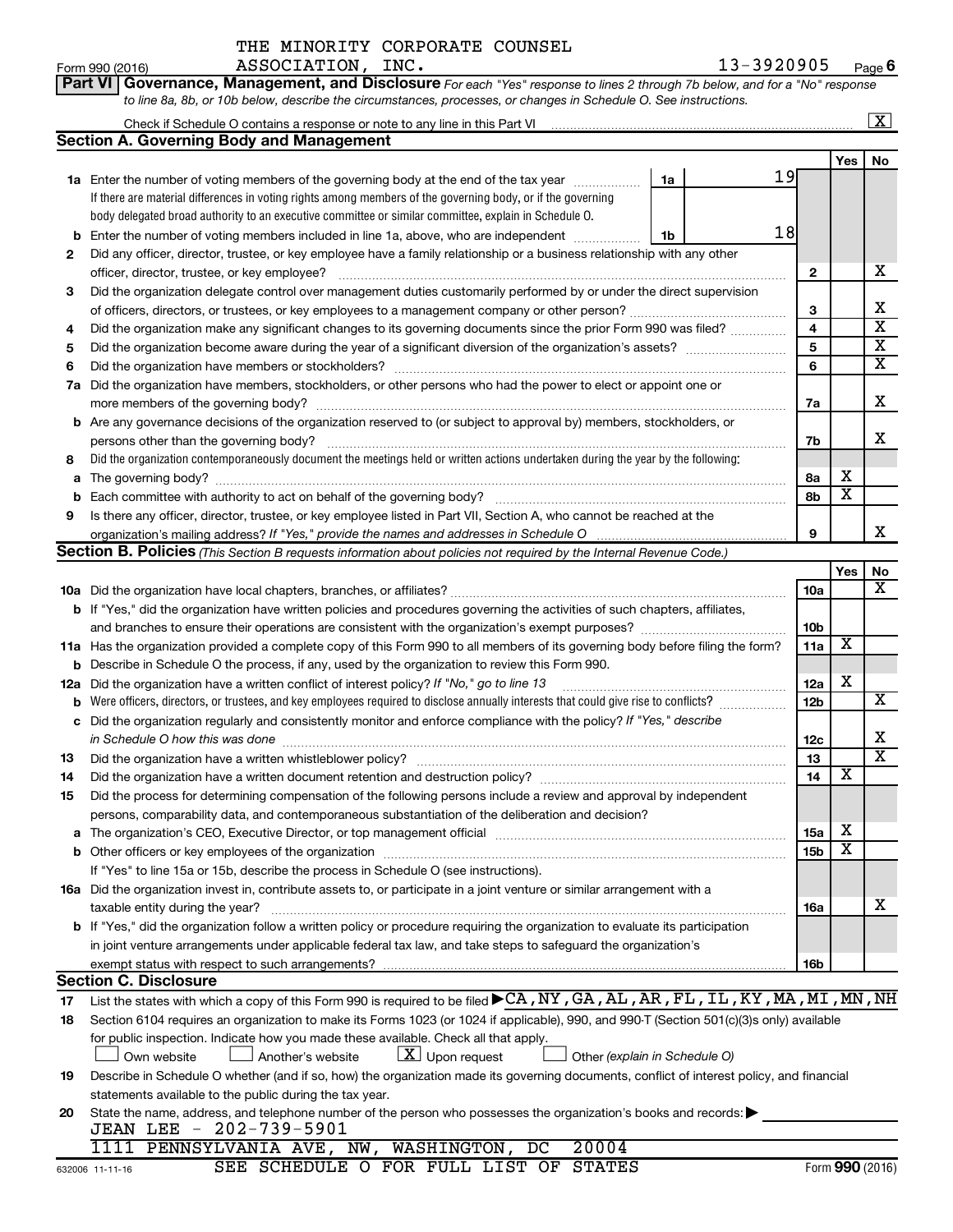THE MINORITY CORPORATE COUNSEL ASSOCIATION, INC. 13-3920905

Form 990 (2016)

**Part VI Governance, Management, and Disclosure** *For each "Yes" response to lines 2 through 7b below, and for a "No" response to line 8a, 8b, or 10b below, describe the circumstances, processes, or changes in Schedule O. See instructions.*

Check if Schedule O contains a response or note to any line in this Part VI [X]

## Section A. Governing Body and Management

| | | | | Yes | No |
|---|---|---|---|---|---|
| 1a | Enter the number of voting members of the governing body at the end of the tax year. If there are material differences in voting rights among members of the governing body, or if the governing body delegated broad authority to an executive committee or similar committee, explain in Schedule O. | 1a: 19 | | | |
| b | Enter the number of voting members included in line 1a, above, who are independent | 1b: 18 | | | |
| 2 | Did any officer, director, trustee, or key employee have a family relationship or a business relationship with any other officer, director, trustee, or key employee? | | 2 | | X |
| 3 | Did the organization delegate control over management duties customarily performed by or under the direct supervision of officers, directors, or trustees, or key employees to a management company or other person? | | 3 | | X |
| 4 | Did the organization make any significant changes to its governing documents since the prior Form 990 was filed? | | 4 | | X |
| 5 | Did the organization become aware during the year of a significant diversion of the organization's assets? | | 5 | | X |
| 6 | Did the organization have members or stockholders? | | 6 | | X |
| 7a | Did the organization have members, stockholders, or other persons who had the power to elect or appoint one or more members of the governing body? | | 7a | | X |
| b | Are any governance decisions of the organization reserved to (or subject to approval by) members, stockholders, or persons other than the governing body? | | 7b | | X |
| 8 | Did the organization contemporaneously document the meetings held or written actions undertaken during the year by the following: | | | | |
| a | The governing body? | | 8a | X | |
| b | Each committee with authority to act on behalf of the governing body? | | 8b | X | |
| 9 | Is there any officer, director, trustee, or key employee listed in Part VII, Section A, who cannot be reached at the organization's mailing address? *If "Yes," provide the names and addresses in Schedule O* | | 9 | | X |

## Section B. Policies *(This Section B requests information about policies not required by the Internal Revenue Code.)*

| | | | Yes | No |
|---|---|---|---|---|
| 10a | Did the organization have local chapters, branches, or affiliates? | 10a | | X |
| b | If "Yes," did the organization have written policies and procedures governing the activities of such chapters, affiliates, and branches to ensure their operations are consistent with the organization's exempt purposes? | 10b | | |
| 11a | Has the organization provided a complete copy of this Form 990 to all members of its governing body before filing the form? | 11a | X | |
| b | Describe in Schedule O the process, if any, used by the organization to review this Form 990. | | | |
| 12a | Did the organization have a written conflict of interest policy? *If "No," go to line 13* | 12a | X | |
| b | Were officers, directors, or trustees, and key employees required to disclose annually interests that could give rise to conflicts? | 12b | | X |
| c | Did the organization regularly and consistently monitor and enforce compliance with the policy? *If "Yes," describe in Schedule O how this was done* | 12c | | X |
| 13 | Did the organization have a written whistleblower policy? | 13 | | X |
| 14 | Did the organization have a written document retention and destruction policy? | 14 | X | |
| 15 | Did the process for determining compensation of the following persons include a review and approval by independent persons, comparability data, and contemporaneous substantiation of the deliberation and decision? | | | |
| a | The organization's CEO, Executive Director, or top management official | 15a | X | |
| b | Other officers or key employees of the organization | 15b | X | |
| | If "Yes" to line 15a or 15b, describe the process in Schedule O (see instructions). | | | |
| 16a | Did the organization invest in, contribute assets to, or participate in a joint venture or similar arrangement with a taxable entity during the year? | 16a | | X |
| b | If "Yes," did the organization follow a written policy or procedure requiring the organization to evaluate its participation in joint venture arrangements under applicable federal tax law, and take steps to safeguard the organization's exempt status with respect to such arrangements? | 16b | | |

## Section C. Disclosure

17 List the states with which a copy of this Form 990 is required to be filed ▶ CA, NY, GA, AL, AR, FL, IL, KY, MA, MI, MN, NH

18 Section 6104 requires an organization to make its Forms 1023 (or 1024 if applicable), 990, and 990-T (Section 501(c)(3)s only) available for public inspection. Indicate how you made these available. Check all that apply.

[ ] Own website [ ] Another's website [X] Upon request [ ] Other *(explain in Schedule O)*

19 Describe in Schedule O whether (and if so, how) the organization made its governing documents, conflict of interest policy, and financial statements available to the public during the tax year.

20 State the name, address, and telephone number of the person who possesses the organization's books and records: ▶

JEAN LEE - 202-739-5901
1111 PENNSYLVANIA AVE, NW, WASHINGTON, DC 20004

SEE SCHEDULE O FOR FULL LIST OF STATES

632006 11-11-16 Form 990 (2016)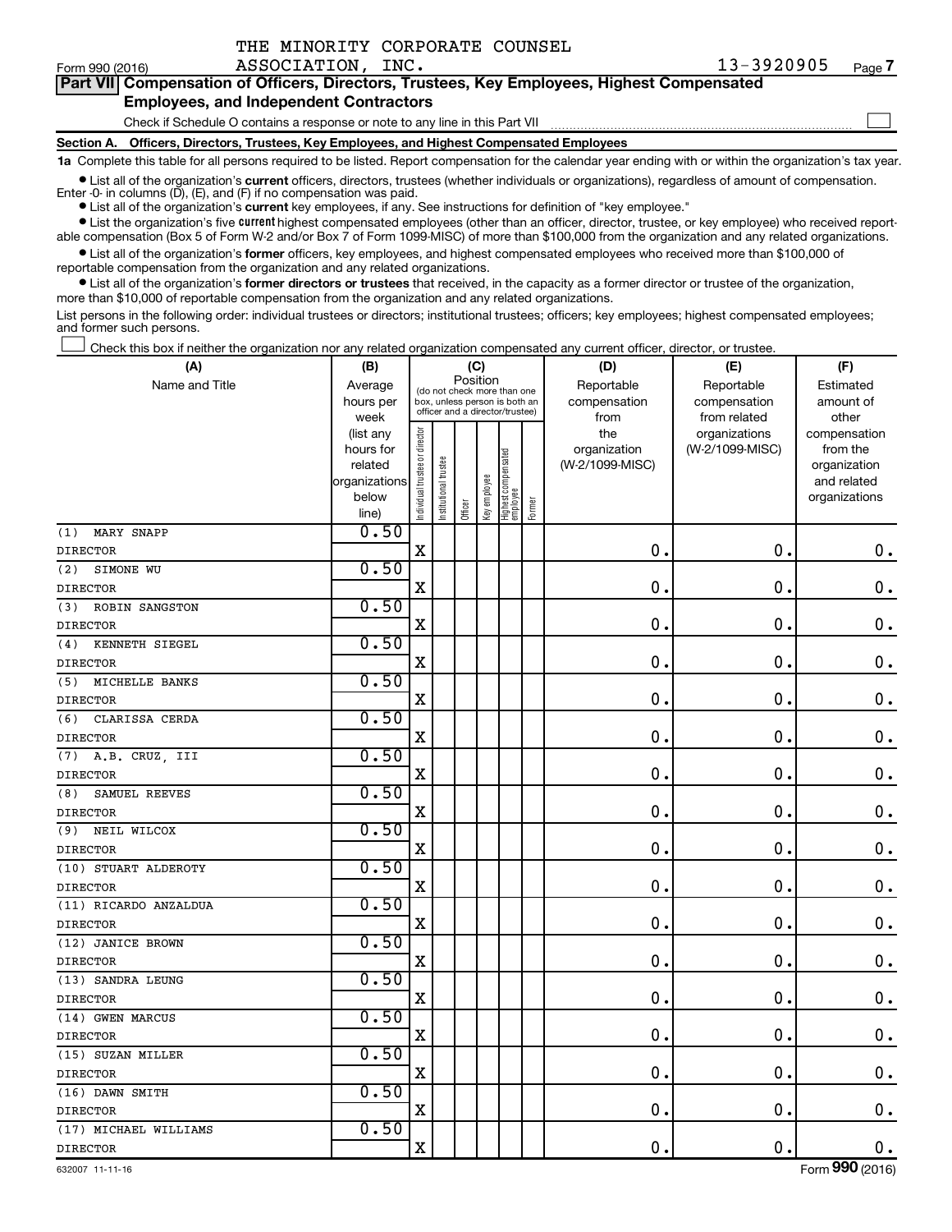THE MINORITY CORPORATE COUNSEL

Form 990 (2016) ASSOCIATION, INC. 13-3920905 Page 7

**Part VII Compensation of Officers, Directors, Trustees, Key Employees, Highest Compensated Employees, and Independent Contractors**

Check if Schedule O contains a response or note to any line in this Part VII

**Section A. Officers, Directors, Trustees, Key Employees, and Highest Compensated Employees**

**1a** Complete this table for all persons required to be listed. Report compensation for the calendar year ending with or within the organization's tax year.

- List all of the organization's **current** officers, directors, trustees (whether individuals or organizations), regardless of amount of compensation. Enter -0- in columns (D), (E), and (F) if no compensation was paid.
- List all of the organization's **current** key employees, if any. See instructions for definition of "key employee."
- List the organization's five **current** highest compensated employees (other than an officer, director, trustee, or key employee) who received reportable compensation (Box 5 of Form W-2 and/or Box 7 of Form 1099-MISC) of more than $100,000 from the organization and any related organizations.
- List all of the organization's **former** officers, key employees, and highest compensated employees who received more than $100,000 of reportable compensation from the organization and any related organizations.
- List all of the organization's **former directors or trustees** that received, in the capacity as a former director or trustee of the organization, more than $10,000 of reportable compensation from the organization and any related organizations.

List persons in the following order: individual trustees or directors; institutional trustees; officers; key employees; highest compensated employees; and former such persons.

Check this box if neither the organization nor any related organization compensated any current officer, director, or trustee.

| (A) Name and Title | (B) Average hours per week (list any hours for related organizations below line) | (C) Position: Individual trustee or director | Institutional trustee | Officer | Key employee | Highest compensated employee | Former | (D) Reportable compensation from the organization (W-2/1099-MISC) | (E) Reportable compensation from related organizations (W-2/1099-MISC) | (F) Estimated amount of other compensation from the organization and related organizations |
|---|---|---|---|---|---|---|---|---|---|---|
| (1) MARY SNAPP<br>DIRECTOR | 0.50 | X | | | | | | 0. | 0. | 0. |
| (2) SIMONE WU<br>DIRECTOR | 0.50 | X | | | | | | 0. | 0. | 0. |
| (3) ROBIN SANGSTON<br>DIRECTOR | 0.50 | X | | | | | | 0. | 0. | 0. |
| (4) KENNETH SIEGEL<br>DIRECTOR | 0.50 | X | | | | | | 0. | 0. | 0. |
| (5) MICHELLE BANKS<br>DIRECTOR | 0.50 | X | | | | | | 0. | 0. | 0. |
| (6) CLARISSA CERDA<br>DIRECTOR | 0.50 | X | | | | | | 0. | 0. | 0. |
| (7) A.B. CRUZ, III<br>DIRECTOR | 0.50 | X | | | | | | 0. | 0. | 0. |
| (8) SAMUEL REEVES<br>DIRECTOR | 0.50 | X | | | | | | 0. | 0. | 0. |
| (9) NEIL WILCOX<br>DIRECTOR | 0.50 | X | | | | | | 0. | 0. | 0. |
| (10) STUART ALDEROTY<br>DIRECTOR | 0.50 | X | | | | | | 0. | 0. | 0. |
| (11) RICARDO ANZALDUA<br>DIRECTOR | 0.50 | X | | | | | | 0. | 0. | 0. |
| (12) JANICE BROWN<br>DIRECTOR | 0.50 | X | | | | | | 0. | 0. | 0. |
| (13) SANDRA LEUNG<br>DIRECTOR | 0.50 | X | | | | | | 0. | 0. | 0. |
| (14) GWEN MARCUS<br>DIRECTOR | 0.50 | X | | | | | | 0. | 0. | 0. |
| (15) SUZAN MILLER<br>DIRECTOR | 0.50 | X | | | | | | 0. | 0. | 0. |
| (16) DAWN SMITH<br>DIRECTOR | 0.50 | X | | | | | | 0. | 0. | 0. |
| (17) MICHAEL WILLIAMS<br>DIRECTOR | 0.50 | X | | | | | | 0. | 0. | 0. |

632007 11-11-16 Form 990 (2016)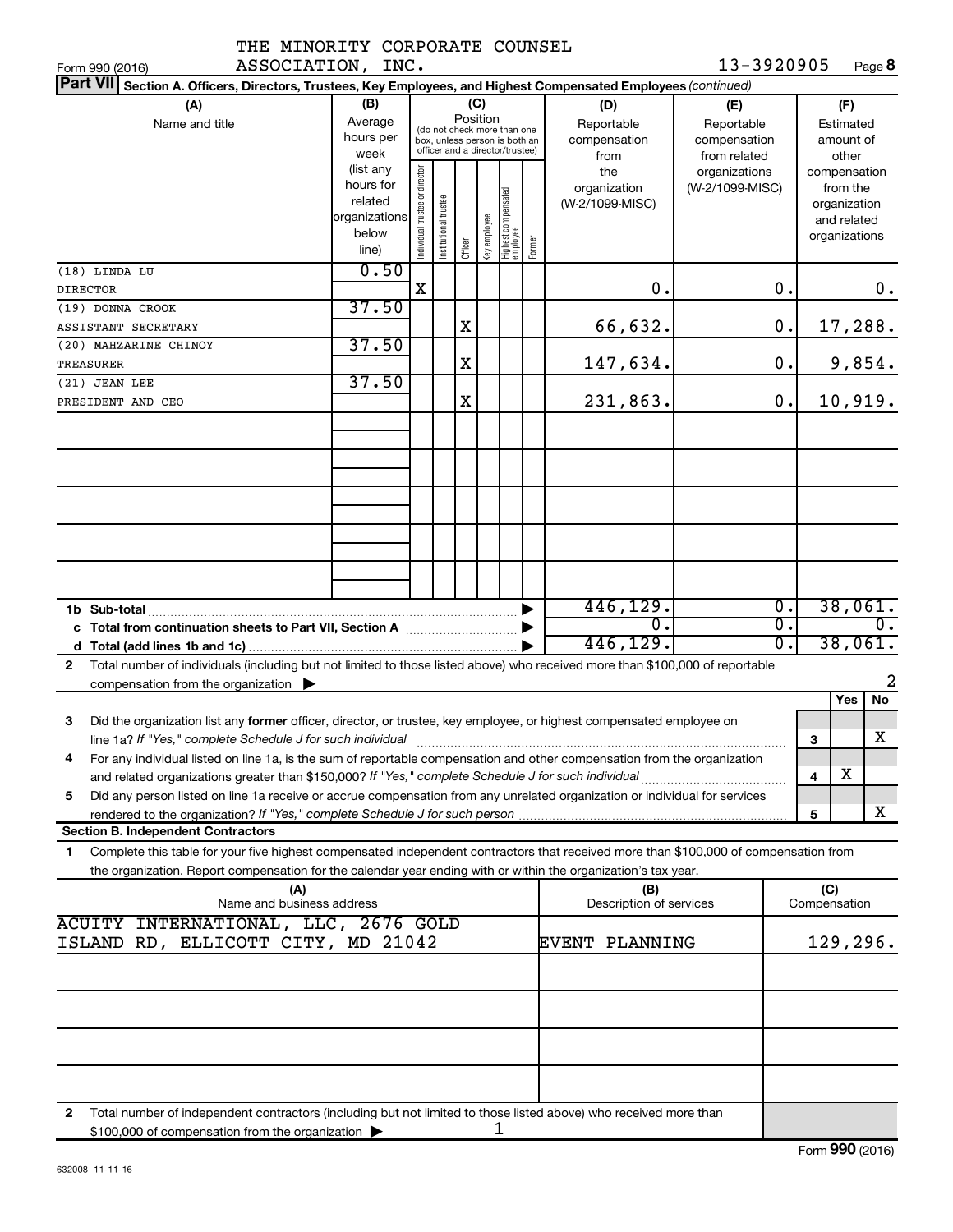THE MINORITY CORPORATE COUNSEL ASSOCIATION, INC.

Form 990 (2016) 13-3920905 Page 8

**Part VII Section A. Officers, Directors, Trustees, Key Employees, and Highest Compensated Employees** *(continued)*

| (A) Name and title | (B) Average hours per week (list any hours for related organizations below line) | (C) Position: Individual trustee or director | Institutional trustee | Officer | Key employee | Highest compensated employee | Former | (D) Reportable compensation from the organization (W-2/1099-MISC) | (E) Reportable compensation from related organizations (W-2/1099-MISC) | (F) Estimated amount of other compensation from the organization and related organizations |
|---|---|---|---|---|---|---|---|---|---|---|
| (18) LINDA LU<br>DIRECTOR | 0.50 | X | | | | | | 0. | 0. | 0. |
| (19) DONNA CROOK<br>ASSISTANT SECRETARY | 37.50 | | | X | | | | 66,632. | 0. | 17,288. |
| (20) MAHZARINE CHINOY<br>TREASURER | 37.50 | | | X | | | | 147,634. | 0. | 9,854. |
| (21) JEAN LEE<br>PRESIDENT AND CEO | 37.50 | | | X | | | | 231,863. | 0. | 10,919. |
| 1b Sub-total | | | | | | | | 446,129. | 0. | 38,061. |
| c Total from continuation sheets to Part VII, Section A | | | | | | | | 0. | 0. | 0. |
| d Total (add lines 1b and 1c) | | | | | | | | 446,129. | 0. | 38,061. |

2 Total number of individuals (including but not limited to those listed above) who received more than $100,000 of reportable compensation from the organization ▶ 2

| | | Yes | No |
|---|---|---|---|
| 3 Did the organization list any **former** officer, director, or trustee, key employee, or highest compensated employee on line 1a? *If "Yes," complete Schedule J for such individual* | 3 | | X |
| 4 For any individual listed on line 1a, is the sum of reportable compensation and other compensation from the organization and related organizations greater than $150,000? *If "Yes," complete Schedule J for such individual* | 4 | X | |
| 5 Did any person listed on line 1a receive or accrue compensation from any unrelated organization or individual for services rendered to the organization? *If "Yes," complete Schedule J for such person* | 5 | | X |

**Section B. Independent Contractors**

1 Complete this table for your five highest compensated independent contractors that received more than $100,000 of compensation from the organization. Report compensation for the calendar year ending with or within the organization's tax year.

| (A) Name and business address | (B) Description of services | (C) Compensation |
|---|---|---|
| ACUITY INTERNATIONAL, LLC, 2676 GOLD ISLAND RD, ELLICOTT CITY, MD 21042 | EVENT PLANNING | 129,296. |
| | | |
| | | |
| | | |
| | | |

2 Total number of independent contractors (including but not limited to those listed above) who received more than $100,000 of compensation from the organization ▶ 1

632008 11-11-16 Form **990** (2016)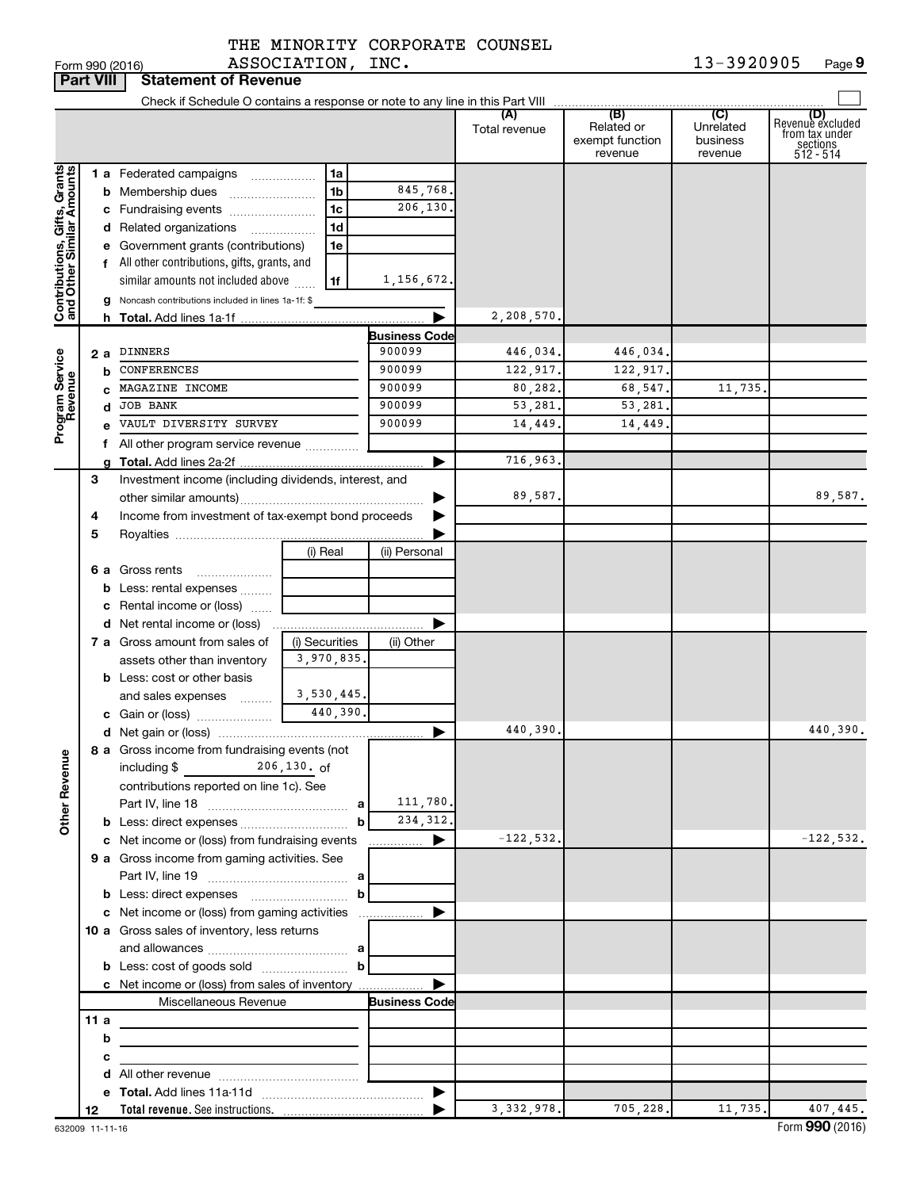THE MINORITY CORPORATE COUNSEL ASSOCIATION, INC.

Form 990 (2016) 13-3920905

**Part VIII Statement of Revenue**

Check if Schedule O contains a response or note to any line in this Part VIII

| | | | | (A) Total revenue | (B) Related or exempt function revenue | (C) Unrelated business revenue | (D) Revenue excluded from tax under sections 512 - 514 |
|---|---|---|---|---|---|---|---|
| **Contributions, Gifts, Grants and Other Similar Amounts** | 1 a Federated campaigns | 1a | | | | | |
| | b Membership dues | 1b | 845,768. | | | | |
| | c Fundraising events | 1c | 206,130. | | | | |
| | d Related organizations | 1d | | | | | |
| | e Government grants (contributions) | 1e | | | | | |
| | f All other contributions, gifts, grants, and similar amounts not included above | 1f | 1,156,672. | | | | |
| | g Noncash contributions included in lines 1a-1f: $ | | | | | | |
| | h **Total.** Add lines 1a-1f | | | 2,208,570. | | | |
| **Program Service Revenue** | | | **Business Code** | | | | |
| | 2 a DINNERS | | 900099 | 446,034. | 446,034. | | |
| | b CONFERENCES | | 900099 | 122,917. | 122,917. | | |
| | c MAGAZINE INCOME | | 900099 | 80,282. | 68,547. | 11,735. | |
| | d JOB BANK | | 900099 | 53,281. | 53,281. | | |
| | e VAULT DIVERSITY SURVEY | | 900099 | 14,449. | 14,449. | | |
| | f All other program service revenue | | | | | | |
| | g **Total.** Add lines 2a-2f | | | 716,963. | | | |
| **Other Revenue** | 3 Investment income (including dividends, interest, and other similar amounts) | | | 89,587. | | | 89,587. |
| | 4 Income from investment of tax-exempt bond proceeds | | | | | | |
| | 5 Royalties | | | | | | |
| | | (i) Real | (ii) Personal | | | | |
| | 6 a Gross rents | | | | | | |
| | b Less: rental expenses | | | | | | |
| | c Rental income or (loss) | | | | | | |
| | d Net rental income or (loss) | | | | | | |
| | | (i) Securities | (ii) Other | | | | |
| | 7 a Gross amount from sales of assets other than inventory | 3,970,835. | | | | | |
| | b Less: cost or other basis and sales expenses | 3,530,445. | | | | | |
| | c Gain or (loss) | 440,390. | | | | | |
| | d Net gain or (loss) | | | 440,390. | | | 440,390. |
| | 8 a Gross income from fundraising events (not including $ 206,130. of contributions reported on line 1c). See Part IV, line 18 | a | 111,780. | | | | |
| | b Less: direct expenses | b | 234,312. | | | | |
| | c Net income or (loss) from fundraising events | | | -122,532. | | | -122,532. |
| | 9 a Gross income from gaming activities. See Part IV, line 19 | a | | | | | |
| | b Less: direct expenses | b | | | | | |
| | c Net income or (loss) from gaming activities | | | | | | |
| | 10 a Gross sales of inventory, less returns and allowances | a | | | | | |
| | b Less: cost of goods sold | b | | | | | |
| | c Net income or (loss) from sales of inventory | | | | | | |
| | Miscellaneous Revenue | | **Business Code** | | | | |
| | 11 a | | | | | | |
| | b | | | | | | |
| | c | | | | | | |
| | d All other revenue | | | | | | |
| | e **Total.** Add lines 11a-11d | | | | | | |
| | 12 **Total revenue.** See instructions. | | | 3,332,978. | 705,228. | 11,735. | 407,445. |

632009 11-11-16 Form **990** (2016)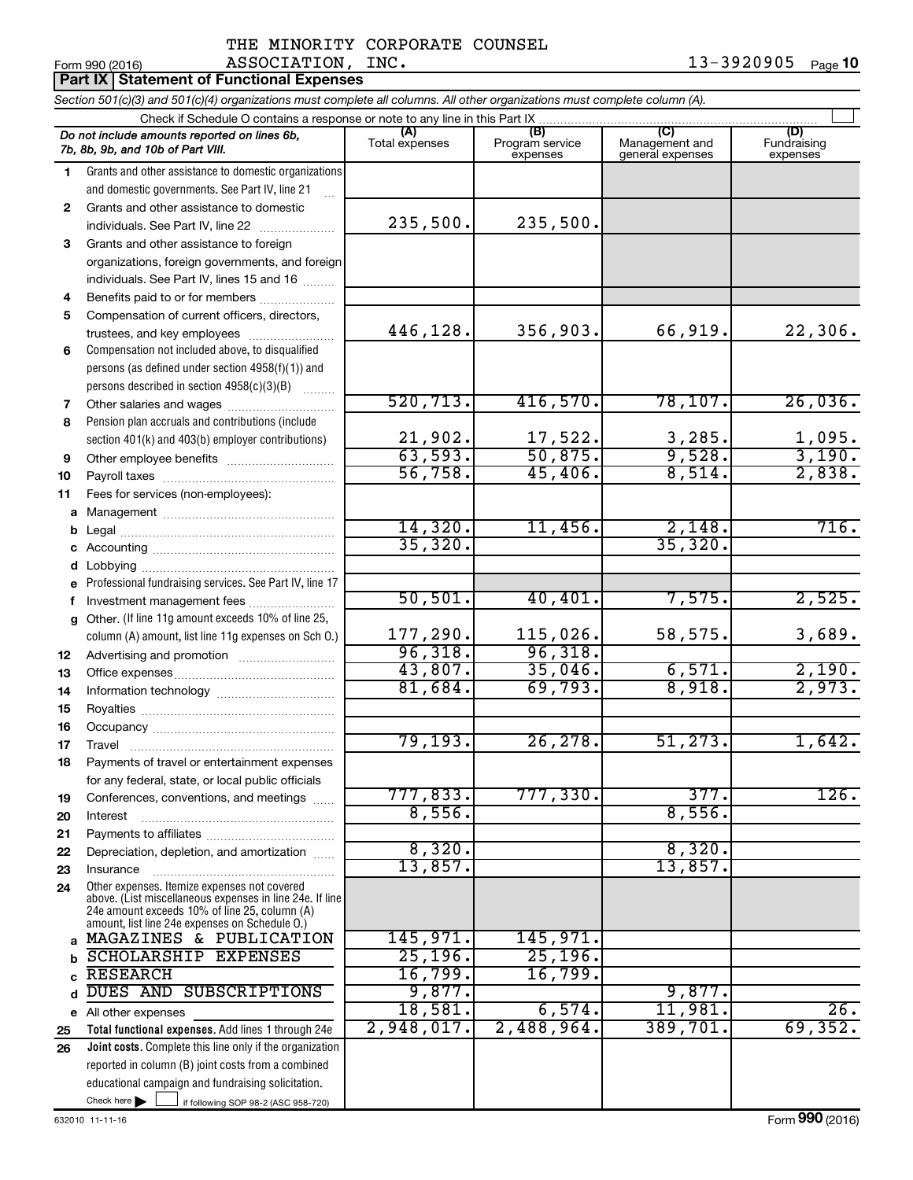THE MINORITY CORPORATE COUNSEL ASSOCIATION, INC. 13-3920905

Form 990 (2016)

**Part IX Statement of Functional Expenses**

*Section 501(c)(3) and 501(c)(4) organizations must complete all columns. All other organizations must complete column (A).*

Check if Schedule O contains a response or note to any line in this Part IX

| | *Do not include amounts reported on lines 6b, 7b, 8b, 9b, and 10b of Part VIII.* | (A) Total expenses | (B) Program service expenses | (C) Management and general expenses | (D) Fundraising expenses |
|---|---|---|---|---|---|
| 1 | Grants and other assistance to domestic organizations and domestic governments. See Part IV, line 21 | | | | |
| 2 | Grants and other assistance to domestic individuals. See Part IV, line 22 | 235,500. | 235,500. | | |
| 3 | Grants and other assistance to foreign organizations, foreign governments, and foreign individuals. See Part IV, lines 15 and 16 | | | | |
| 4 | Benefits paid to or for members | | | | |
| 5 | Compensation of current officers, directors, trustees, and key employees | 446,128. | 356,903. | 66,919. | 22,306. |
| 6 | Compensation not included above, to disqualified persons (as defined under section 4958(f)(1)) and persons described in section 4958(c)(3)(B) | | | | |
| 7 | Other salaries and wages | 520,713. | 416,570. | 78,107. | 26,036. |
| 8 | Pension plan accruals and contributions (include section 401(k) and 403(b) employer contributions) | 21,902. | 17,522. | 3,285. | 1,095. |
| 9 | Other employee benefits | 63,593. | 50,875. | 9,528. | 3,190. |
| 10 | Payroll taxes | 56,758. | 45,406. | 8,514. | 2,838. |
| 11 | Fees for services (non-employees): | | | | |
| a | Management | | | | |
| b | Legal | 14,320. | 11,456. | 2,148. | 716. |
| c | Accounting | 35,320. | | 35,320. | |
| d | Lobbying | | | | |
| e | Professional fundraising services. See Part IV, line 17 | | | | |
| f | Investment management fees | 50,501. | 40,401. | 7,575. | 2,525. |
| g | Other. (If line 11g amount exceeds 10% of line 25, column (A) amount, list line 11g expenses on Sch O.) | 177,290. | 115,026. | 58,575. | 3,689. |
| 12 | Advertising and promotion | 96,318. | 96,318. | | |
| 13 | Office expenses | 43,807. | 35,046. | 6,571. | 2,190. |
| 14 | Information technology | 81,684. | 69,793. | 8,918. | 2,973. |
| 15 | Royalties | | | | |
| 16 | Occupancy | | | | |
| 17 | Travel | 79,193. | 26,278. | 51,273. | 1,642. |
| 18 | Payments of travel or entertainment expenses for any federal, state, or local public officials | | | | |
| 19 | Conferences, conventions, and meetings | 777,833. | 777,330. | 377. | 126. |
| 20 | Interest | 8,556. | | 8,556. | |
| 21 | Payments to affiliates | | | | |
| 22 | Depreciation, depletion, and amortization | 8,320. | | 8,320. | |
| 23 | Insurance | 13,857. | | 13,857. | |
| 24 | Other expenses. Itemize expenses not covered above. (List miscellaneous expenses in line 24e. If line 24e amount exceeds 10% of line 25, column (A) amount, list line 24e expenses on Schedule O.) | | | | |
| a | MAGAZINES & PUBLICATION | 145,971. | 145,971. | | |
| b | SCHOLARSHIP EXPENSES | 25,196. | 25,196. | | |
| c | RESEARCH | 16,799. | 16,799. | | |
| d | DUES AND SUBSCRIPTIONS | 9,877. | | 9,877. | |
| e | All other expenses | 18,581. | 6,574. | 11,981. | 26. |
| 25 | **Total functional expenses.** Add lines 1 through 24e | 2,948,017. | 2,488,964. | 389,701. | 69,352. |
| 26 | **Joint costs.** Complete this line only if the organization reported in column (B) joint costs from a combined educational campaign and fundraising solicitation. Check here ☐ if following SOP 98-2 (ASC 958-720) | | | | |

632010 11-11-16

Form **990** (2016)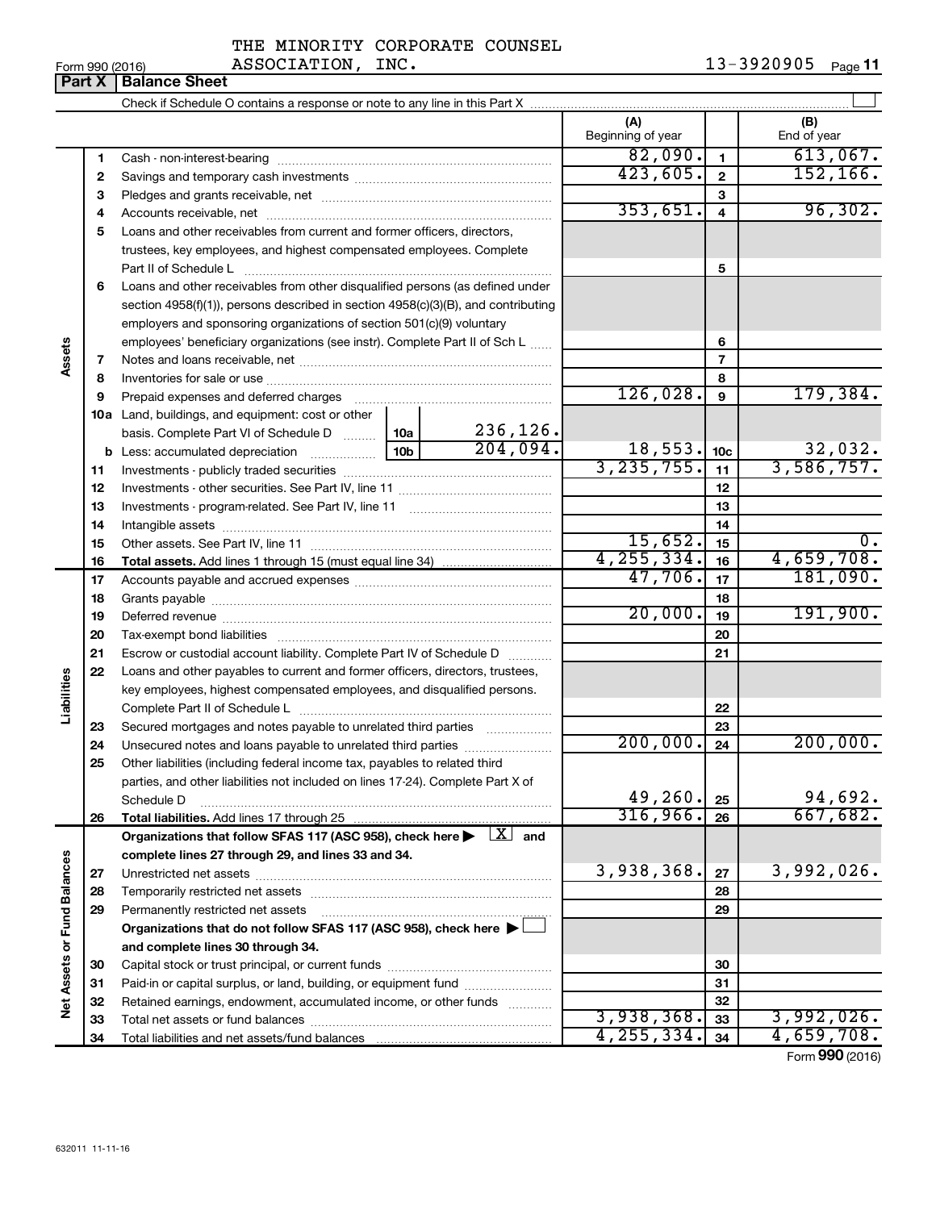THE MINORITY CORPORATE COUNSEL ASSOCIATION, INC.

Form 990 (2016) 13-3920905

## Part X | Balance Sheet

Check if Schedule O contains a response or note to any line in this Part X

| | | | | (A) Beginning of year | | (B) End of year |
|---|---|---|---|---|---|---|
| Assets | 1 | Cash - non-interest-bearing | | 82,090. | 1 | 613,067. |
| | 2 | Savings and temporary cash investments | | 423,605. | 2 | 152,166. |
| | 3 | Pledges and grants receivable, net | | | 3 | |
| | 4 | Accounts receivable, net | | 353,651. | 4 | 96,302. |
| | 5 | Loans and other receivables from current and former officers, directors, trustees, key employees, and highest compensated employees. Complete Part II of Schedule L | | | 5 | |
| | 6 | Loans and other receivables from other disqualified persons (as defined under section 4958(f)(1)), persons described in section 4958(c)(3)(B), and contributing employers and sponsoring organizations of section 501(c)(9) voluntary employees' beneficiary organizations (see instr). Complete Part II of Sch L | | | 6 | |
| | 7 | Notes and loans receivable, net | | | 7 | |
| | 8 | Inventories for sale or use | | | 8 | |
| | 9 | Prepaid expenses and deferred charges | | 126,028. | 9 | 179,384. |
| | 10a | Land, buildings, and equipment: cost or other basis. Complete Part VI of Schedule D | 10a 236,126. | | | |
| | b | Less: accumulated depreciation | 10b 204,094. | 18,553. | 10c | 32,032. |
| | 11 | Investments - publicly traded securities | | 3,235,755. | 11 | 3,586,757. |
| | 12 | Investments - other securities. See Part IV, line 11 | | | 12 | |
| | 13 | Investments - program-related. See Part IV, line 11 | | | 13 | |
| | 14 | Intangible assets | | | 14 | |
| | 15 | Other assets. See Part IV, line 11 | | 15,652. | 15 | 0. |
| | 16 | **Total assets.** Add lines 1 through 15 (must equal line 34) | | 4,255,334. | 16 | 4,659,708. |
| Liabilities | 17 | Accounts payable and accrued expenses | | 47,706. | 17 | 181,090. |
| | 18 | Grants payable | | | 18 | |
| | 19 | Deferred revenue | | 20,000. | 19 | 191,900. |
| | 20 | Tax-exempt bond liabilities | | | 20 | |
| | 21 | Escrow or custodial account liability. Complete Part IV of Schedule D | | | 21 | |
| | 22 | Loans and other payables to current and former officers, directors, trustees, key employees, highest compensated employees, and disqualified persons. Complete Part II of Schedule L | | | 22 | |
| | 23 | Secured mortgages and notes payable to unrelated third parties | | | 23 | |
| | 24 | Unsecured notes and loans payable to unrelated third parties | | 200,000. | 24 | 200,000. |
| | 25 | Other liabilities (including federal income tax, payables to related third parties, and other liabilities not included on lines 17-24). Complete Part X of Schedule D | | 49,260. | 25 | 94,692. |
| | 26 | **Total liabilities.** Add lines 17 through 25 | | 316,966. | 26 | 667,682. |
| Net Assets or Fund Balances | | **Organizations that follow SFAS 117 (ASC 958), check here ▶ [X] and complete lines 27 through 29, and lines 33 and 34.** | | | | |
| | 27 | Unrestricted net assets | | 3,938,368. | 27 | 3,992,026. |
| | 28 | Temporarily restricted net assets | | | 28 | |
| | 29 | Permanently restricted net assets | | | 29 | |
| | | **Organizations that do not follow SFAS 117 (ASC 958), check here ▶ [ ] and complete lines 30 through 34.** | | | | |
| | 30 | Capital stock or trust principal, or current funds | | | 30 | |
| | 31 | Paid-in or capital surplus, or land, building, or equipment fund | | | 31 | |
| | 32 | Retained earnings, endowment, accumulated income, or other funds | | | 32 | |
| | 33 | Total net assets or fund balances | | 3,938,368. | 33 | 3,992,026. |
| | 34 | Total liabilities and net assets/fund balances | | 4,255,334. | 34 | 4,659,708. |

Form **990** (2016)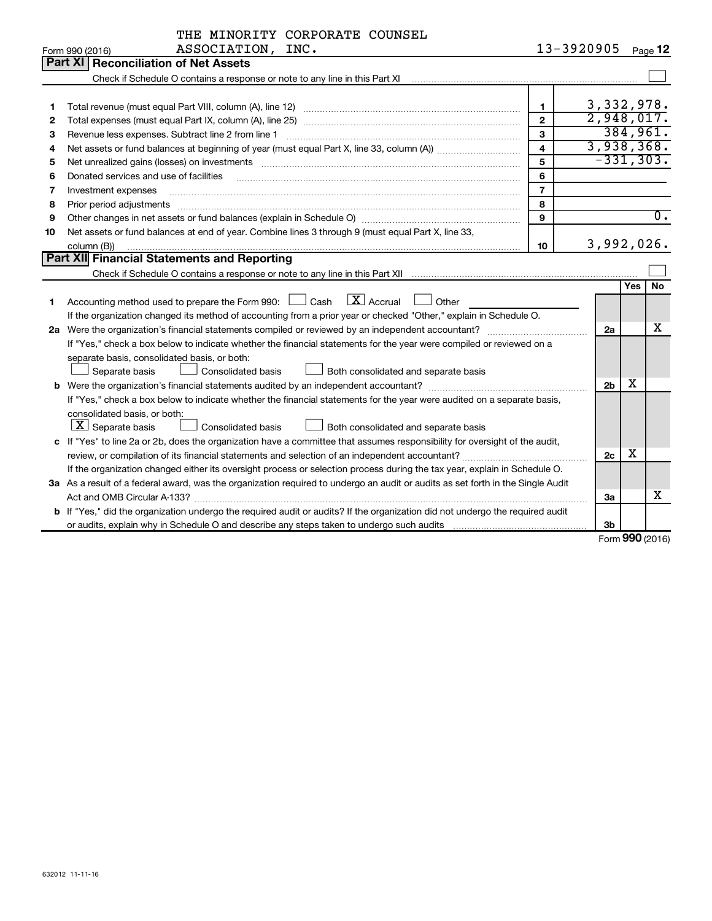THE MINORITY CORPORATE COUNSEL ASSOCIATION, INC.

Form 990 (2016) 13-3920905 Page 12

## Part XI Reconciliation of Net Assets

Check if Schedule O contains a response or note to any line in this Part XI ☐

| | | | |
|---|---|---|---|
| 1 | Total revenue (must equal Part VIII, column (A), line 12) | 1 | 3,332,978. |
| 2 | Total expenses (must equal Part IX, column (A), line 25) | 2 | 2,948,017. |
| 3 | Revenue less expenses. Subtract line 2 from line 1 | 3 | 384,961. |
| 4 | Net assets or fund balances at beginning of year (must equal Part X, line 33, column (A)) | 4 | 3,938,368. |
| 5 | Net unrealized gains (losses) on investments | 5 | -331,303. |
| 6 | Donated services and use of facilities | 6 | |
| 7 | Investment expenses | 7 | |
| 8 | Prior period adjustments | 8 | |
| 9 | Other changes in net assets or fund balances (explain in Schedule O) | 9 | 0. |
| 10 | Net assets or fund balances at end of year. Combine lines 3 through 9 (must equal Part X, line 33, column (B)) | 10 | 3,992,026. |

## Part XII Financial Statements and Reporting

Check if Schedule O contains a response or note to any line in this Part XII ☐

| | | | Yes | No |
|---|---|---|---|---|
| 1 | Accounting method used to prepare the Form 990: ☐ Cash ☒ Accrual ☐ Other<br>If the organization changed its method of accounting from a prior year or checked "Other," explain in Schedule O. | | | |
| 2a | Were the organization's financial statements compiled or reviewed by an independent accountant?<br>If "Yes," check a box below to indicate whether the financial statements for the year were compiled or reviewed on a separate basis, consolidated basis, or both:<br>☐ Separate basis ☐ Consolidated basis ☐ Both consolidated and separate basis | 2a | | X |
| b | Were the organization's financial statements audited by an independent accountant?<br>If "Yes," check a box below to indicate whether the financial statements for the year were audited on a separate basis, consolidated basis, or both:<br>☒ Separate basis ☐ Consolidated basis ☐ Both consolidated and separate basis | 2b | X | |
| c | If "Yes" to line 2a or 2b, does the organization have a committee that assumes responsibility for oversight of the audit, review, or compilation of its financial statements and selection of an independent accountant?<br>If the organization changed either its oversight process or selection process during the tax year, explain in Schedule O. | 2c | X | |
| 3a | As a result of a federal award, was the organization required to undergo an audit or audits as set forth in the Single Audit Act and OMB Circular A-133? | 3a | | X |
| b | If "Yes," did the organization undergo the required audit or audits? If the organization did not undergo the required audit or audits, explain why in Schedule O and describe any steps taken to undergo such audits | 3b | | |

Form 990 (2016)

632012 11-11-16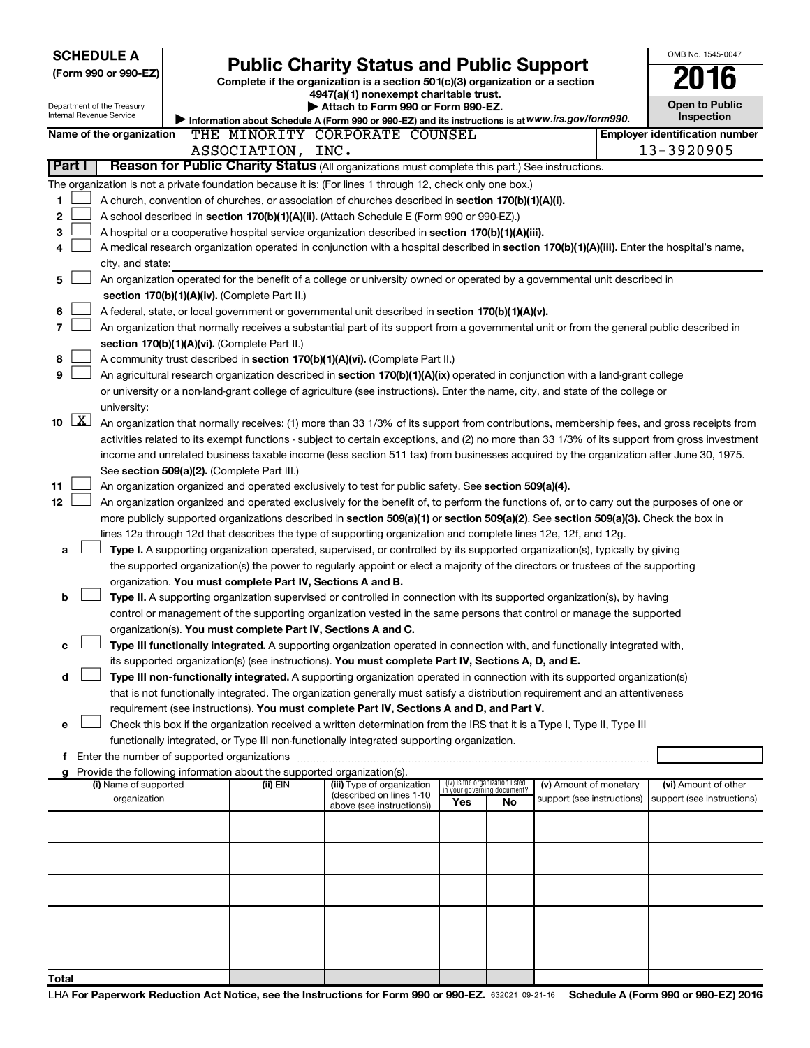**SCHEDULE A**
**(Form 990 or 990-EZ)**

Department of the Treasury
Internal Revenue Service

# Public Charity Status and Public Support

**Complete if the organization is a section 501(c)(3) organization or a section 4947(a)(1) nonexempt charitable trust.**
**▶ Attach to Form 990 or Form 990-EZ.**
▶ Information about Schedule A (Form 990 or 990-EZ) and its instructions is at *www.irs.gov/form990.*

OMB No. 1545-0047
**2016**
**Open to Public Inspection**

**Name of the organization** THE MINORITY CORPORATE COUNSEL ASSOCIATION, INC.

**Employer identification number** 13-3920905

**Part I** **Reason for Public Charity Status** (All organizations must complete this part.) See instructions.

The organization is not a private foundation because it is: (For lines 1 through 12, check only one box.)

1 ☐ A church, convention of churches, or association of churches described in **section 170(b)(1)(A)(i).**

2 ☐ A school described in **section 170(b)(1)(A)(ii).** (Attach Schedule E (Form 990 or 990-EZ).)

3 ☐ A hospital or a cooperative hospital service organization described in **section 170(b)(1)(A)(iii).**

4 ☐ A medical research organization operated in conjunction with a hospital described in **section 170(b)(1)(A)(iii).** Enter the hospital's name, city, and state:

5 ☐ An organization operated for the benefit of a college or university owned or operated by a governmental unit described in **section 170(b)(1)(A)(iv).** (Complete Part II.)

6 ☐ A federal, state, or local government or governmental unit described in **section 170(b)(1)(A)(v).**

7 ☐ An organization that normally receives a substantial part of its support from a governmental unit or from the general public described in **section 170(b)(1)(A)(vi).** (Complete Part II.)

8 ☐ A community trust described in **section 170(b)(1)(A)(vi).** (Complete Part II.)

9 ☐ An agricultural research organization described in **section 170(b)(1)(A)(ix)** operated in conjunction with a land-grant college or university or a non-land-grant college of agriculture (see instructions). Enter the name, city, and state of the college or university:

10 ☒ An organization that normally receives: (1) more than 33 1/3% of its support from contributions, membership fees, and gross receipts from activities related to its exempt functions - subject to certain exceptions, and (2) no more than 33 1/3% of its support from gross investment income and unrelated business taxable income (less section 511 tax) from businesses acquired by the organization after June 30, 1975. See **section 509(a)(2).** (Complete Part III.)

11 ☐ An organization organized and operated exclusively to test for public safety. See **section 509(a)(4).**

12 ☐ An organization organized and operated exclusively for the benefit of, to perform the functions of, or to carry out the purposes of one or more publicly supported organizations described in **section 509(a)(1)** or **section 509(a)(2).** See **section 509(a)(3).** Check the box in lines 12a through 12d that describes the type of supporting organization and complete lines 12e, 12f, and 12g.

a ☐ **Type I.** A supporting organization operated, supervised, or controlled by its supported organization(s), typically by giving the supported organization(s) the power to regularly appoint or elect a majority of the directors or trustees of the supporting organization. **You must complete Part IV, Sections A and B.**

b ☐ **Type II.** A supporting organization supervised or controlled in connection with its supported organization(s), by having control or management of the supporting organization vested in the same persons that control or manage the supported organization(s). **You must complete Part IV, Sections A and C.**

c ☐ **Type III functionally integrated.** A supporting organization operated in connection with, and functionally integrated with, its supported organization(s) (see instructions). **You must complete Part IV, Sections A, D, and E.**

d ☐ **Type III non-functionally integrated.** A supporting organization operated in connection with its supported organization(s) that is not functionally integrated. The organization generally must satisfy a distribution requirement and an attentiveness requirement (see instructions). **You must complete Part IV, Sections A and D, and Part V.**

e ☐ Check this box if the organization received a written determination from the IRS that it is a Type I, Type II, Type III functionally integrated, or Type III non-functionally integrated supporting organization.

f Enter the number of supported organizations

g Provide the following information about the supported organization(s).

| (i) Name of supported organization | (ii) EIN | (iii) Type of organization (described on lines 1-10 above (see instructions)) | (iv) Is the organization listed in your governing document? Yes | No | (v) Amount of monetary support (see instructions) | (vi) Amount of other support (see instructions) |
|---|---|---|---|---|---|---|
| | | | | | | |
| | | | | | | |
| | | | | | | |
| | | | | | | |
| | | | | | | |
| **Total** | | | | | | |

LHA **For Paperwork Reduction Act Notice, see the Instructions for Form 990 or 990-EZ.** 632021 09-21-16 **Schedule A (Form 990 or 990-EZ) 2016**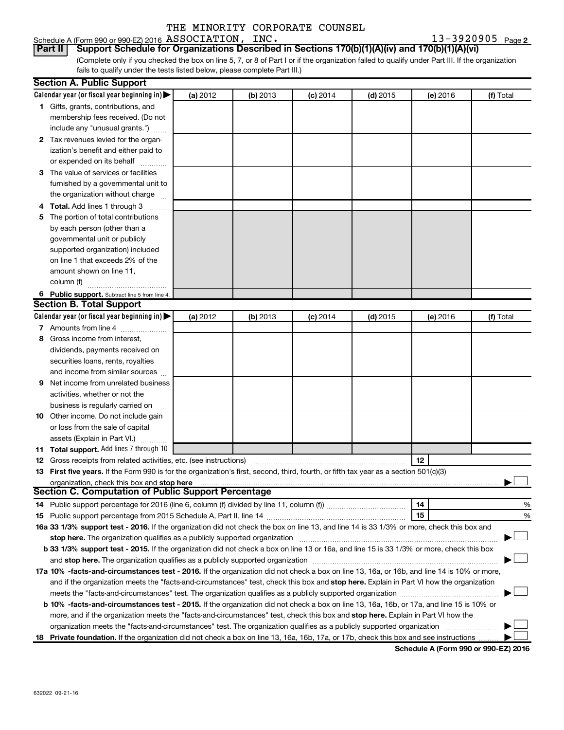THE MINORITY CORPORATE COUNSEL

Schedule A (Form 990 or 990-EZ) 2016 ASSOCIATION, INC. 13-3920905 Page 2

**Part II** **Support Schedule for Organizations Described in Sections 170(b)(1)(A)(iv) and 170(b)(1)(A)(vi)**

(Complete only if you checked the box on line 5, 7, or 8 of Part I or if the organization failed to qualify under Part III. If the organization fails to qualify under the tests listed below, please complete Part III.)

## Section A. Public Support

| Calendar year (or fiscal year beginning in) ▶ | (a) 2012 | (b) 2013 | (c) 2014 | (d) 2015 | (e) 2016 | (f) Total |
|---|---|---|---|---|---|---|
| **1** Gifts, grants, contributions, and membership fees received. (Do not include any "unusual grants.") | | | | | | |
| **2** Tax revenues levied for the organization's benefit and either paid to or expended on its behalf | | | | | | |
| **3** The value of services or facilities furnished by a governmental unit to the organization without charge | | | | | | |
| **4** **Total.** Add lines 1 through 3 | | | | | | |
| **5** The portion of total contributions by each person (other than a governmental unit or publicly supported organization) included on line 1 that exceeds 2% of the amount shown on line 11, column (f) | | | | | | |
| **6** **Public support.** Subtract line 5 from line 4. | | | | | | |

## Section B. Total Support

| Calendar year (or fiscal year beginning in) ▶ | (a) 2012 | (b) 2013 | (c) 2014 | (d) 2015 | (e) 2016 | (f) Total |
|---|---|---|---|---|---|---|
| **7** Amounts from line 4 | | | | | | |
| **8** Gross income from interest, dividends, payments received on securities loans, rents, royalties and income from similar sources | | | | | | |
| **9** Net income from unrelated business activities, whether or not the business is regularly carried on | | | | | | |
| **10** Other income. Do not include gain or loss from the sale of capital assets (Explain in Part VI.) | | | | | | |
| **11** **Total support.** Add lines 7 through 10 | | | | | | |

**12** Gross receipts from related activities, etc. (see instructions) **12**

**13** **First five years.** If the Form 990 is for the organization's first, second, third, fourth, or fifth tax year as a section 501(c)(3) organization, check this box and **stop here** ▶ ☐

## Section C. Computation of Public Support Percentage

**14** Public support percentage for 2016 (line 6, column (f) divided by line 11, column (f)) **14** %

**15** Public support percentage from 2015 Schedule A, Part II, line 14 **15** %

**16a 33 1/3% support test - 2016.** If the organization did not check the box on line 13, and line 14 is 33 1/3% or more, check this box and **stop here.** The organization qualifies as a publicly supported organization ▶ ☐

**b 33 1/3% support test - 2015.** If the organization did not check a box on line 13 or 16a, and line 15 is 33 1/3% or more, check this box and **stop here.** The organization qualifies as a publicly supported organization ▶ ☐

**17a 10% -facts-and-circumstances test - 2016.** If the organization did not check a box on line 13, 16a, or 16b, and line 14 is 10% or more, and if the organization meets the "facts-and-circumstances" test, check this box and **stop here.** Explain in Part VI how the organization meets the "facts-and-circumstances" test. The organization qualifies as a publicly supported organization ▶ ☐

**b 10% -facts-and-circumstances test - 2015.** If the organization did not check a box on line 13, 16a, 16b, or 17a, and line 15 is 10% or more, and if the organization meets the "facts-and-circumstances" test, check this box and **stop here.** Explain in Part VI how the organization meets the "facts-and-circumstances" test. The organization qualifies as a publicly supported organization ▶ ☐

**18** **Private foundation.** If the organization did not check a box on line 13, 16a, 16b, 17a, or 17b, check this box and see instructions ▶ ☐

**Schedule A (Form 990 or 990-EZ) 2016**

632022 09-21-16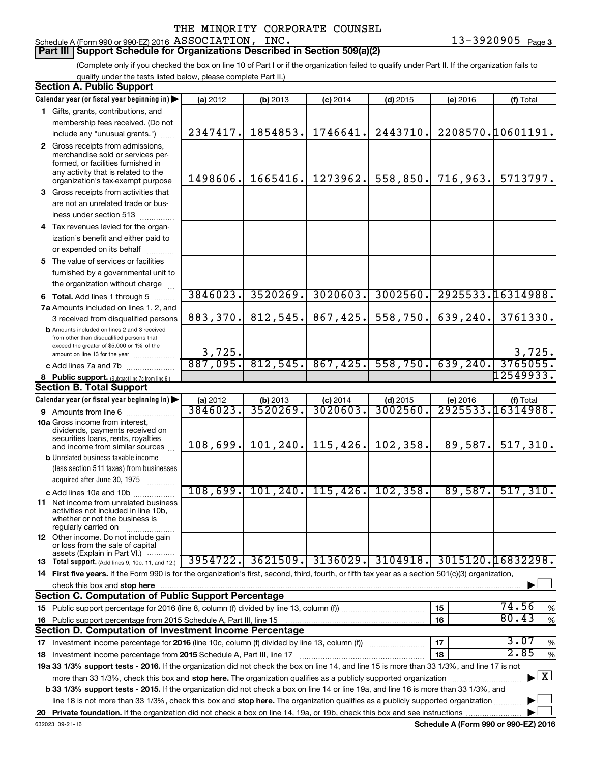THE MINORITY CORPORATE COUNSEL

Schedule A (Form 990 or 990-EZ) 2016 ASSOCIATION, INC. 13-3920905 Page 3

**Part III Support Schedule for Organizations Described in Section 509(a)(2)**

(Complete only if you checked the box on line 10 of Part I or if the organization failed to qualify under Part II. If the organization fails to qualify under the tests listed below, please complete Part II.)

**Section A. Public Support**

| Calendar year (or fiscal year beginning in) ▶ | (a) 2012 | (b) 2013 | (c) 2014 | (d) 2015 | (e) 2016 | (f) Total |
|---|---|---|---|---|---|---|
| **1** Gifts, grants, contributions, and membership fees received. (Do not include any "unusual grants.") | 2347417. | 1854853. | 1746641. | 2443710. | 2208570. | 10601191. |
| **2** Gross receipts from admissions, merchandise sold or services performed, or facilities furnished in any activity that is related to the organization's tax-exempt purpose | 1498606. | 1665416. | 1273962. | 558,850. | 716,963. | 5713797. |
| **3** Gross receipts from activities that are not an unrelated trade or business under section 513 | | | | | | |
| **4** Tax revenues levied for the organization's benefit and either paid to or expended on its behalf | | | | | | |
| **5** The value of services or facilities furnished by a governmental unit to the organization without charge | | | | | | |
| **6 Total.** Add lines 1 through 5 | 3846023. | 3520269. | 3020603. | 3002560. | 2925533. | 16314988. |
| **7a** Amounts included on lines 1, 2, and 3 received from disqualified persons | 883,370. | 812,545. | 867,425. | 558,750. | 639,240. | 3761330. |
| **b** Amounts included on lines 2 and 3 received from other than disqualified persons that exceed the greater of $5,000 or 1% of the amount on line 13 for the year | 3,725. | | | | | 3,725. |
| **c** Add lines 7a and 7b | 887,095. | 812,545. | 867,425. | 558,750. | 639,240. | 3765055. |
| **8 Public support.** (Subtract line 7c from line 6.) | | | | | | 12549933. |

**Section B. Total Support**

| Calendar year (or fiscal year beginning in) ▶ | (a) 2012 | (b) 2013 | (c) 2014 | (d) 2015 | (e) 2016 | (f) Total |
|---|---|---|---|---|---|---|
| **9** Amounts from line 6 | 3846023. | 3520269. | 3020603. | 3002560. | 2925533. | 16314988. |
| **10a** Gross income from interest, dividends, payments received on securities loans, rents, royalties and income from similar sources | 108,699. | 101,240. | 115,426. | 102,358. | 89,587. | 517,310. |
| **b** Unrelated business taxable income (less section 511 taxes) from businesses acquired after June 30, 1975 | | | | | | |
| **c** Add lines 10a and 10b | 108,699. | 101,240. | 115,426. | 102,358. | 89,587. | 517,310. |
| **11** Net income from unrelated business activities not included in line 10b, whether or not the business is regularly carried on | | | | | | |
| **12** Other income. Do not include gain or loss from the sale of capital assets (Explain in Part VI.) | | | | | | |
| **13 Total support.** (Add lines 9, 10c, 11, and 12.) | 3954722. | 3621509. | 3136029. | 3104918. | 3015120. | 16832298. |

**14 First five years.** If the Form 990 is for the organization's first, second, third, fourth, or fifth tax year as a section 501(c)(3) organization, check this box and **stop here** ▶ ☐

**Section C. Computation of Public Support Percentage**

| | | | |
|---|---|---|---|
| **15** Public support percentage for 2016 (line 8, column (f) divided by line 13, column (f)) | 15 | 74.56 | % |
| **16** Public support percentage from 2015 Schedule A, Part III, line 15 | 16 | 80.43 | % |

**Section D. Computation of Investment Income Percentage**

| | | | |
|---|---|---|---|
| **17** Investment income percentage for **2016** (line 10c, column (f) divided by line 13, column (f)) | 17 | 3.07 | % |
| **18** Investment income percentage from **2015** Schedule A, Part III, line 17 | 18 | 2.85 | % |

**19a 33 1/3% support tests - 2016.** If the organization did not check the box on line 14, and line 15 is more than 33 1/3%, and line 17 is not more than 33 1/3%, check this box and **stop here.** The organization qualifies as a publicly supported organization ▶ ☒

**b 33 1/3% support tests - 2015.** If the organization did not check a box on line 14 or line 19a, and line 16 is more than 33 1/3%, and line 18 is not more than 33 1/3%, check this box and **stop here.** The organization qualifies as a publicly supported organization ▶ ☐

**20 Private foundation.** If the organization did not check a box on line 14, 19a, or 19b, check this box and see instructions ▶ ☐

632023 09-21-16 **Schedule A (Form 990 or 990-EZ) 2016**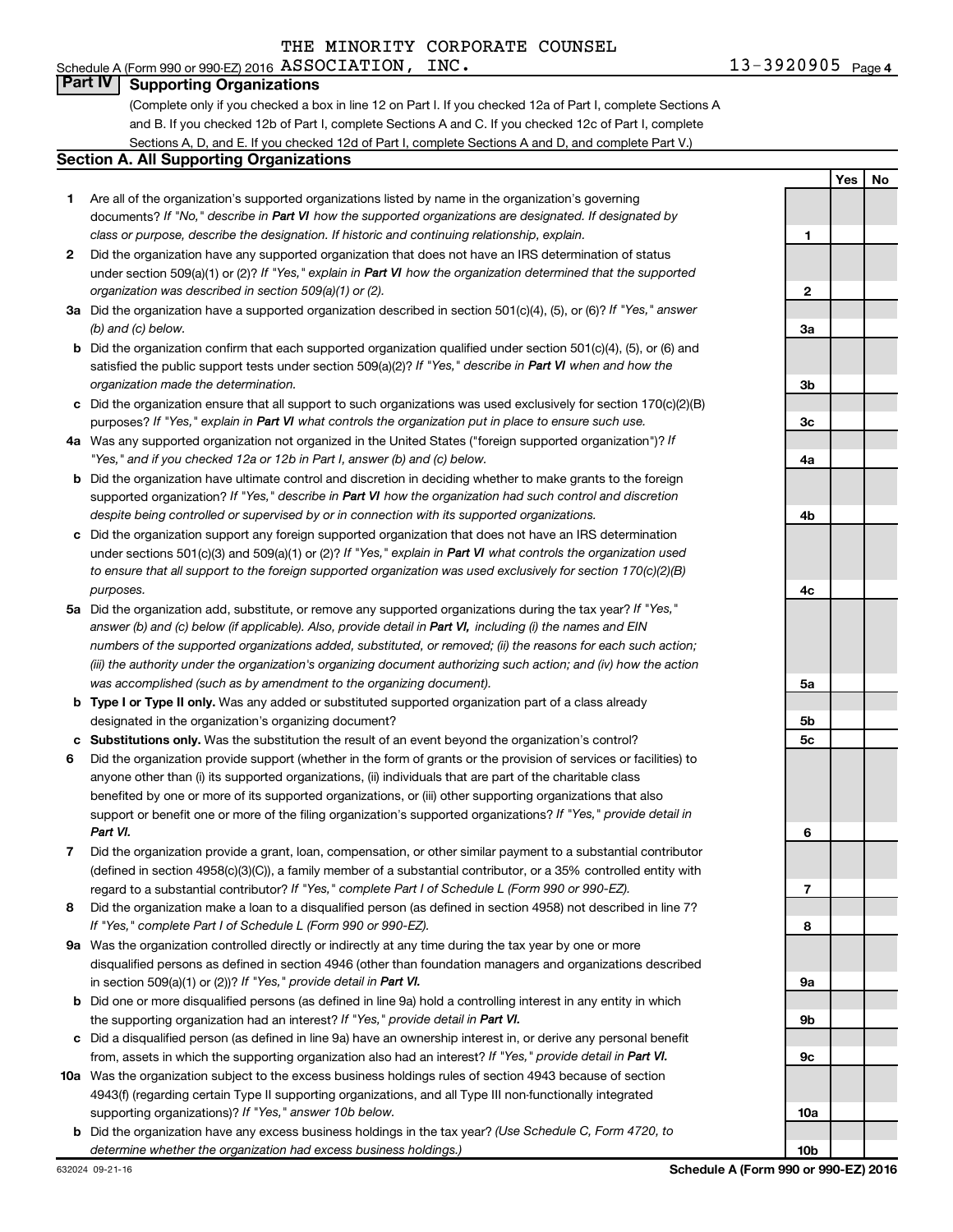THE MINORITY CORPORATE COUNSEL

Schedule A (Form 990 or 990-EZ) 2016 ASSOCIATION, INC. 13-3920905 Page 4

## Part IV Supporting Organizations

(Complete only if you checked a box in line 12 on Part I. If you checked 12a of Part I, complete Sections A and B. If you checked 12b of Part I, complete Sections A and C. If you checked 12c of Part I, complete Sections A, D, and E. If you checked 12d of Part I, complete Sections A and D, and complete Part V.)

### Section A. All Supporting Organizations

| | | Line | Yes | No |
|---|---|---|---|---|
| **1** | Are all of the organization's supported organizations listed by name in the organization's governing documents? *If "No," describe in **Part VI** how the supported organizations are designated. If designated by class or purpose, describe the designation. If historic and continuing relationship, explain.* | 1 | | |
| **2** | Did the organization have any supported organization that does not have an IRS determination of status under section 509(a)(1) or (2)? *If "Yes," explain in **Part VI** how the organization determined that the supported organization was described in section 509(a)(1) or (2).* | 2 | | |
| **3a** | Did the organization have a supported organization described in section 501(c)(4), (5), or (6)? *If "Yes," answer (b) and (c) below.* | 3a | | |
| **b** | Did the organization confirm that each supported organization qualified under section 501(c)(4), (5), or (6) and satisfied the public support tests under section 509(a)(2)? *If "Yes," describe in **Part VI** when and how the organization made the determination.* | 3b | | |
| **c** | Did the organization ensure that all support to such organizations was used exclusively for section 170(c)(2)(B) purposes? *If "Yes," explain in **Part VI** what controls the organization put in place to ensure such use.* | 3c | | |
| **4a** | Was any supported organization not organized in the United States ("foreign supported organization")? *If "Yes," and if you checked 12a or 12b in Part I, answer (b) and (c) below.* | 4a | | |
| **b** | Did the organization have ultimate control and discretion in deciding whether to make grants to the foreign supported organization? *If "Yes," describe in **Part VI** how the organization had such control and discretion despite being controlled or supervised by or in connection with its supported organizations.* | 4b | | |
| **c** | Did the organization support any foreign supported organization that does not have an IRS determination under sections 501(c)(3) and 509(a)(1) or (2)? *If "Yes," explain in **Part VI** what controls the organization used to ensure that all support to the foreign supported organization was used exclusively for section 170(c)(2)(B) purposes.* | 4c | | |
| **5a** | Did the organization add, substitute, or remove any supported organizations during the tax year? *If "Yes," answer (b) and (c) below (if applicable). Also, provide detail in **Part VI,** including (i) the names and EIN numbers of the supported organizations added, substituted, or removed; (ii) the reasons for each such action; (iii) the authority under the organization's organizing document authorizing such action; and (iv) how the action was accomplished (such as by amendment to the organizing document).* | 5a | | |
| **b** | **Type I or Type II only.** Was any added or substituted supported organization part of a class already designated in the organization's organizing document? | 5b | | |
| **c** | **Substitutions only.** Was the substitution the result of an event beyond the organization's control? | 5c | | |
| **6** | Did the organization provide support (whether in the form of grants or the provision of services or facilities) to anyone other than (i) its supported organizations, (ii) individuals that are part of the charitable class benefited by one or more of its supported organizations, or (iii) other supporting organizations that also support or benefit one or more of the filing organization's supported organizations? *If "Yes," provide detail in **Part VI.*** | 6 | | |
| **7** | Did the organization provide a grant, loan, compensation, or other similar payment to a substantial contributor (defined in section 4958(c)(3)(C)), a family member of a substantial contributor, or a 35% controlled entity with regard to a substantial contributor? *If "Yes," complete Part I of Schedule L (Form 990 or 990-EZ).* | 7 | | |
| **8** | Did the organization make a loan to a disqualified person (as defined in section 4958) not described in line 7? *If "Yes," complete Part I of Schedule L (Form 990 or 990-EZ).* | 8 | | |
| **9a** | Was the organization controlled directly or indirectly at any time during the tax year by one or more disqualified persons as defined in section 4946 (other than foundation managers and organizations described in section 509(a)(1) or (2))? *If "Yes," provide detail in **Part VI.*** | 9a | | |
| **b** | Did one or more disqualified persons (as defined in line 9a) hold a controlling interest in any entity in which the supporting organization had an interest? *If "Yes," provide detail in **Part VI.*** | 9b | | |
| **c** | Did a disqualified person (as defined in line 9a) have an ownership interest in, or derive any personal benefit from, assets in which the supporting organization also had an interest? *If "Yes," provide detail in **Part VI.*** | 9c | | |
| **10a** | Was the organization subject to the excess business holdings rules of section 4943 because of section 4943(f) (regarding certain Type II supporting organizations, and all Type III non-functionally integrated supporting organizations)? *If "Yes," answer 10b below.* | 10a | | |
| **b** | Did the organization have any excess business holdings in the tax year? *(Use Schedule C, Form 4720, to determine whether the organization had excess business holdings.)* | 10b | | |

632024 09-21-16 **Schedule A (Form 990 or 990-EZ) 2016**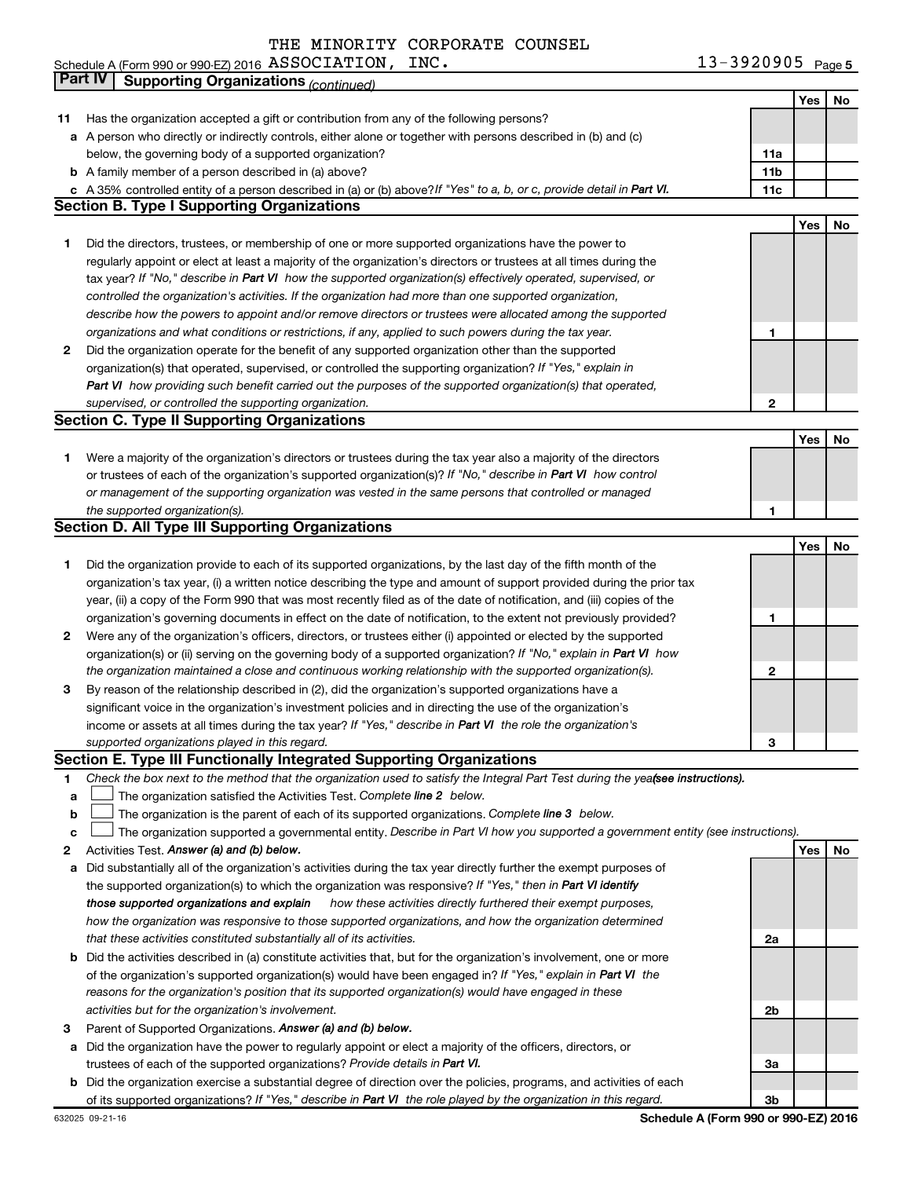THE MINORITY CORPORATE COUNSEL

Schedule A (Form 990 or 990-EZ) 2016 ASSOCIATION, INC. 13-3920905 Page 5

## Part IV Supporting Organizations *(continued)*

| | | | Yes | No |
|---|---|---|---|---|
| **11** | Has the organization accepted a gift or contribution from any of the following persons? | | | |
| **a** | A person who directly or indirectly controls, either alone or together with persons described in (b) and (c) below, the governing body of a supported organization? | **11a** | | |
| **b** | A family member of a person described in (a) above? | **11b** | | |
| **c** | A 35% controlled entity of a person described in (a) or (b) above? *If "Yes" to a, b, or c, provide detail in* ***Part VI.*** | **11c** | | |

### Section B. Type I Supporting Organizations

| | | | Yes | No |
|---|---|---|---|---|
| **1** | Did the directors, trustees, or membership of one or more supported organizations have the power to regularly appoint or elect at least a majority of the organization's directors or trustees at all times during the tax year? *If "No," describe in* ***Part VI*** *how the supported organization(s) effectively operated, supervised, or controlled the organization's activities. If the organization had more than one supported organization, describe how the powers to appoint and/or remove directors or trustees were allocated among the supported organizations and what conditions or restrictions, if any, applied to such powers during the tax year.* | **1** | | |
| **2** | Did the organization operate for the benefit of any supported organization other than the supported organization(s) that operated, supervised, or controlled the supporting organization? *If "Yes," explain in* ***Part VI*** *how providing such benefit carried out the purposes of the supported organization(s) that operated, supervised, or controlled the supporting organization.* | **2** | | |

### Section C. Type II Supporting Organizations

| | | | Yes | No |
|---|---|---|---|---|
| **1** | Were a majority of the organization's directors or trustees during the tax year also a majority of the directors or trustees of each of the organization's supported organization(s)? *If "No," describe in* ***Part VI*** *how control or management of the supporting organization was vested in the same persons that controlled or managed the supported organization(s).* | **1** | | |

### Section D. All Type III Supporting Organizations

| | | | Yes | No |
|---|---|---|---|---|
| **1** | Did the organization provide to each of its supported organizations, by the last day of the fifth month of the organization's tax year, (i) a written notice describing the type and amount of support provided during the prior tax year, (ii) a copy of the Form 990 that was most recently filed as of the date of notification, and (iii) copies of the organization's governing documents in effect on the date of notification, to the extent not previously provided? | **1** | | |
| **2** | Were any of the organization's officers, directors, or trustees either (i) appointed or elected by the supported organization(s) or (ii) serving on the governing body of a supported organization? *If "No," explain in* ***Part VI*** *how the organization maintained a close and continuous working relationship with the supported organization(s).* | **2** | | |
| **3** | By reason of the relationship described in (2), did the organization's supported organizations have a significant voice in the organization's investment policies and in directing the use of the organization's income or assets at all times during the tax year? *If "Yes," describe in* ***Part VI*** *the role the organization's supported organizations played in this regard.* | **3** | | |

### Section E. Type III Functionally Integrated Supporting Organizations

**1** *Check the box next to the method that the organization used to satisfy the Integral Part Test during the year* ***(see instructions).***

- **a** ☐ The organization satisfied the Activities Test. *Complete* ***line 2*** *below.*
- **b** ☐ The organization is the parent of each of its supported organizations. *Complete* ***line 3*** *below.*
- **c** ☐ The organization supported a governmental entity. *Describe in Part VI how you supported a government entity (see instructions).*

| | | | Yes | No |
|---|---|---|---|---|
| **2** | Activities Test. ***Answer (a) and (b) below.*** | | | |
| **a** | Did substantially all of the organization's activities during the tax year directly further the exempt purposes of the supported organization(s) to which the organization was responsive? *If "Yes," then in* ***Part VI identify those supported organizations and explain*** *how these activities directly furthered their exempt purposes, how the organization was responsive to those supported organizations, and how the organization determined that these activities constituted substantially all of its activities.* | **2a** | | |
| **b** | Did the activities described in (a) constitute activities that, but for the organization's involvement, one or more of the organization's supported organization(s) would have been engaged in? *If "Yes," explain in* ***Part VI*** *the reasons for the organization's position that its supported organization(s) would have engaged in these activities but for the organization's involvement.* | **2b** | | |
| **3** | Parent of Supported Organizations. ***Answer (a) and (b) below.*** | | | |
| **a** | Did the organization have the power to regularly appoint or elect a majority of the officers, directors, or trustees of each of the supported organizations? *Provide details in* ***Part VI.*** | **3a** | | |
| **b** | Did the organization exercise a substantial degree of direction over the policies, programs, and activities of each of its supported organizations? *If "Yes," describe in* ***Part VI*** *the role played by the organization in this regard.* | **3b** | | |

632025 09-21-16 **Schedule A (Form 990 or 990-EZ) 2016**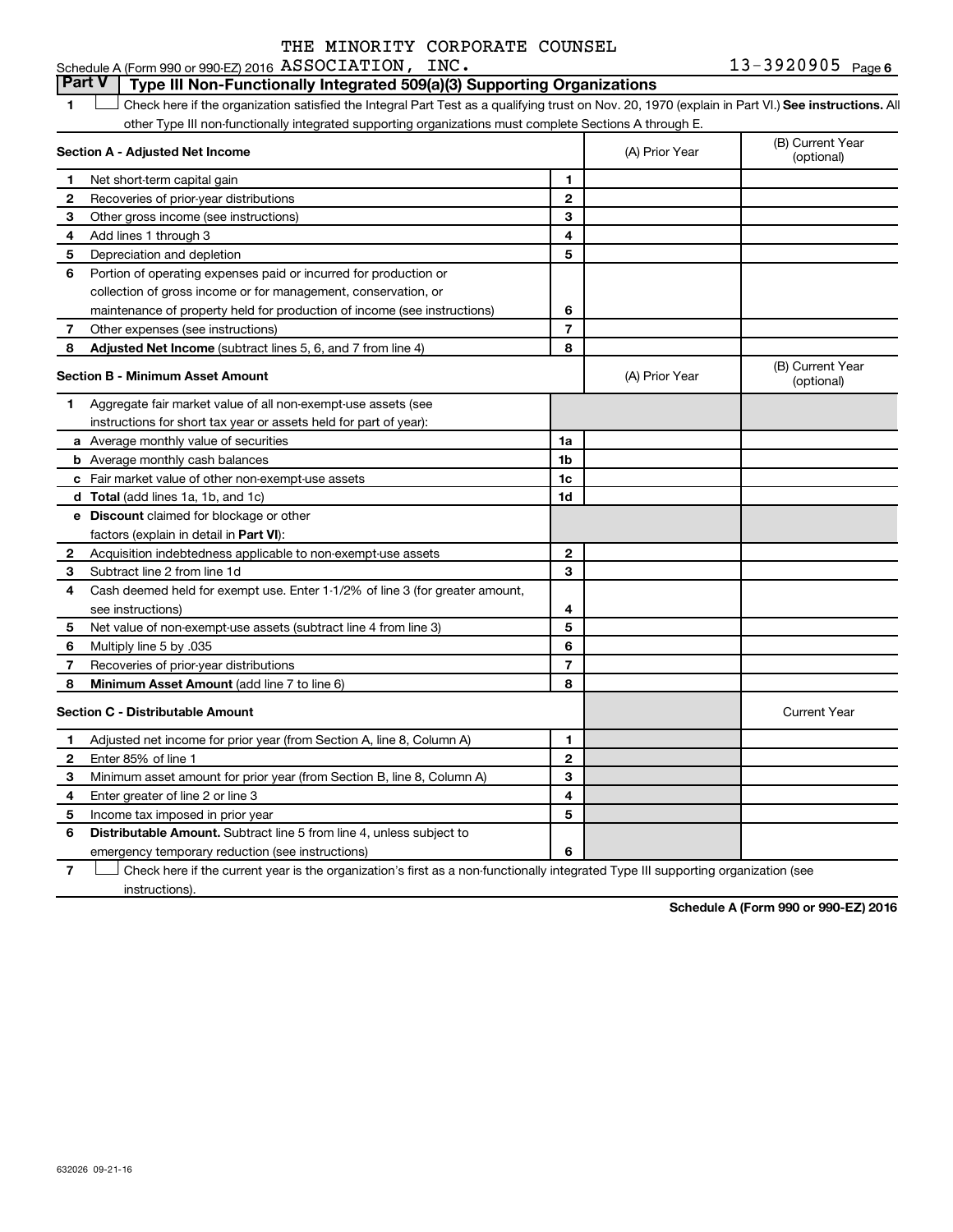THE MINORITY CORPORATE COUNSEL

Schedule A (Form 990 or 990-EZ) 2016 ASSOCIATION, INC. 13-3920905 Page 6

## Part V | Type III Non-Functionally Integrated 509(a)(3) Supporting Organizations

1 ☐ Check here if the organization satisfied the Integral Part Test as a qualifying trust on Nov. 20, 1970 (explain in Part VI.) **See instructions.** All other Type III non-functionally integrated supporting organizations must complete Sections A through E.

| **Section A - Adjusted Net Income** | | (A) Prior Year | (B) Current Year (optional) |
|---|---|---|---|
| 1 Net short-term capital gain | 1 | | |
| 2 Recoveries of prior-year distributions | 2 | | |
| 3 Other gross income (see instructions) | 3 | | |
| 4 Add lines 1 through 3 | 4 | | |
| 5 Depreciation and depletion | 5 | | |
| 6 Portion of operating expenses paid or incurred for production or collection of gross income or for management, conservation, or maintenance of property held for production of income (see instructions) | 6 | | |
| 7 Other expenses (see instructions) | 7 | | |
| 8 **Adjusted Net Income** (subtract lines 5, 6, and 7 from line 4) | 8 | | |

| **Section B - Minimum Asset Amount** | | (A) Prior Year | (B) Current Year (optional) |
|---|---|---|---|
| 1 Aggregate fair market value of all non-exempt-use assets (see instructions for short tax year or assets held for part of year): | | | |
| a Average monthly value of securities | 1a | | |
| b Average monthly cash balances | 1b | | |
| c Fair market value of other non-exempt-use assets | 1c | | |
| d **Total** (add lines 1a, 1b, and 1c) | 1d | | |
| e **Discount** claimed for blockage or other factors (explain in detail in **Part VI**): | | | |
| 2 Acquisition indebtedness applicable to non-exempt-use assets | 2 | | |
| 3 Subtract line 2 from line 1d | 3 | | |
| 4 Cash deemed held for exempt use. Enter 1-1/2% of line 3 (for greater amount, see instructions) | 4 | | |
| 5 Net value of non-exempt-use assets (subtract line 4 from line 3) | 5 | | |
| 6 Multiply line 5 by .035 | 6 | | |
| 7 Recoveries of prior-year distributions | 7 | | |
| 8 **Minimum Asset Amount** (add line 7 to line 6) | 8 | | |

| **Section C - Distributable Amount** | | | Current Year |
|---|---|---|---|
| 1 Adjusted net income for prior year (from Section A, line 8, Column A) | 1 | | |
| 2 Enter 85% of line 1 | 2 | | |
| 3 Minimum asset amount for prior year (from Section B, line 8, Column A) | 3 | | |
| 4 Enter greater of line 2 or line 3 | 4 | | |
| 5 Income tax imposed in prior year | 5 | | |
| 6 **Distributable Amount.** Subtract line 5 from line 4, unless subject to emergency temporary reduction (see instructions) | 6 | | |

7 ☐ Check here if the current year is the organization's first as a non-functionally integrated Type III supporting organization (see instructions).

**Schedule A (Form 990 or 990-EZ) 2016**

632026 09-21-16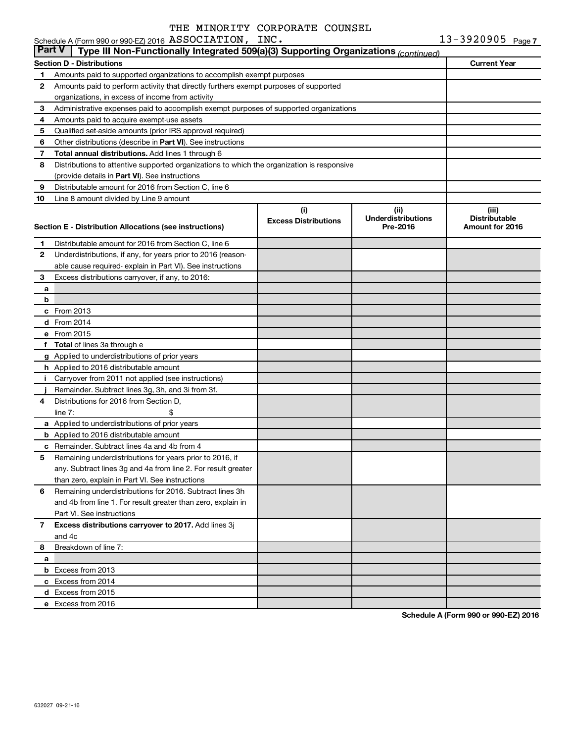THE MINORITY CORPORATE COUNSEL

Schedule A (Form 990 or 990-EZ) 2016 ASSOCIATION, INC. 13-3920905 Page 7

**Part V** Type III Non-Functionally Integrated 509(a)(3) Supporting Organizations *(continued)*

| Section D - Distributions | | Current Year |
|---|---|---|
| 1 | Amounts paid to supported organizations to accomplish exempt purposes | |
| 2 | Amounts paid to perform activity that directly furthers exempt purposes of supported organizations, in excess of income from activity | |
| 3 | Administrative expenses paid to accomplish exempt purposes of supported organizations | |
| 4 | Amounts paid to acquire exempt-use assets | |
| 5 | Qualified set-aside amounts (prior IRS approval required) | |
| 6 | Other distributions (describe in **Part VI**). See instructions | |
| 7 | **Total annual distributions.** Add lines 1 through 6 | |
| 8 | Distributions to attentive supported organizations to which the organization is responsive (provide details in **Part VI**). See instructions | |
| 9 | Distributable amount for 2016 from Section C, line 6 | |
| 10 | Line 8 amount divided by Line 9 amount | |

| Section E - Distribution Allocations (see instructions) | | (i) Excess Distributions | (ii) Underdistributions Pre-2016 | (iii) Distributable Amount for 2016 |
|---|---|---|---|---|
| 1 | Distributable amount for 2016 from Section C, line 6 | | | |
| 2 | Underdistributions, if any, for years prior to 2016 (reasonable cause required- explain in Part VI). See instructions | | | |
| 3 | Excess distributions carryover, if any, to 2016: | | | |
| a | | | | |
| b | | | | |
| c | From 2013 | | | |
| d | From 2014 | | | |
| e | From 2015 | | | |
| f | **Total** of lines 3a through e | | | |
| g | Applied to underdistributions of prior years | | | |
| h | Applied to 2016 distributable amount | | | |
| i | Carryover from 2011 not applied (see instructions) | | | |
| j | Remainder. Subtract lines 3g, 3h, and 3i from 3f. | | | |
| 4 | Distributions for 2016 from Section D, line 7: $ | | | |
| a | Applied to underdistributions of prior years | | | |
| b | Applied to 2016 distributable amount | | | |
| c | Remainder. Subtract lines 4a and 4b from 4 | | | |
| 5 | Remaining underdistributions for years prior to 2016, if any. Subtract lines 3g and 4a from line 2. For result greater than zero, explain in Part VI. See instructions | | | |
| 6 | Remaining underdistributions for 2016. Subtract lines 3h and 4b from line 1. For result greater than zero, explain in Part VI. See instructions | | | |
| 7 | **Excess distributions carryover to 2017.** Add lines 3j and 4c | | | |
| 8 | Breakdown of line 7: | | | |
| a | | | | |
| b | Excess from 2013 | | | |
| c | Excess from 2014 | | | |
| d | Excess from 2015 | | | |
| e | Excess from 2016 | | | |

**Schedule A (Form 990 or 990-EZ) 2016**

632027 09-21-16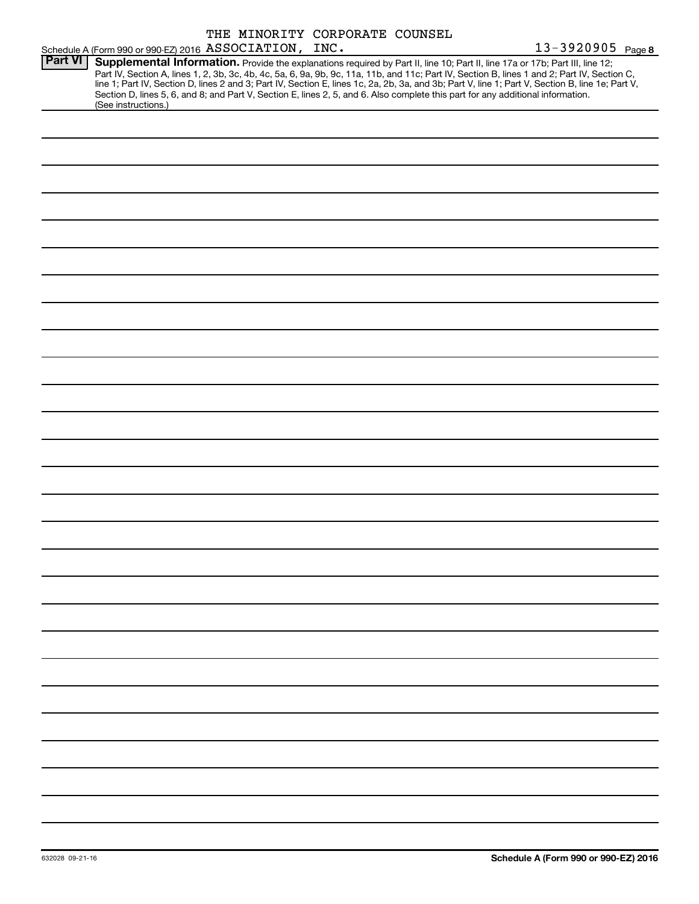THE MINORITY CORPORATE COUNSEL

Schedule A (Form 990 or 990-EZ) 2016 ASSOCIATION, INC. 13-3920905 Page 8

**Part VI** **Supplemental Information.** Provide the explanations required by Part II, line 10; Part II, line 17a or 17b; Part III, line 12; Part IV, Section A, lines 1, 2, 3b, 3c, 4b, 4c, 5a, 6, 9a, 9b, 9c, 11a, 11b, and 11c; Part IV, Section B, lines 1 and 2; Part IV, Section C, line 1; Part IV, Section D, lines 2 and 3; Part IV, Section E, lines 1c, 2a, 2b, 3a, and 3b; Part V, line 1; Part V, Section B, line 1e; Part V, Section D, lines 5, 6, and 8; and Part V, Section E, lines 2, 5, and 6. Also complete this part for any additional information. (See instructions.)

632028 09-21-16 **Schedule A (Form 990 or 990-EZ) 2016**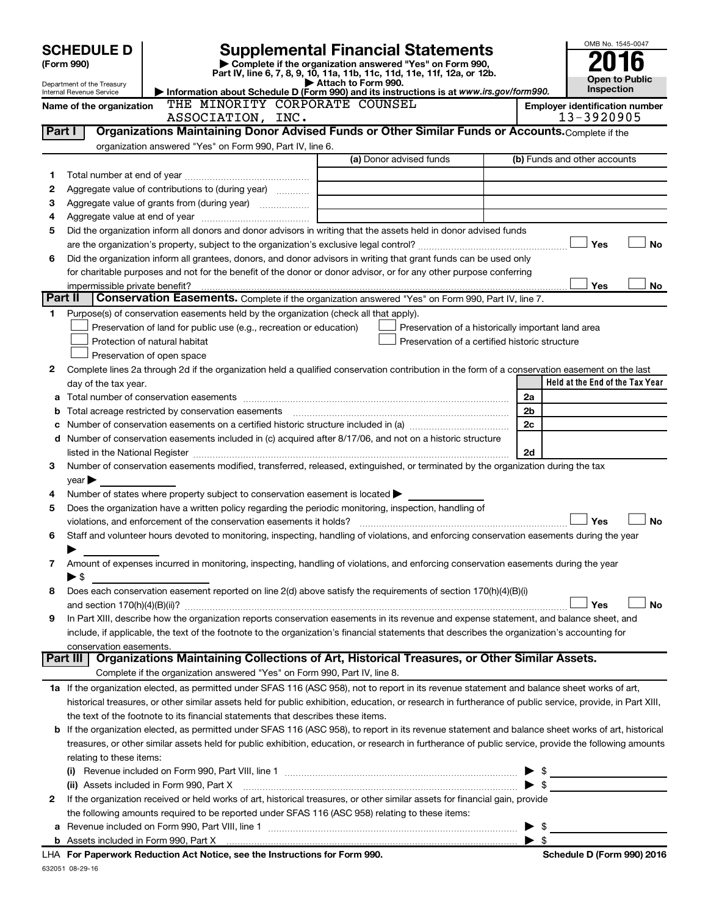**SCHEDULE D**
**(Form 990)**

Department of the Treasury
Internal Revenue Service

# Supplemental Financial Statements

▶ Complete if the organization answered "Yes" on Form 990, Part IV, line 6, 7, 8, 9, 10, 11a, 11b, 11c, 11d, 11e, 11f, 12a, or 12b.
▶ Attach to Form 990.
▶ Information about Schedule D (Form 990) and its instructions is at *www.irs.gov/form990.*

OMB No. 1545-0047

**2016**

**Open to Public Inspection**

**Name of the organization** THE MINORITY CORPORATE COUNSEL ASSOCIATION, INC.

**Employer identification number** 13-3920905

## Part I Organizations Maintaining Donor Advised Funds or Other Similar Funds or Accounts.

Complete if the organization answered "Yes" on Form 990, Part IV, line 6.

| | | (a) Donor advised funds | (b) Funds and other accounts |
|---|---|---|---|
| 1 | Total number at end of year | | |
| 2 | Aggregate value of contributions to (during year) | | |
| 3 | Aggregate value of grants from (during year) | | |
| 4 | Aggregate value at end of year | | |

5 Did the organization inform all donors and donor advisors in writing that the assets held in donor advised funds are the organization's property, subject to the organization's exclusive legal control? ☐ Yes ☐ No

6 Did the organization inform all grantees, donors, and donor advisors in writing that grant funds can be used only for charitable purposes and not for the benefit of the donor or donor advisor, or for any other purpose conferring impermissible private benefit? ☐ Yes ☐ No

## Part II Conservation Easements.

Complete if the organization answered "Yes" on Form 990, Part IV, line 7.

1 Purpose(s) of conservation easements held by the organization (check all that apply).

☐ Preservation of land for public use (e.g., recreation or education)
☐ Protection of natural habitat
☐ Preservation of open space
☐ Preservation of a historically important land area
☐ Preservation of a certified historic structure

2 Complete lines 2a through 2d if the organization held a qualified conservation contribution in the form of a conservation easement on the last day of the tax year.

| | | | Held at the End of the Tax Year |
|---|---|---|---|
| a | Total number of conservation easements | 2a | |
| b | Total acreage restricted by conservation easements | 2b | |
| c | Number of conservation easements on a certified historic structure included in (a) | 2c | |
| d | Number of conservation easements included in (c) acquired after 8/17/06, and not on a historic structure listed in the National Register | 2d | |

3 Number of conservation easements modified, transferred, released, extinguished, or terminated by the organization during the tax year ▶

4 Number of states where property subject to conservation easement is located ▶

5 Does the organization have a written policy regarding the periodic monitoring, inspection, handling of violations, and enforcement of the conservation easements it holds? ☐ Yes ☐ No

6 Staff and volunteer hours devoted to monitoring, inspecting, handling of violations, and enforcing conservation easements during the year ▶

7 Amount of expenses incurred in monitoring, inspecting, handling of violations, and enforcing conservation easements during the year ▶ $

8 Does each conservation easement reported on line 2(d) above satisfy the requirements of section 170(h)(4)(B)(i) and section 170(h)(4)(B)(ii)? ☐ Yes ☐ No

9 In Part XIII, describe how the organization reports conservation easements in its revenue and expense statement, and balance sheet, and include, if applicable, the text of the footnote to the organization's financial statements that describes the organization's accounting for conservation easements.

## Part III Organizations Maintaining Collections of Art, Historical Treasures, or Other Similar Assets.

Complete if the organization answered "Yes" on Form 990, Part IV, line 8.

1a If the organization elected, as permitted under SFAS 116 (ASC 958), not to report in its revenue statement and balance sheet works of art, historical treasures, or other similar assets held for public exhibition, education, or research in furtherance of public service, provide, in Part XIII, the text of the footnote to its financial statements that describes these items.

b If the organization elected, as permitted under SFAS 116 (ASC 958), to report in its revenue statement and balance sheet works of art, historical treasures, or other similar assets held for public exhibition, education, or research in furtherance of public service, provide the following amounts relating to these items:

(i) Revenue included on Form 990, Part VIII, line 1 ▶ $

(ii) Assets included in Form 990, Part X ▶ $

2 If the organization received or held works of art, historical treasures, or other similar assets for financial gain, provide the following amounts required to be reported under SFAS 116 (ASC 958) relating to these items:

a Revenue included on Form 990, Part VIII, line 1 ▶ $

b Assets included in Form 990, Part X ▶ $

LHA **For Paperwork Reduction Act Notice, see the Instructions for Form 990.** **Schedule D (Form 990) 2016**

632051 08-29-16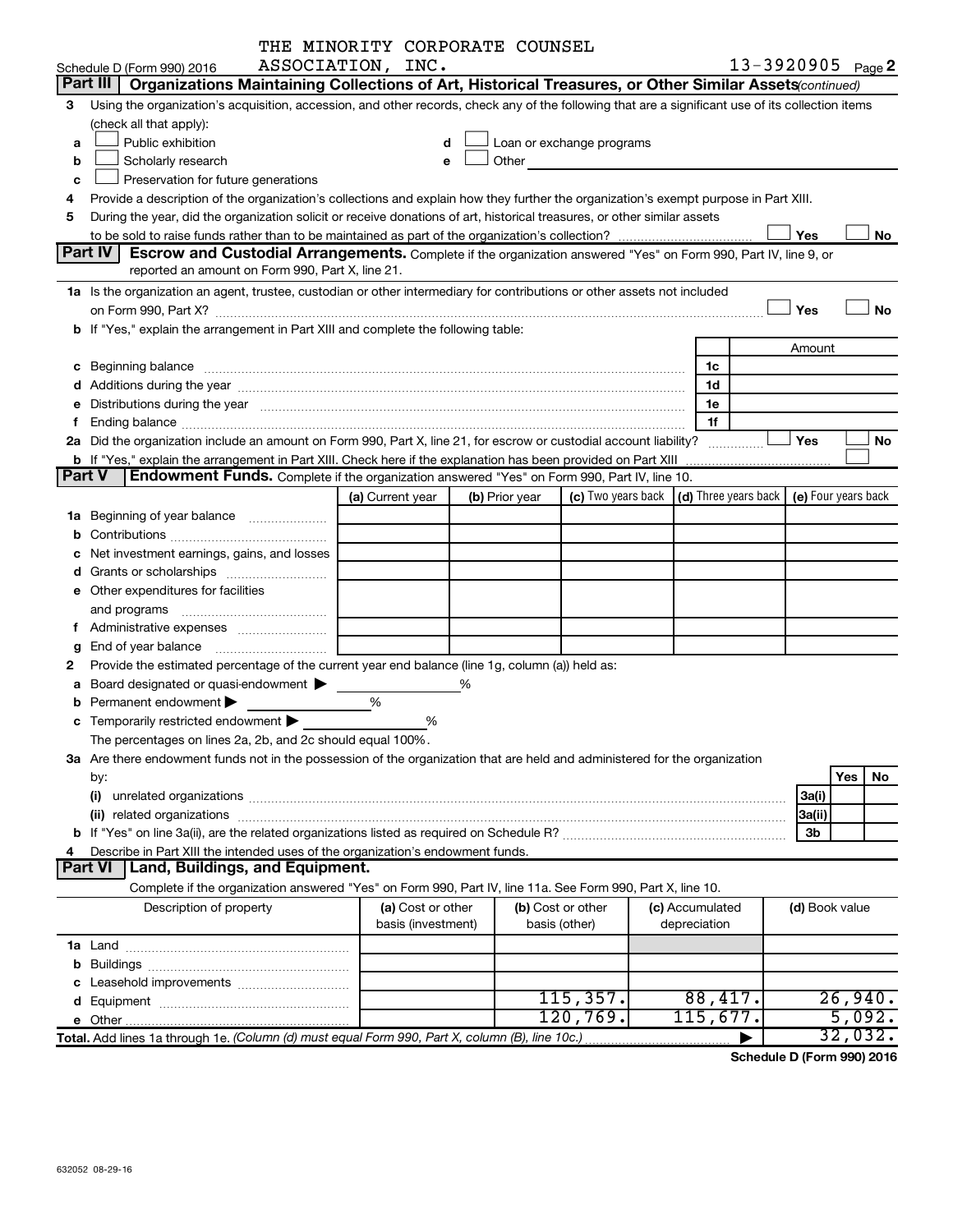THE MINORITY CORPORATE COUNSEL ASSOCIATION, INC.

Schedule D (Form 990) 2016 — 13-3920905 Page 2

## Part III Organizations Maintaining Collections of Art, Historical Treasures, or Other Similar Assets *(continued)*

3 Using the organization's acquisition, accession, and other records, check any of the following that are a significant use of its collection items (check all that apply):

- a ☐ Public exhibition
- b ☐ Scholarly research
- c ☐ Preservation for future generations
- d ☐ Loan or exchange programs
- e ☐ Other

4 Provide a description of the organization's collections and explain how they further the organization's exempt purpose in Part XIII.

5 During the year, did the organization solicit or receive donations of art, historical treasures, or other similar assets to be sold to raise funds rather than to be maintained as part of the organization's collection? ☐ Yes ☐ No

## Part IV Escrow and Custodial Arrangements.

Complete if the organization answered "Yes" on Form 990, Part IV, line 9, or reported an amount on Form 990, Part X, line 21.

1a Is the organization an agent, trustee, custodian or other intermediary for contributions or other assets not included on Form 990, Part X? ☐ Yes ☐ No

b If "Yes," explain the arrangement in Part XIII and complete the following table:

| | | Amount |
|---|---|---|
| c Beginning balance | 1c | |
| d Additions during the year | 1d | |
| e Distributions during the year | 1e | |
| f Ending balance | 1f | |

2a Did the organization include an amount on Form 990, Part X, line 21, for escrow or custodial account liability? ☐ Yes ☐ No

b If "Yes," explain the arrangement in Part XIII. Check here if the explanation has been provided on Part XIII ☐

## Part V Endowment Funds.

Complete if the organization answered "Yes" on Form 990, Part IV, line 10.

| | (a) Current year | (b) Prior year | (c) Two years back | (d) Three years back | (e) Four years back |
|---|---|---|---|---|---|
| 1a Beginning of year balance | | | | | |
| b Contributions | | | | | |
| c Net investment earnings, gains, and losses | | | | | |
| d Grants or scholarships | | | | | |
| e Other expenditures for facilities and programs | | | | | |
| f Administrative expenses | | | | | |
| g End of year balance | | | | | |

2 Provide the estimated percentage of the current year end balance (line 1g, column (a)) held as:

- a Board designated or quasi-endowment ▶ ______ %
- b Permanent endowment ▶ ______ %
- c Temporarily restricted endowment ▶ ______ %

The percentages on lines 2a, 2b, and 2c should equal 100%.

3a Are there endowment funds not in the possession of the organization that are held and administered for the organization by:

| | | Yes | No |
|---|---|---|---|
| (i) unrelated organizations | 3a(i) | | |
| (ii) related organizations | 3a(ii) | | |
| b If "Yes" on line 3a(ii), are the related organizations listed as required on Schedule R? | 3b | | |

4 Describe in Part XIII the intended uses of the organization's endowment funds.

## Part VI Land, Buildings, and Equipment.

Complete if the organization answered "Yes" on Form 990, Part IV, line 11a. See Form 990, Part X, line 10.

| Description of property | (a) Cost or other basis (investment) | (b) Cost or other basis (other) | (c) Accumulated depreciation | (d) Book value |
|---|---|---|---|---|
| 1a Land | | | | |
| b Buildings | | | | |
| c Leasehold improvements | | | | |
| d Equipment | | 115,357. | 88,417. | 26,940. |
| e Other | | 120,769. | 115,677. | 5,092. |
| **Total.** Add lines 1a through 1e. *(Column (d) must equal Form 990, Part X, column (B), line 10c.)* ▶ | | | | 32,032. |

**Schedule D (Form 990) 2016**

632052 08-29-16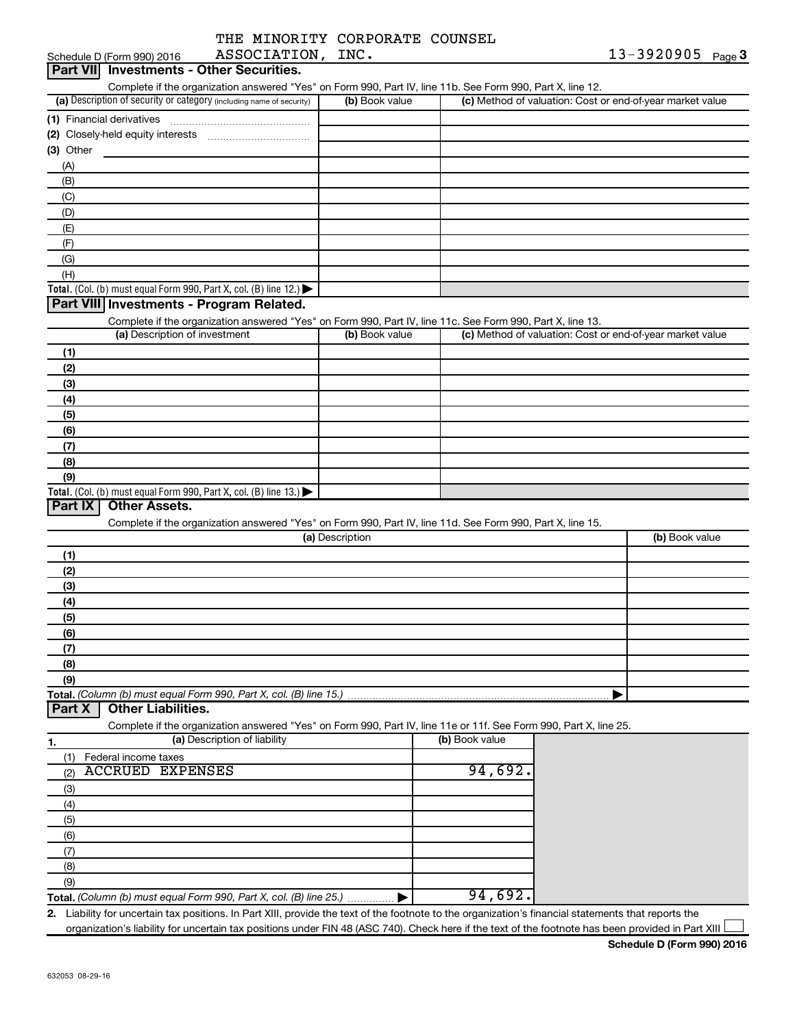THE MINORITY CORPORATE COUNSEL ASSOCIATION, INC. 13-3920905

Schedule D (Form 990) 2016

## Part VII Investments - Other Securities.

Complete if the organization answered "Yes" on Form 990, Part IV, line 11b. See Form 990, Part X, line 12.

| (a) Description of security or category (including name of security) | (b) Book value | (c) Method of valuation: Cost or end-of-year market value |
|---|---|---|
| (1) Financial derivatives | | |
| (2) Closely-held equity interests | | |
| (3) Other | | |
| (A) | | |
| (B) | | |
| (C) | | |
| (D) | | |
| (E) | | |
| (F) | | |
| (G) | | |
| (H) | | |
| Total. (Col. (b) must equal Form 990, Part X, col. (B) line 12.) ▶ | | |

## Part VIII Investments - Program Related.

Complete if the organization answered "Yes" on Form 990, Part IV, line 11c. See Form 990, Part X, line 13.

| (a) Description of investment | (b) Book value | (c) Method of valuation: Cost or end-of-year market value |
|---|---|---|
| (1) | | |
| (2) | | |
| (3) | | |
| (4) | | |
| (5) | | |
| (6) | | |
| (7) | | |
| (8) | | |
| (9) | | |
| Total. (Col. (b) must equal Form 990, Part X, col. (B) line 13.) ▶ | | |

## Part IX Other Assets.

Complete if the organization answered "Yes" on Form 990, Part IV, line 11d. See Form 990, Part X, line 15.

| (a) Description | (b) Book value |
|---|---|
| (1) | |
| (2) | |
| (3) | |
| (4) | |
| (5) | |
| (6) | |
| (7) | |
| (8) | |
| (9) | |
| Total. (Column (b) must equal Form 990, Part X, col. (B) line 15.) ▶ | |

## Part X Other Liabilities.

Complete if the organization answered "Yes" on Form 990, Part IV, line 11e or 11f. See Form 990, Part X, line 25.

| 1. (a) Description of liability | (b) Book value |
|---|---|
| (1) Federal income taxes | |
| (2) ACCRUED EXPENSES | 94,692. |
| (3) | |
| (4) | |
| (5) | |
| (6) | |
| (7) | |
| (8) | |
| (9) | |
| Total. (Column (b) must equal Form 990, Part X, col. (B) line 25.) ▶ | 94,692. |

2. Liability for uncertain tax positions. In Part XIII, provide the text of the footnote to the organization's financial statements that reports the organization's liability for uncertain tax positions under FIN 48 (ASC 740). Check here if the text of the footnote has been provided in Part XIII ☐

Schedule D (Form 990) 2016

632053 08-29-16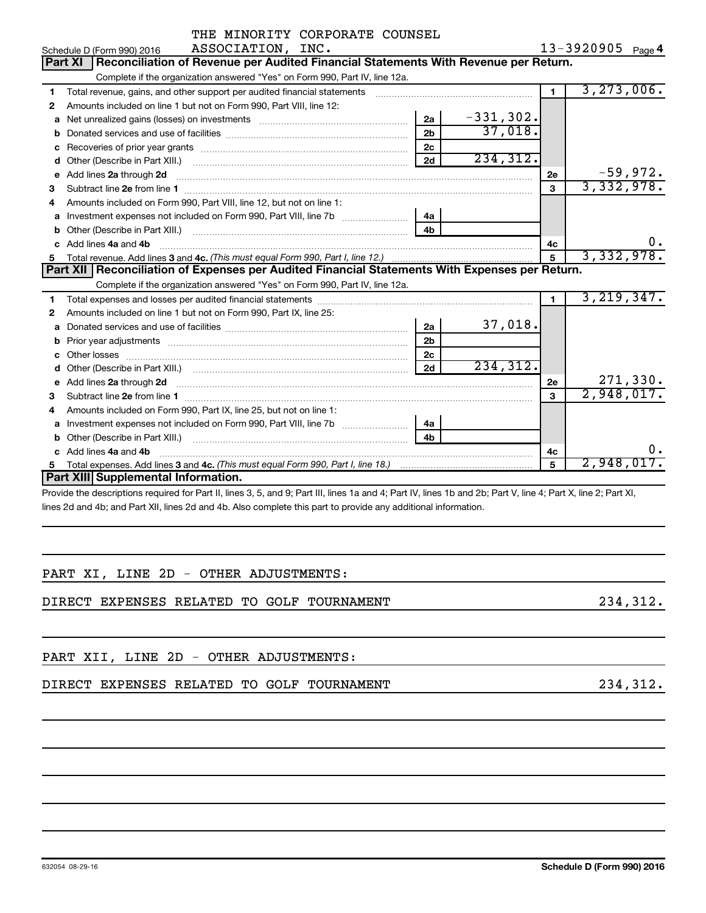Schedule D (Form 990) 2016 THE MINORITY CORPORATE COUNSEL ASSOCIATION, INC. 13-3920905 Page 4

**Part XI Reconciliation of Revenue per Audited Financial Statements With Revenue per Return.**

Complete if the organization answered "Yes" on Form 990, Part IV, line 12a.

| | | | | | |
|---|---|---|---|---|---|
| 1 | Total revenue, gains, and other support per audited financial statements | | | 1 | 3,273,006. |
| 2 | Amounts included on line 1 but not on Form 990, Part VIII, line 12: | | | | |
| a | Net unrealized gains (losses) on investments | 2a | -331,302. | | |
| b | Donated services and use of facilities | 2b | 37,018. | | |
| c | Recoveries of prior year grants | 2c | | | |
| d | Other (Describe in Part XIII.) | 2d | 234,312. | | |
| e | Add lines 2a through 2d | | | 2e | -59,972. |
| 3 | Subtract line 2e from line 1 | | | 3 | 3,332,978. |
| 4 | Amounts included on Form 990, Part VIII, line 12, but not on line 1: | | | | |
| a | Investment expenses not included on Form 990, Part VIII, line 7b | 4a | | | |
| b | Other (Describe in Part XIII.) | 4b | | | |
| c | Add lines 4a and 4b | | | 4c | 0. |
| 5 | Total revenue. Add lines 3 and 4c. *(This must equal Form 990, Part I, line 12.)* | | | 5 | 3,332,978. |

**Part XII Reconciliation of Expenses per Audited Financial Statements With Expenses per Return.**

Complete if the organization answered "Yes" on Form 990, Part IV, line 12a.

| | | | | | |
|---|---|---|---|---|---|
| 1 | Total expenses and losses per audited financial statements | | | 1 | 3,219,347. |
| 2 | Amounts included on line 1 but not on Form 990, Part IX, line 25: | | | | |
| a | Donated services and use of facilities | 2a | 37,018. | | |
| b | Prior year adjustments | 2b | | | |
| c | Other losses | 2c | | | |
| d | Other (Describe in Part XIII.) | 2d | 234,312. | | |
| e | Add lines 2a through 2d | | | 2e | 271,330. |
| 3 | Subtract line 2e from line 1 | | | 3 | 2,948,017. |
| 4 | Amounts included on Form 990, Part IX, line 25, but not on line 1: | | | | |
| a | Investment expenses not included on Form 990, Part VIII, line 7b | 4a | | | |
| b | Other (Describe in Part XIII.) | 4b | | | |
| c | Add lines 4a and 4b | | | 4c | 0. |
| 5 | Total expenses. Add lines 3 and 4c. *(This must equal Form 990, Part I, line 18.)* | | | 5 | 2,948,017. |

**Part XIII Supplemental Information.**

Provide the descriptions required for Part II, lines 3, 5, and 9; Part III, lines 1a and 4; Part IV, lines 1b and 2b; Part V, line 4; Part X, line 2; Part XI, lines 2d and 4b; and Part XII, lines 2d and 4b. Also complete this part to provide any additional information.

PART XI, LINE 2D - OTHER ADJUSTMENTS:

DIRECT EXPENSES RELATED TO GOLF TOURNAMENT 234,312.

PART XII, LINE 2D - OTHER ADJUSTMENTS:

DIRECT EXPENSES RELATED TO GOLF TOURNAMENT 234,312.

632054 08-29-16 **Schedule D (Form 990) 2016**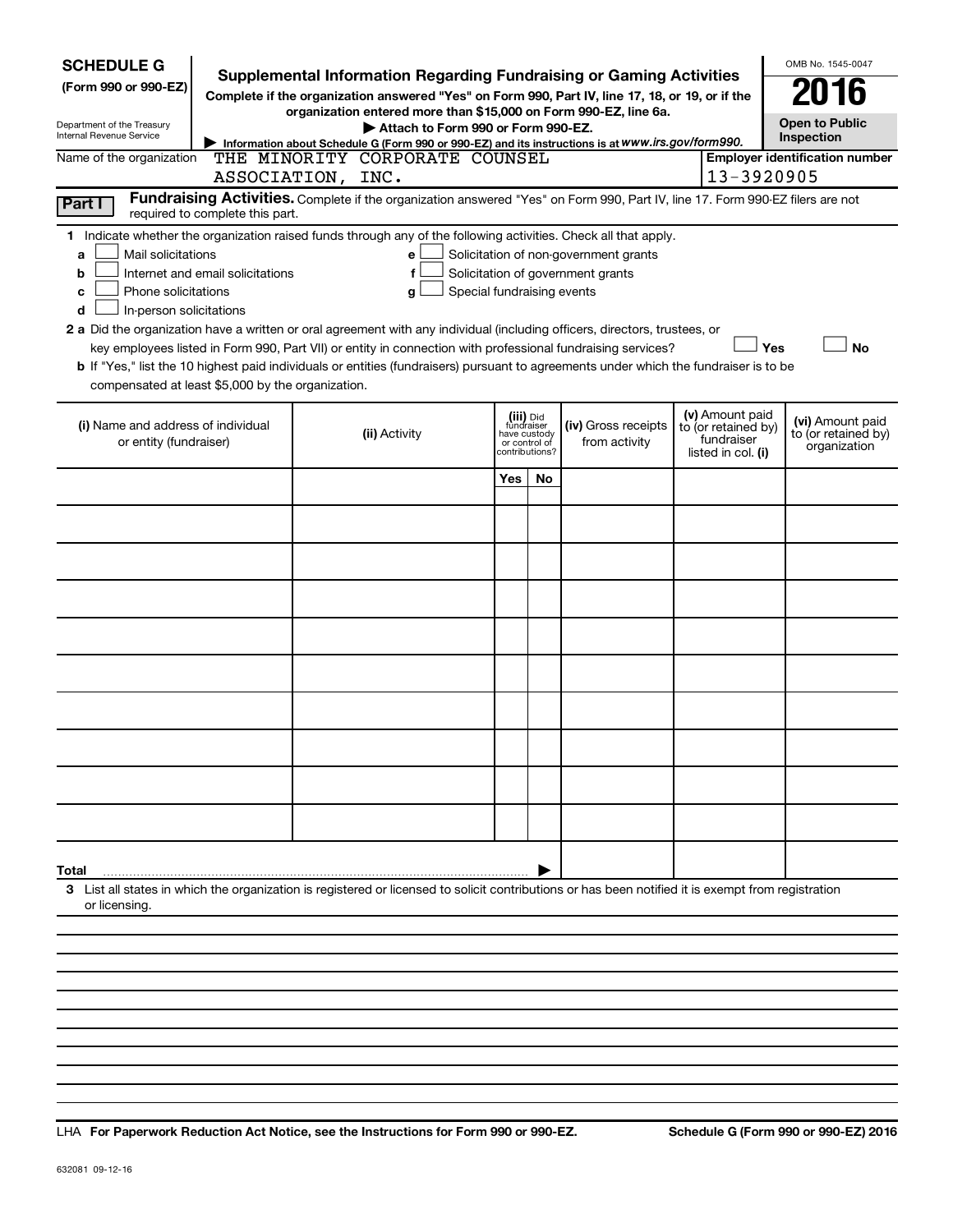**SCHEDULE G**
**(Form 990 or 990-EZ)**

Department of the Treasury
Internal Revenue Service

# Supplemental Information Regarding Fundraising or Gaming Activities

**Complete if the organization answered "Yes" on Form 990, Part IV, line 17, 18, or 19, or if the organization entered more than $15,000 on Form 990-EZ, line 6a.**

**▶ Attach to Form 990 or Form 990-EZ.**

**▶ Information about Schedule G (Form 990 or 990-EZ) and its instructions is at *www.irs.gov/form990*.**

OMB No. 1545-0047

**2016**

**Open to Public Inspection**

Name of the organization: THE MINORITY CORPORATE COUNSEL ASSOCIATION, INC.

**Employer identification number** 13-3920905

**Part I** **Fundraising Activities.** Complete if the organization answered "Yes" on Form 990, Part IV, line 17. Form 990-EZ filers are not required to complete this part.

**1** Indicate whether the organization raised funds through any of the following activities. Check all that apply.

- **a** ☐ Mail solicitations
- **b** ☐ Internet and email solicitations
- **c** ☐ Phone solicitations
- **d** ☐ In-person solicitations
- **e** ☐ Solicitation of non-government grants
- **f** ☐ Solicitation of government grants
- **g** ☐ Special fundraising events

**2 a** Did the organization have a written or oral agreement with any individual (including officers, directors, trustees, or key employees listed in Form 990, Part VII) or entity in connection with professional fundraising services? ☐ **Yes** ☐ **No**

**b** If "Yes," list the 10 highest paid individuals or entities (fundraisers) pursuant to agreements under which the fundraiser is to be compensated at least $5,000 by the organization.

| (i) Name and address of individual or entity (fundraiser) | (ii) Activity | (iii) Did fundraiser have custody or control of contributions? Yes | No | (iv) Gross receipts from activity | (v) Amount paid to (or retained by) fundraiser listed in col. (i) | (vi) Amount paid to (or retained by) organization |
|---|---|---|---|---|---|---|
| | | | | | | |
| | | | | | | |
| | | | | | | |
| | | | | | | |
| | | | | | | |
| | | | | | | |
| | | | | | | |
| | | | | | | |
| | | | | | | |
| | | | | | | |
| **Total** ▶ | | | | | | |

**3** List all states in which the organization is registered or licensed to solicit contributions or has been notified it is exempt from registration or licensing.

LHA **For Paperwork Reduction Act Notice, see the Instructions for Form 990 or 990-EZ.** **Schedule G (Form 990 or 990-EZ) 2016**

632081 09-12-16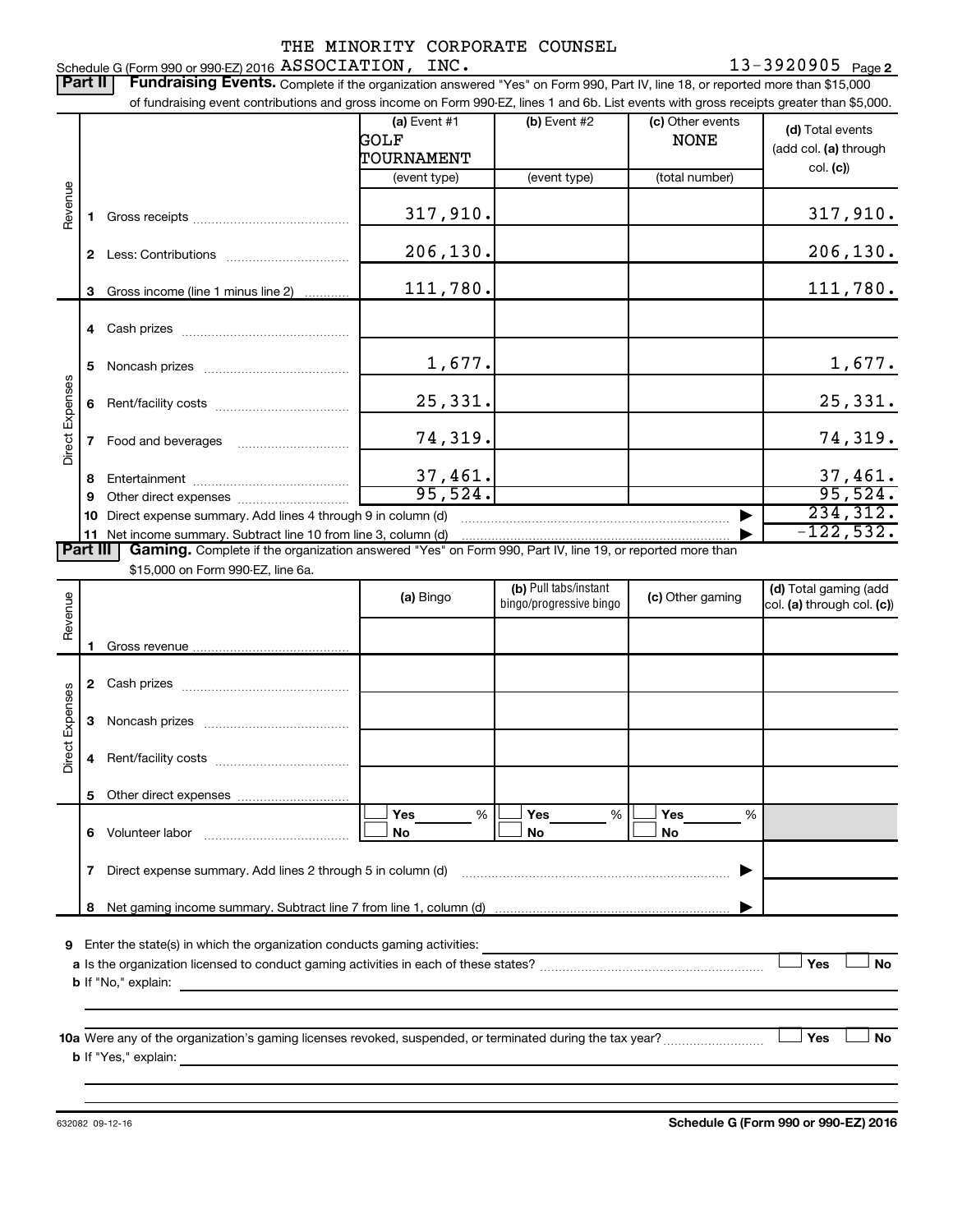Schedule G (Form 990 or 990-EZ) 2016 THE MINORITY CORPORATE COUNSEL ASSOCIATION, INC. 13-3920905 Page 2

**Part II Fundraising Events.** Complete if the organization answered "Yes" on Form 990, Part IV, line 18, or reported more than $15,000 of fundraising event contributions and gross income on Form 990-EZ, lines 1 and 6b. List events with gross receipts greater than $5,000.

| | | (a) Event #1 GOLF TOURNAMENT (event type) | (b) Event #2 (event type) | (c) Other events NONE (total number) | (d) Total events (add col. (a) through col. (c)) |
|---|---|---|---|---|---|
| Revenue | 1 Gross receipts | 317,910. | | | 317,910. |
| | 2 Less: Contributions | 206,130. | | | 206,130. |
| | 3 Gross income (line 1 minus line 2) | 111,780. | | | 111,780. |
| Direct Expenses | 4 Cash prizes | | | | |
| | 5 Noncash prizes | 1,677. | | | 1,677. |
| | 6 Rent/facility costs | 25,331. | | | 25,331. |
| | 7 Food and beverages | 74,319. | | | 74,319. |
| | 8 Entertainment | 37,461. | | | 37,461. |
| | 9 Other direct expenses | 95,524. | | | 95,524. |
| | 10 Direct expense summary. Add lines 4 through 9 in column (d) | | | | 234,312. |
| | 11 Net income summary. Subtract line 10 from line 3, column (d) | | | | -122,532. |

**Part III Gaming.** Complete if the organization answered "Yes" on Form 990, Part IV, line 19, or reported more than $15,000 on Form 990-EZ, line 6a.

| | | (a) Bingo | (b) Pull tabs/instant bingo/progressive bingo | (c) Other gaming | (d) Total gaming (add col. (a) through col. (c)) |
|---|---|---|---|---|---|
| Revenue | 1 Gross revenue | | | | |
| Direct Expenses | 2 Cash prizes | | | | |
| | 3 Noncash prizes | | | | |
| | 4 Rent/facility costs | | | | |
| | 5 Other direct expenses | | | | |
| | 6 Volunteer labor | Yes ___ % No | Yes ___ % No | Yes ___ % No | |
| | 7 Direct expense summary. Add lines 2 through 5 in column (d) | | | | |
| | 8 Net gaming income summary. Subtract line 7 from line 1, column (d) | | | | |

9 Enter the state(s) in which the organization conducts gaming activities:

a Is the organization licensed to conduct gaming activities in each of these states? Yes No

b If "No," explain:

10a Were any of the organization's gaming licenses revoked, suspended, or terminated during the tax year? Yes No

b If "Yes," explain:

632082 09-12-16

Schedule G (Form 990 or 990-EZ) 2016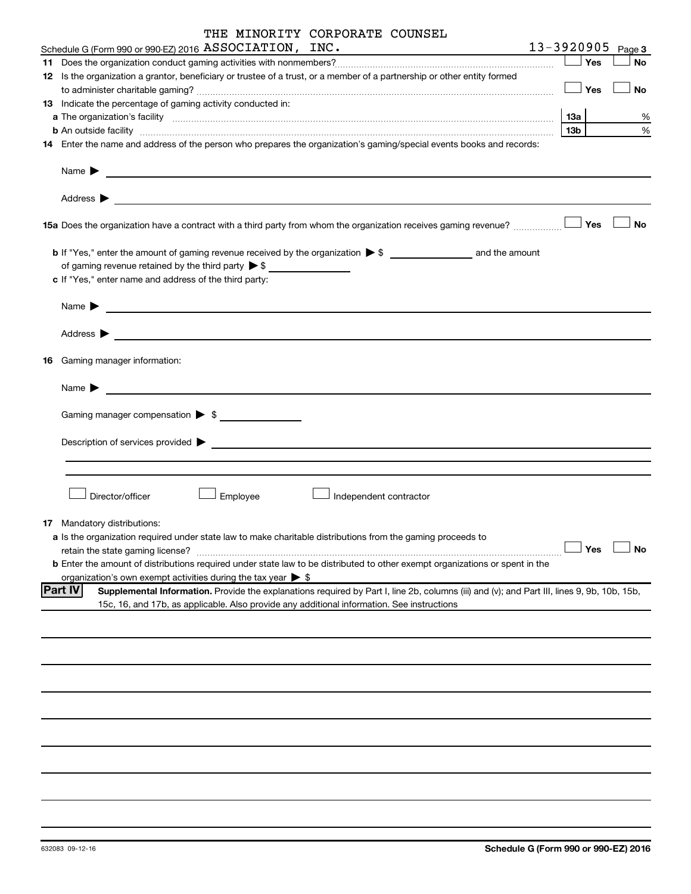THE MINORITY CORPORATE COUNSEL

Schedule G (Form 990 or 990-EZ) 2016 ASSOCIATION, INC. 13-3920905 Page 3

**11** Does the organization conduct gaming activities with nonmembers? ☐ Yes ☐ No

**12** Is the organization a grantor, beneficiary or trustee of a trust, or a member of a partnership or other entity formed to administer charitable gaming? ☐ Yes ☐ No

**13** Indicate the percentage of gaming activity conducted in:

**a** The organization's facility **13a** %

**b** An outside facility **13b** %

**14** Enter the name and address of the person who prepares the organization's gaming/special events books and records:

Name ▶

Address ▶

**15a** Does the organization have a contract with a third party from whom the organization receives gaming revenue? ☐ Yes ☐ No

**b** If "Yes," enter the amount of gaming revenue received by the organization ▶ $ ______ and the amount of gaming revenue retained by the third party ▶ $ ______

**c** If "Yes," enter name and address of the third party:

Name ▶

Address ▶

**16** Gaming manager information:

Name ▶

Gaming manager compensation ▶ $ ______

Description of services provided ▶

☐ Director/officer ☐ Employee ☐ Independent contractor

**17** Mandatory distributions:

**a** Is the organization required under state law to make charitable distributions from the gaming proceeds to retain the state gaming license? ☐ Yes ☐ No

**b** Enter the amount of distributions required under state law to be distributed to other exempt organizations or spent in the organization's own exempt activities during the tax year ▶ $

**Part IV** **Supplemental Information.** Provide the explanations required by Part I, line 2b, columns (iii) and (v); and Part III, lines 9, 9b, 10b, 15b, 15c, 16, and 17b, as applicable. Also provide any additional information. See instructions

632083 09-12-16 **Schedule G (Form 990 or 990-EZ) 2016**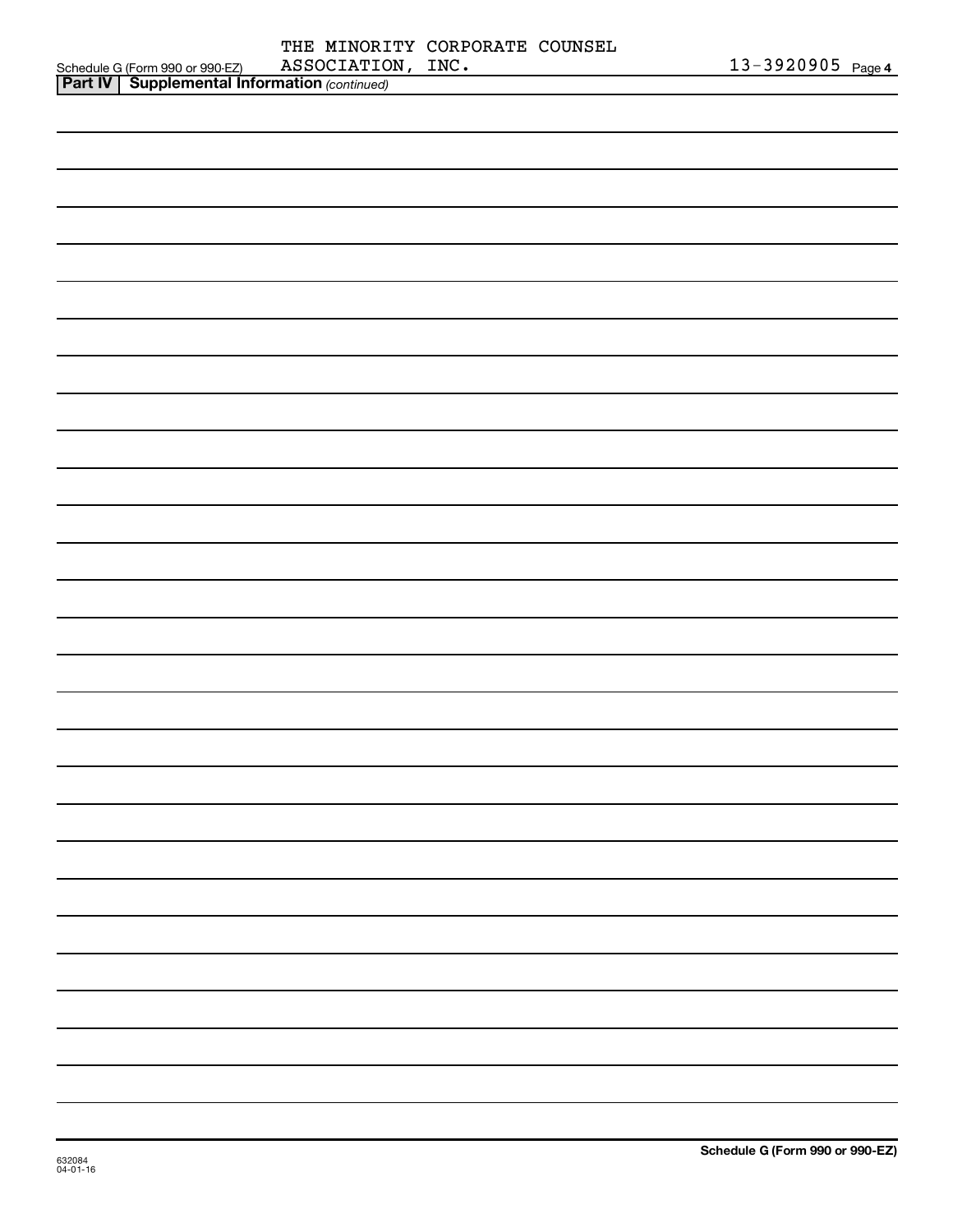Schedule G (Form 990 or 990-EZ) THE MINORITY CORPORATE COUNSEL ASSOCIATION, INC. 13-3920905 Page 4

**Part IV | Supplemental Information** *(continued)*

632084
04-01-16

**Schedule G (Form 990 or 990-EZ)**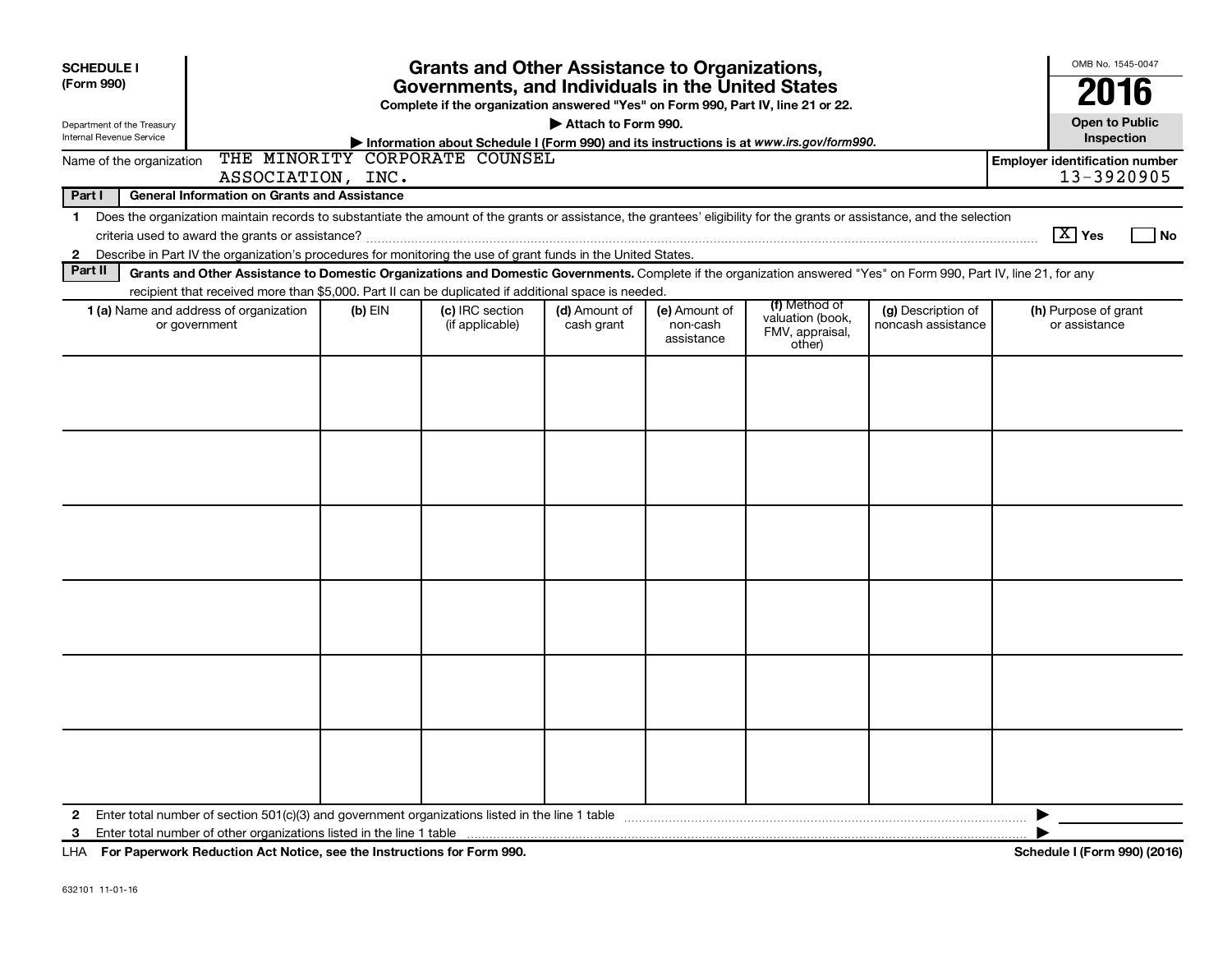**SCHEDULE I (Form 990)**

Department of the Treasury
Internal Revenue Service

# Grants and Other Assistance to Organizations, Governments, and Individuals in the United States

**Complete if the organization answered "Yes" on Form 990, Part IV, line 21 or 22.**

**▶ Attach to Form 990.**

**▶ Information about Schedule I (Form 990) and its instructions is at *www.irs.gov/form990*.**

OMB No. 1545-0047

**2016**

**Open to Public Inspection**

Name of the organization: THE MINORITY CORPORATE COUNSEL ASSOCIATION, INC.

**Employer identification number** 13-3920905

**Part I — General Information on Grants and Assistance**

1 Does the organization maintain records to substantiate the amount of the grants or assistance, the grantees' eligibility for the grants or assistance, and the selection criteria used to award the grants or assistance? [X] Yes [ ] No

2 Describe in Part IV the organization's procedures for monitoring the use of grant funds in the United States.

**Part II — Grants and Other Assistance to Domestic Organizations and Domestic Governments.** Complete if the organization answered "Yes" on Form 990, Part IV, line 21, for any recipient that received more than $5,000. Part II can be duplicated if additional space is needed.

| 1 (a) Name and address of organization or government | (b) EIN | (c) IRC section (if applicable) | (d) Amount of cash grant | (e) Amount of non-cash assistance | (f) Method of valuation (book, FMV, appraisal, other) | (g) Description of noncash assistance | (h) Purpose of grant or assistance |
|---|---|---|---|---|---|---|---|
| | | | | | | | |
| | | | | | | | |
| | | | | | | | |
| | | | | | | | |
| | | | | | | | |
| | | | | | | | |

2 Enter total number of section 501(c)(3) and government organizations listed in the line 1 table ▶

3 Enter total number of other organizations listed in the line 1 table ▶

LHA **For Paperwork Reduction Act Notice, see the Instructions for Form 990.** **Schedule I (Form 990) (2016)**

632101 11-01-16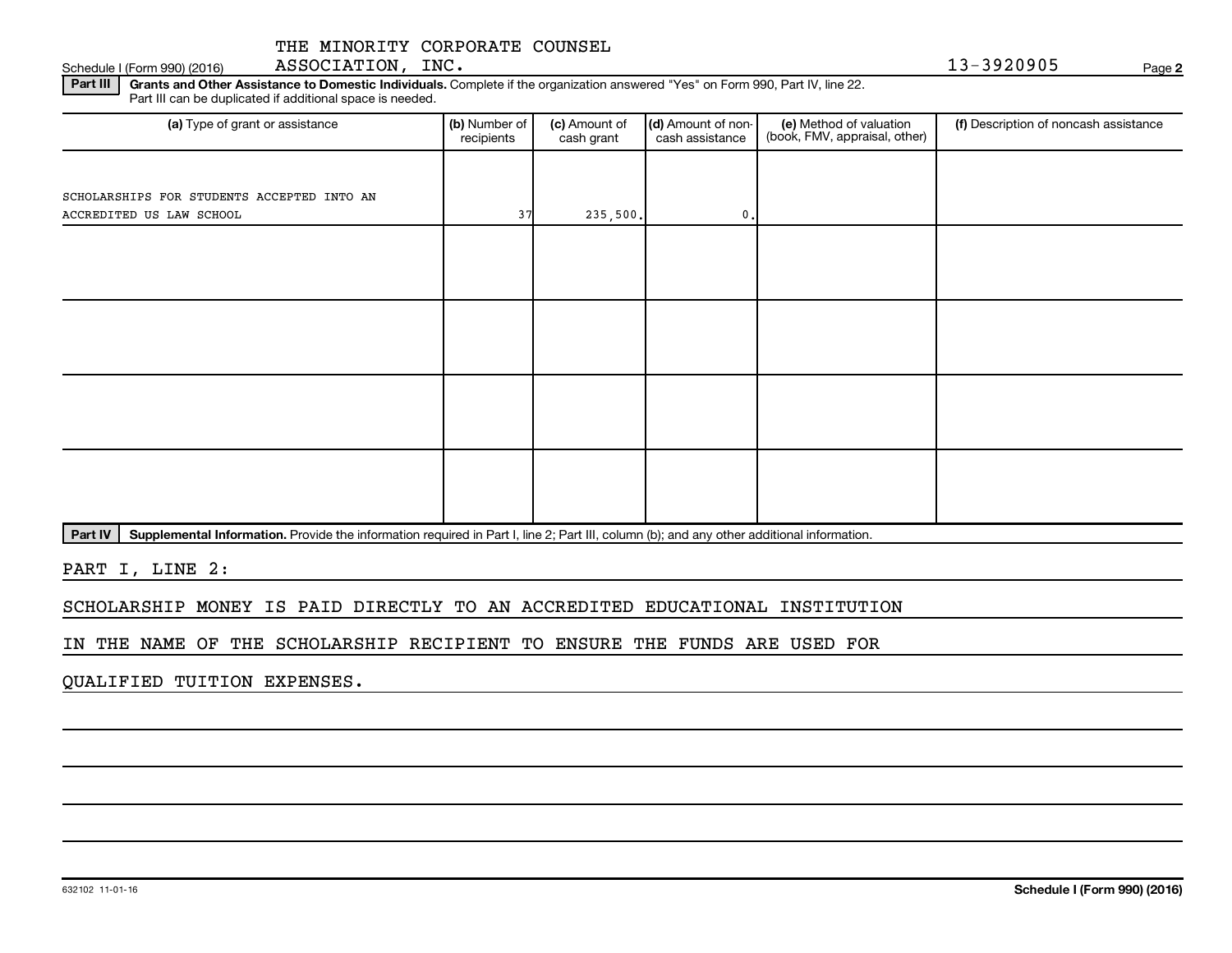THE MINORITY CORPORATE COUNSEL ASSOCIATION, INC.

Schedule I (Form 990) (2016) 13-3920905

**Part III** **Grants and Other Assistance to Domestic Individuals.** Complete if the organization answered "Yes" on Form 990, Part IV, line 22. Part III can be duplicated if additional space is needed.

| (a) Type of grant or assistance | (b) Number of recipients | (c) Amount of cash grant | (d) Amount of non-cash assistance | (e) Method of valuation (book, FMV, appraisal, other) | (f) Description of noncash assistance |
|---|---|---|---|---|---|
| SCHOLARSHIPS FOR STUDENTS ACCEPTED INTO AN ACCREDITED US LAW SCHOOL | 37 | 235,500. | 0. | | |
| | | | | | |
| | | | | | |
| | | | | | |
| | | | | | |

**Part IV** **Supplemental Information.** Provide the information required in Part I, line 2; Part III, column (b); and any other additional information.

PART I, LINE 2:

SCHOLARSHIP MONEY IS PAID DIRECTLY TO AN ACCREDITED EDUCATIONAL INSTITUTION IN THE NAME OF THE SCHOLARSHIP RECIPIENT TO ENSURE THE FUNDS ARE USED FOR QUALIFIED TUITION EXPENSES.

632102 11-01-16 **Schedule I (Form 990) (2016)**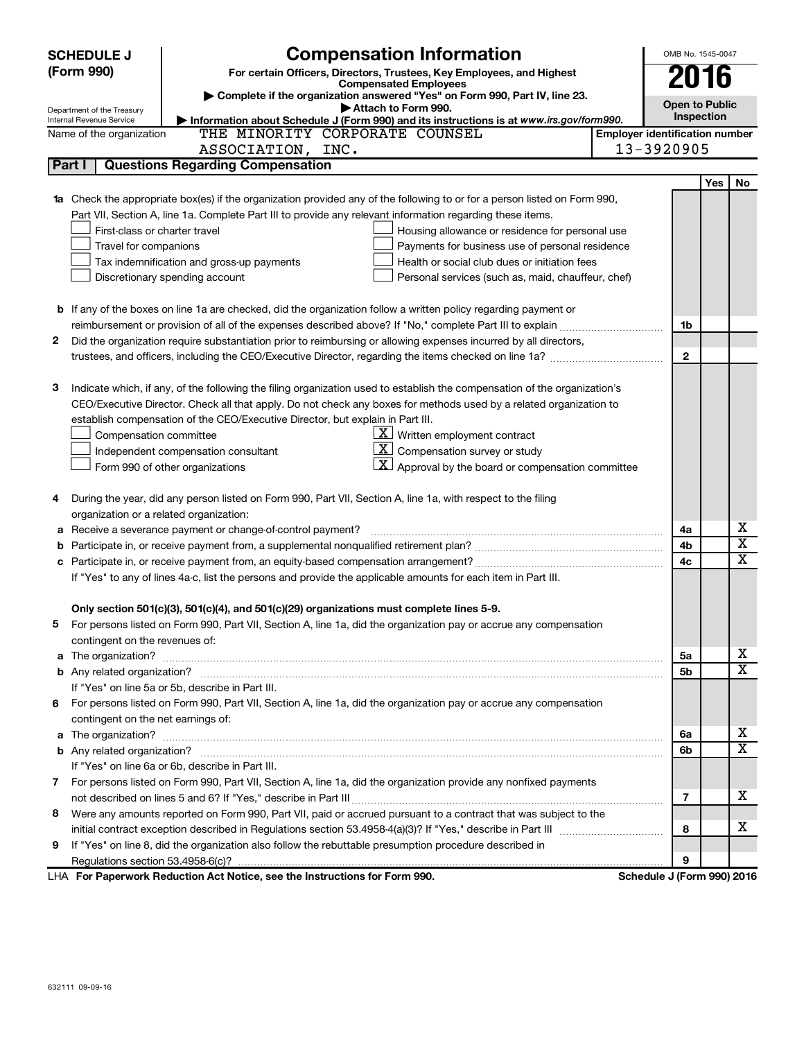**SCHEDULE J (Form 990)**

Department of the Treasury
Internal Revenue Service

# Compensation Information

**For certain Officers, Directors, Trustees, Key Employees, and Highest Compensated Employees**

▶ Complete if the organization answered "Yes" on Form 990, Part IV, line 23.
▶ Attach to Form 990.
▶ Information about Schedule J (Form 990) and its instructions is at www.irs.gov/form990.

OMB No. 1545-0047

**2016**

**Open to Public Inspection**

Name of the organization: THE MINORITY CORPORATE COUNSEL ASSOCIATION, INC.

Employer identification number: 13-3920905

## Part I | Questions Regarding Compensation

| | | | Yes | No |
|---|---|---|---|---|
| **1a** | Check the appropriate box(es) if the organization provided any of the following to or for a person listed on Form 990, Part VII, Section A, line 1a. Complete Part III to provide any relevant information regarding these items.<br>☐ First-class or charter travel ☐ Housing allowance or residence for personal use<br>☐ Travel for companions ☐ Payments for business use of personal residence<br>☐ Tax indemnification and gross-up payments ☐ Health or social club dues or initiation fees<br>☐ Discretionary spending account ☐ Personal services (such as, maid, chauffeur, chef) | | | |
| **b** | If any of the boxes on line 1a are checked, did the organization follow a written policy regarding payment or reimbursement or provision of all of the expenses described above? If "No," complete Part III to explain | 1b | | |
| **2** | Did the organization require substantiation prior to reimbursing or allowing expenses incurred by all directors, trustees, and officers, including the CEO/Executive Director, regarding the items checked on line 1a? | 2 | | |
| **3** | Indicate which, if any, of the following the filing organization used to establish the compensation of the organization's CEO/Executive Director. Check all that apply. Do not check any boxes for methods used by a related organization to establish compensation of the CEO/Executive Director, but explain in Part III.<br>☐ Compensation committee ☒ Written employment contract<br>☐ Independent compensation consultant ☒ Compensation survey or study<br>☐ Form 990 of other organizations ☒ Approval by the board or compensation committee | | | |
| **4** | During the year, did any person listed on Form 990, Part VII, Section A, line 1a, with respect to the filing organization or a related organization: | | | |
| **a** | Receive a severance payment or change-of-control payment? | 4a | | X |
| **b** | Participate in, or receive payment from, a supplemental nonqualified retirement plan? | 4b | | X |
| **c** | Participate in, or receive payment from, an equity-based compensation arrangement? | 4c | | X |
| | If "Yes" to any of lines 4a-c, list the persons and provide the applicable amounts for each item in Part III. | | | |
| | **Only section 501(c)(3), 501(c)(4), and 501(c)(29) organizations must complete lines 5-9.** | | | |
| **5** | For persons listed on Form 990, Part VII, Section A, line 1a, did the organization pay or accrue any compensation contingent on the revenues of: | | | |
| **a** | The organization? | 5a | | X |
| **b** | Any related organization? | 5b | | X |
| | If "Yes" on line 5a or 5b, describe in Part III. | | | |
| **6** | For persons listed on Form 990, Part VII, Section A, line 1a, did the organization pay or accrue any compensation contingent on the net earnings of: | | | |
| **a** | The organization? | 6a | | X |
| **b** | Any related organization? | 6b | | X |
| | If "Yes" on line 6a or 6b, describe in Part III. | | | |
| **7** | For persons listed on Form 990, Part VII, Section A, line 1a, did the organization provide any nonfixed payments not described on lines 5 and 6? If "Yes," describe in Part III | 7 | | X |
| **8** | Were any amounts reported on Form 990, Part VII, paid or accrued pursuant to a contract that was subject to the initial contract exception described in Regulations section 53.4958-4(a)(3)? If "Yes," describe in Part III | 8 | | X |
| **9** | If "Yes" on line 8, did the organization also follow the rebuttable presumption procedure described in Regulations section 53.4958-6(c)? | 9 | | |

LHA **For Paperwork Reduction Act Notice, see the Instructions for Form 990.** **Schedule J (Form 990) 2016**

632111 09-09-16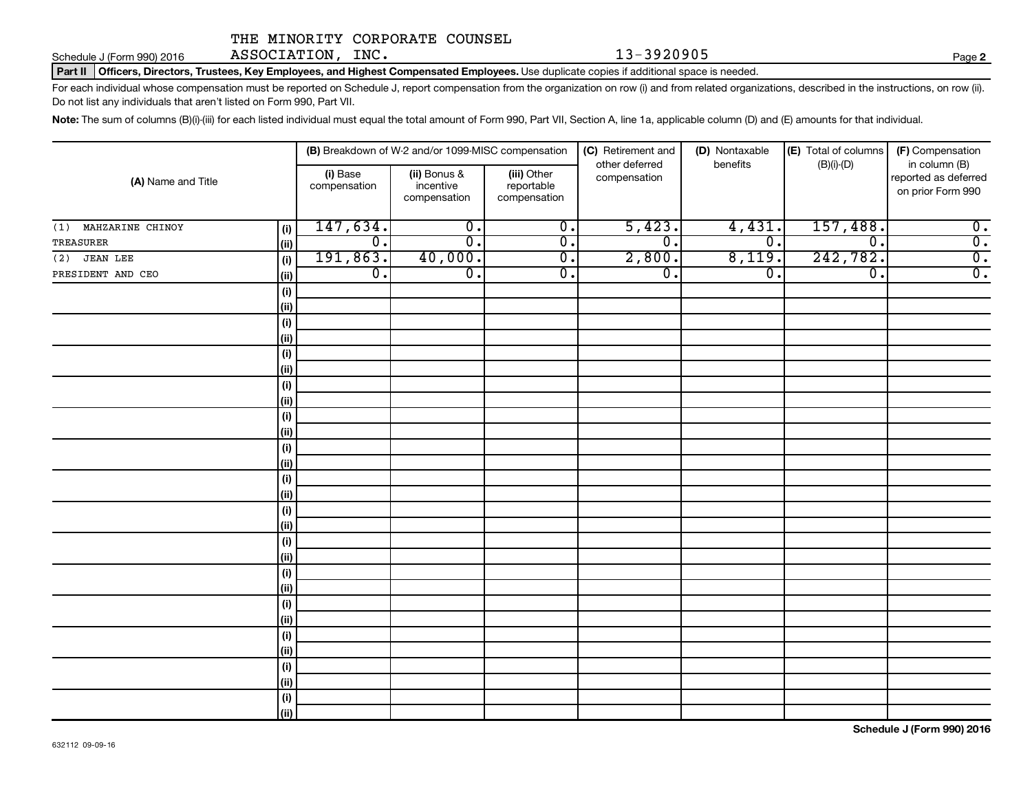THE MINORITY CORPORATE COUNSEL ASSOCIATION, INC. 13-3920905

Schedule J (Form 990) 2016

**Part II Officers, Directors, Trustees, Key Employees, and Highest Compensated Employees.** Use duplicate copies if additional space is needed.

For each individual whose compensation must be reported on Schedule J, report compensation from the organization on row (i) and from related organizations, described in the instructions, on row (ii). Do not list any individuals that aren't listed on Form 990, Part VII.

**Note:** The sum of columns (B)(i)-(iii) for each listed individual must equal the total amount of Form 990, Part VII, Section A, line 1a, applicable column (D) and (E) amounts for that individual.

| (A) Name and Title | | (B) Breakdown of W-2 and/or 1099-MISC compensation | | | (C) Retirement and other deferred compensation | (D) Nontaxable benefits | (E) Total of columns (B)(i)-(D) | (F) Compensation in column (B) reported as deferred on prior Form 990 |
|---|---|---|---|---|---|---|---|---|
| | | (i) Base compensation | (ii) Bonus & incentive compensation | (iii) Other reportable compensation | | | | |
| (1) MAHZARINE CHINOY | (i) | 147,634. | 0. | 0. | 5,423. | 4,431. | 157,488. | 0. |
| TREASURER | (ii) | 0. | 0. | 0. | 0. | 0. | 0. | 0. |
| (2) JEAN LEE | (i) | 191,863. | 40,000. | 0. | 2,800. | 8,119. | 242,782. | 0. |
| PRESIDENT AND CEO | (ii) | 0. | 0. | 0. | 0. | 0. | 0. | 0. |

Schedule J (Form 990) 2016

632112 09-09-16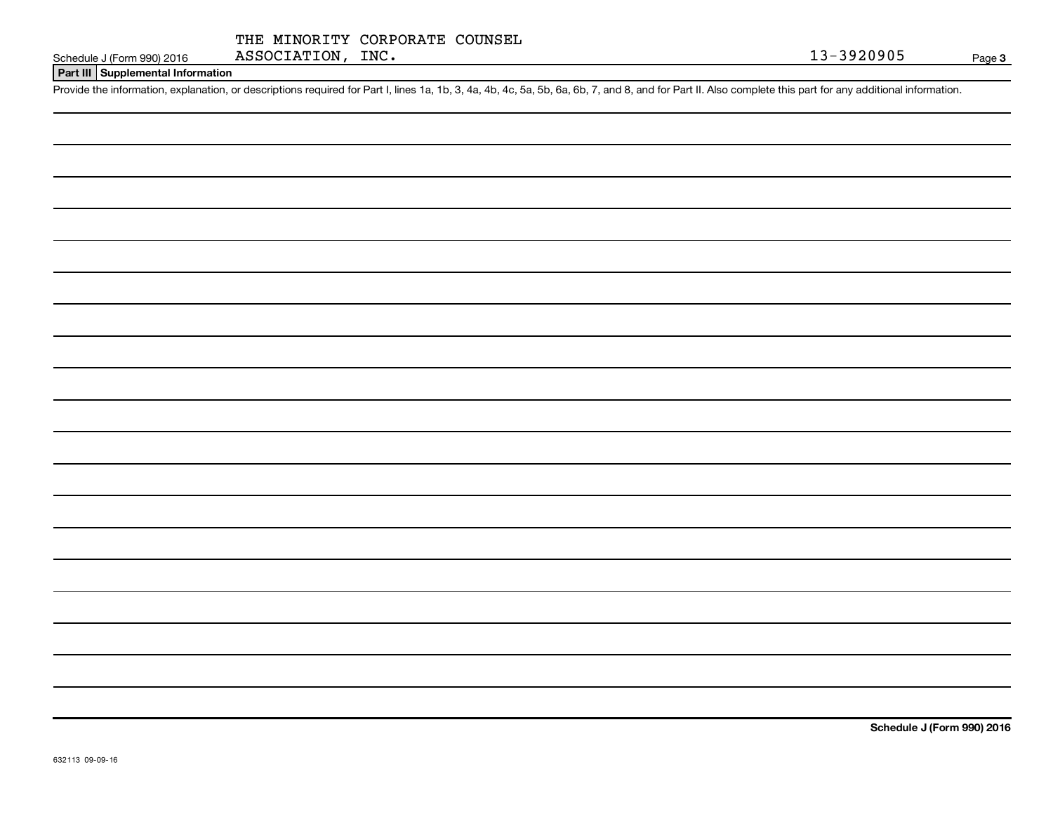Schedule J (Form 990) 2016 THE MINORITY CORPORATE COUNSEL ASSOCIATION, INC. 13-3920905

## Part III Supplemental Information

Provide the information, explanation, or descriptions required for Part I, lines 1a, 1b, 3, 4a, 4b, 4c, 5a, 5b, 6a, 6b, 7, and 8, and for Part II. Also complete this part for any additional information.

**Schedule J (Form 990) 2016**

632113 09-09-16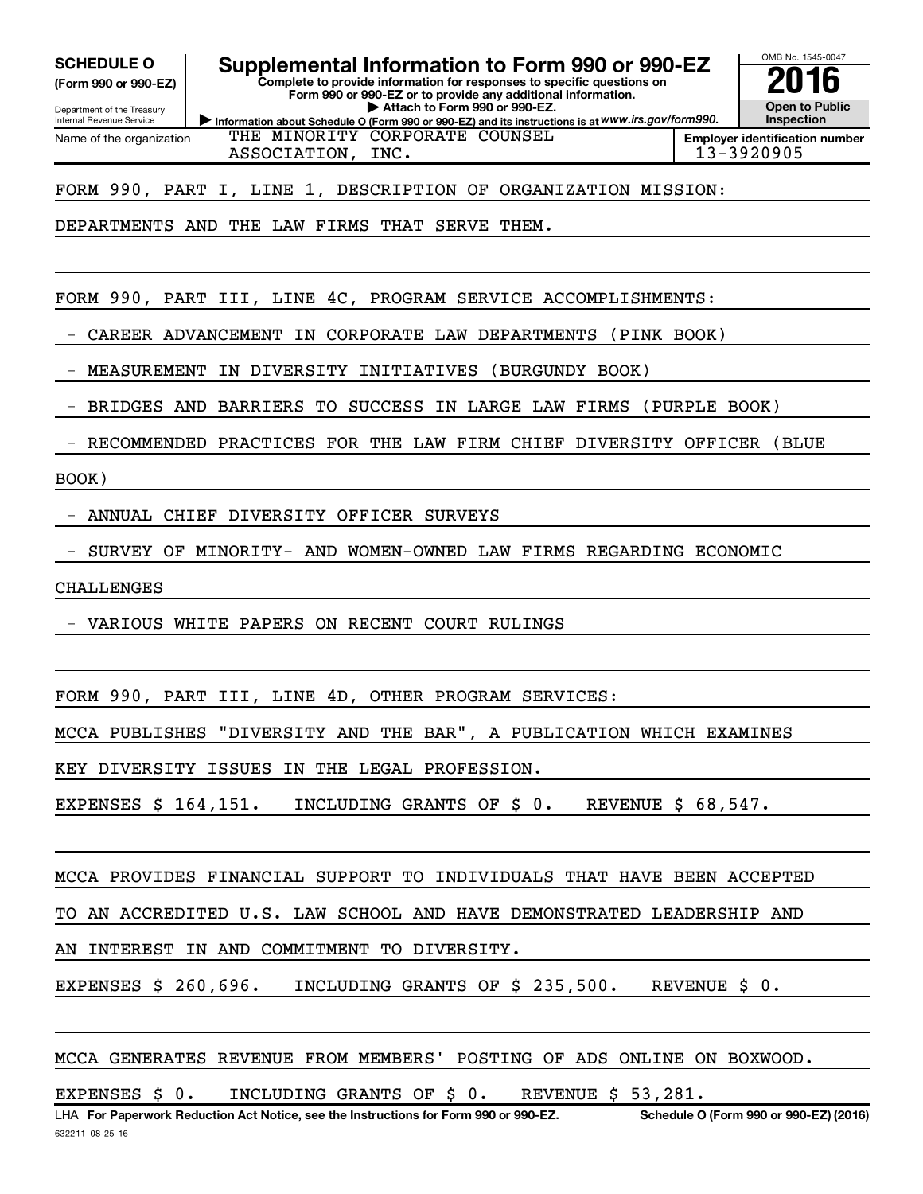**SCHEDULE O**
**(Form 990 or 990-EZ)**

Department of the Treasury
Internal Revenue Service

# Supplemental Information to Form 990 or 990-EZ

**Complete to provide information for responses to specific questions on Form 990 or 990-EZ or to provide any additional information.**
**▶ Attach to Form 990 or 990-EZ.**
**▶ Information about Schedule O (Form 990 or 990-EZ) and its instructions is at *www.irs.gov/form990.***

OMB No. 1545-0047
**2016**
**Open to Public Inspection**

| Name of the organization | Employer identification number |
|---|---|
| THE MINORITY CORPORATE COUNSEL ASSOCIATION, INC. | 13-3920905 |

FORM 990, PART I, LINE 1, DESCRIPTION OF ORGANIZATION MISSION:

DEPARTMENTS AND THE LAW FIRMS THAT SERVE THEM.

FORM 990, PART III, LINE 4C, PROGRAM SERVICE ACCOMPLISHMENTS:

- CAREER ADVANCEMENT IN CORPORATE LAW DEPARTMENTS (PINK BOOK)
- MEASUREMENT IN DIVERSITY INITIATIVES (BURGUNDY BOOK)
- BRIDGES AND BARRIERS TO SUCCESS IN LARGE LAW FIRMS (PURPLE BOOK)
- RECOMMENDED PRACTICES FOR THE LAW FIRM CHIEF DIVERSITY OFFICER (BLUE BOOK)
- ANNUAL CHIEF DIVERSITY OFFICER SURVEYS
- SURVEY OF MINORITY- AND WOMEN-OWNED LAW FIRMS REGARDING ECONOMIC CHALLENGES
- VARIOUS WHITE PAPERS ON RECENT COURT RULINGS

FORM 990, PART III, LINE 4D, OTHER PROGRAM SERVICES:

MCCA PUBLISHES "DIVERSITY AND THE BAR", A PUBLICATION WHICH EXAMINES KEY DIVERSITY ISSUES IN THE LEGAL PROFESSION.

EXPENSES $ 164,151. INCLUDING GRANTS OF $ 0. REVENUE $ 68,547.

MCCA PROVIDES FINANCIAL SUPPORT TO INDIVIDUALS THAT HAVE BEEN ACCEPTED TO AN ACCREDITED U.S. LAW SCHOOL AND HAVE DEMONSTRATED LEADERSHIP AND AN INTEREST IN AND COMMITMENT TO DIVERSITY.

EXPENSES $ 260,696. INCLUDING GRANTS OF $ 235,500. REVENUE $ 0.

MCCA GENERATES REVENUE FROM MEMBERS' POSTING OF ADS ONLINE ON BOXWOOD.

EXPENSES $ 0. INCLUDING GRANTS OF $ 0. REVENUE $ 53,281.

LHA **For Paperwork Reduction Act Notice, see the Instructions for Form 990 or 990-EZ.** **Schedule O (Form 990 or 990-EZ) (2016)**
632211 08-25-16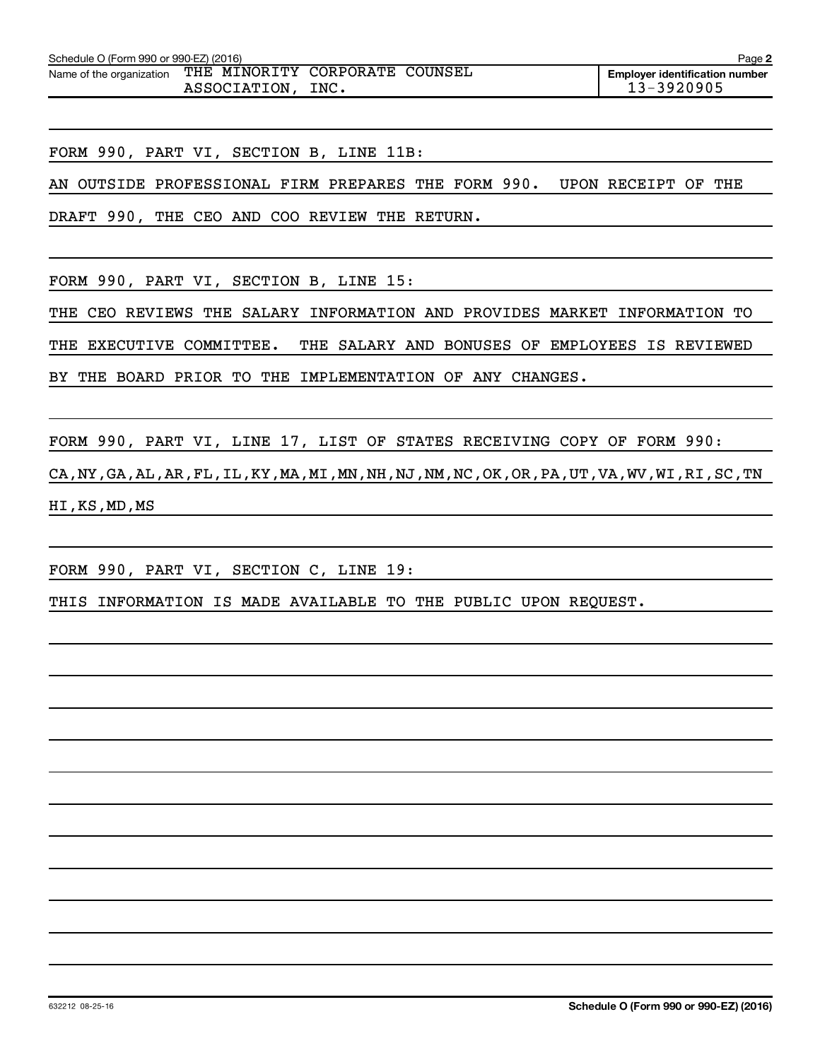Schedule O (Form 990 or 990-EZ) (2016)

Name of the organization: THE MINORITY CORPORATE COUNSEL ASSOCIATION, INC.

**Employer identification number** 13-3920905

FORM 990, PART VI, SECTION B, LINE 11B:

AN OUTSIDE PROFESSIONAL FIRM PREPARES THE FORM 990. UPON RECEIPT OF THE DRAFT 990, THE CEO AND COO REVIEW THE RETURN.

FORM 990, PART VI, SECTION B, LINE 15:

THE CEO REVIEWS THE SALARY INFORMATION AND PROVIDES MARKET INFORMATION TO THE EXECUTIVE COMMITTEE. THE SALARY AND BONUSES OF EMPLOYEES IS REVIEWED BY THE BOARD PRIOR TO THE IMPLEMENTATION OF ANY CHANGES.

FORM 990, PART VI, LINE 17, LIST OF STATES RECEIVING COPY OF FORM 990:

CA,NY,GA,AL,AR,FL,IL,KY,MA,MI,MN,NH,NJ,NM,NC,OK,OR,PA,UT,VA,WV,WI,RI,SC,TN HI,KS,MD,MS

FORM 990, PART VI, SECTION C, LINE 19:

THIS INFORMATION IS MADE AVAILABLE TO THE PUBLIC UPON REQUEST.

632212 08-25-16 **Schedule O (Form 990 or 990-EZ) (2016)**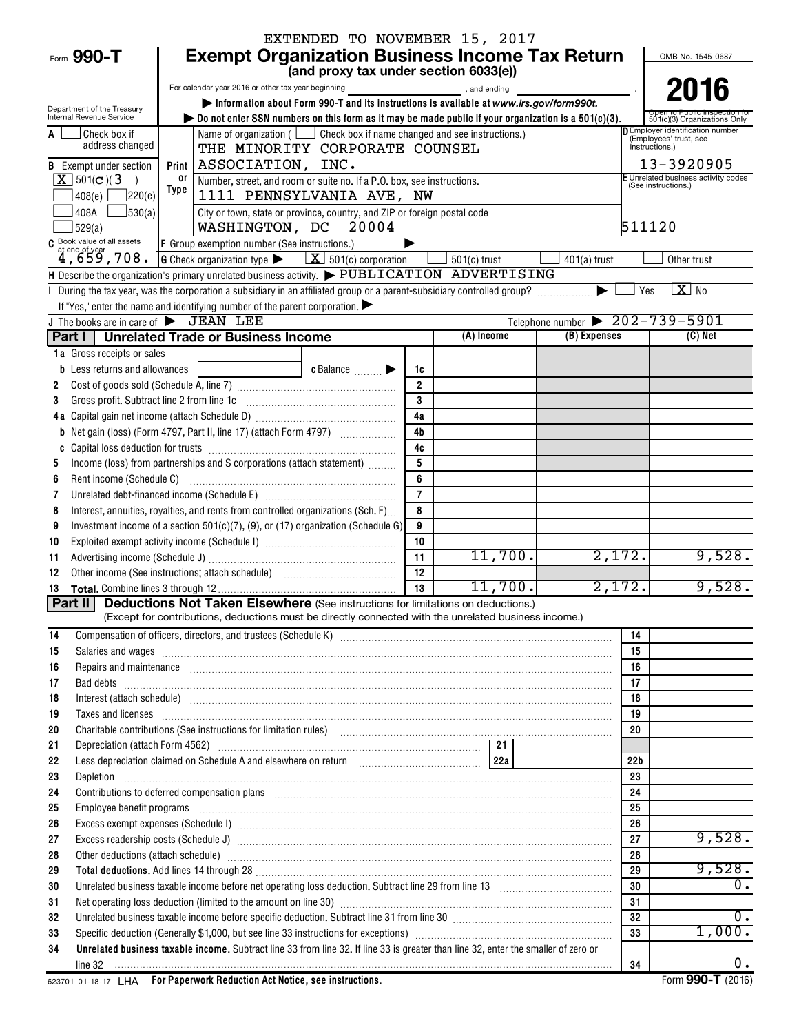EXTENDED TO NOVEMBER 15, 2017

Form **990-T**

# Exempt Organization Business Income Tax Return

**(and proxy tax under section 6033(e))**

For calendar year 2016 or other tax year beginning ________, and ending ________.

▶ Information about Form 990-T and its instructions is available at www.irs.gov/form990t.

▶ Do not enter SSN numbers on this form as it may be made public if your organization is a 501(c)(3).

Department of the Treasury
Internal Revenue Service

OMB No. 1545-0687

**2016**

Open to Public Inspection for 501(c)(3) Organizations Only

A ☐ Check box if address changed

B Exempt under section
[X] 501(C)(3)
☐ 408(e) ☐ 220(e)
☐ 408A ☐ 530(a)
☐ 529(a)

Print or Type

Name of organization ( ☐ Check box if name changed and see instructions.)
THE MINORITY CORPORATE COUNSEL ASSOCIATION, INC.

Number, street, and room or suite no. If a P.O. box, see instructions.
1111 PENNSYLVANIA AVE, NW

City or town, state or province, country, and ZIP or foreign postal code
WASHINGTON, DC 20004

D Employer identification number (Employees' trust, see instructions.)
13-3920905

E Unrelated business activity codes (See instructions.)
511120

C Book value of all assets at end of year: 4,659,708.

F Group exemption number (See instructions.) ▶

G Check organization type ▶ [X] 501(c) corporation ☐ 501(c) trust ☐ 401(a) trust ☐ Other trust

H Describe the organization's primary unrelated business activity. ▶ PUBLICATION ADVERTISING

I During the tax year, was the corporation a subsidiary in an affiliated group or a parent-subsidiary controlled group? ▶ ☐ Yes [X] No

If "Yes," enter the name and identifying number of the parent corporation. ▶

J The books are in care of ▶ JEAN LEE Telephone number ▶ 202-739-5901

## Part I Unrelated Trade or Business Income

| | | | (A) Income | (B) Expenses | (C) Net |
|---|---|---|---|---|---|
| 1a | Gross receipts or sales | | | | |
| b | Less returns and allowances c Balance ▶ | 1c | | | |
| 2 | Cost of goods sold (Schedule A, line 7) | 2 | | | |
| 3 | Gross profit. Subtract line 2 from line 1c | 3 | | | |
| 4a | Capital gain net income (attach Schedule D) | 4a | | | |
| b | Net gain (loss) (Form 4797, Part II, line 17) (attach Form 4797) | 4b | | | |
| c | Capital loss deduction for trusts | 4c | | | |
| 5 | Income (loss) from partnerships and S corporations (attach statement) | 5 | | | |
| 6 | Rent income (Schedule C) | 6 | | | |
| 7 | Unrelated debt-financed income (Schedule E) | 7 | | | |
| 8 | Interest, annuities, royalties, and rents from controlled organizations (Sch. F) | 8 | | | |
| 9 | Investment income of a section 501(c)(7), (9), or (17) organization (Schedule G) | 9 | | | |
| 10 | Exploited exempt activity income (Schedule I) | 10 | | | |
| 11 | Advertising income (Schedule J) | 11 | 11,700. | 2,172. | 9,528. |
| 12 | Other income (See instructions; attach schedule) | 12 | | | |
| 13 | **Total.** Combine lines 3 through 12 | 13 | 11,700. | 2,172. | 9,528. |

## Part II Deductions Not Taken Elsewhere (See instructions for limitations on deductions.)

(Except for contributions, deductions must be directly connected with the unrelated business income.)

| | | | |
|---|---|---|---|
| 14 | Compensation of officers, directors, and trustees (Schedule K) | 14 | |
| 15 | Salaries and wages | 15 | |
| 16 | Repairs and maintenance | 16 | |
| 17 | Bad debts | 17 | |
| 18 | Interest (attach schedule) | 18 | |
| 19 | Taxes and licenses | 19 | |
| 20 | Charitable contributions (See instructions for limitation rules) | 20 | |
| 21 | Depreciation (attach Form 4562) — 21 | | |
| 22 | Less depreciation claimed on Schedule A and elsewhere on return — 22a | 22b | |
| 23 | Depletion | 23 | |
| 24 | Contributions to deferred compensation plans | 24 | |
| 25 | Employee benefit programs | 25 | |
| 26 | Excess exempt expenses (Schedule I) | 26 | |
| 27 | Excess readership costs (Schedule J) | 27 | 9,528. |
| 28 | Other deductions (attach schedule) | 28 | |
| 29 | **Total deductions.** Add lines 14 through 28 | 29 | 9,528. |
| 30 | Unrelated business taxable income before net operating loss deduction. Subtract line 29 from line 13 | 30 | 0. |
| 31 | Net operating loss deduction (limited to the amount on line 30) | 31 | |
| 32 | Unrelated business taxable income before specific deduction. Subtract line 31 from line 30 | 32 | 0. |
| 33 | Specific deduction (Generally $1,000, but see line 33 instructions for exceptions) | 33 | 1,000. |
| 34 | **Unrelated business taxable income.** Subtract line 33 from line 32. If line 33 is greater than line 32, enter the smaller of zero or line 32 | 34 | 0. |

623701 01-18-17 LHA **For Paperwork Reduction Act Notice, see instructions.** Form **990-T** (2016)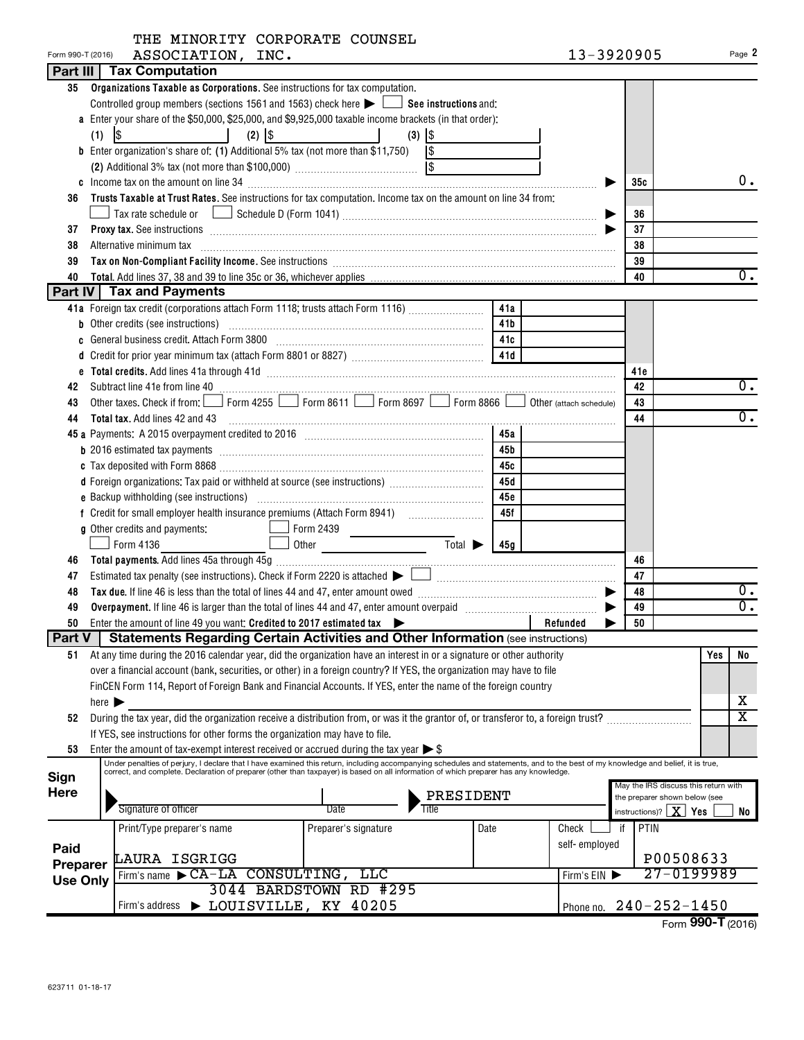THE MINORITY CORPORATE COUNSEL ASSOCIATION, INC.

Form 990-T (2016) 13-3920905 Page 2

## Part III Tax Computation

| | | | |
|---|---|---|---|
| 35 | **Organizations Taxable as Corporations.** See instructions for tax computation. Controlled group members (sections 1561 and 1563) check here ▶ ☐ **See instructions** and: | | |
| a | Enter your share of the $50,000, $25,000, and $9,925,000 taxable income brackets (in that order): (1) $ (2) $ (3) $ | | |
| b | Enter organization's share of: (1) Additional 5% tax (not more than $11,750) $ (2) Additional 3% tax (not more than $100,000) $ | | |
| c | Income tax on the amount on line 34 ▶ | 35c | 0. |
| 36 | **Trusts Taxable at Trust Rates.** See instructions for tax computation. Income tax on the amount on line 34 from: ☐ Tax rate schedule or ☐ Schedule D (Form 1041) ▶ | 36 | |
| 37 | **Proxy tax.** See instructions ▶ | 37 | |
| 38 | Alternative minimum tax | 38 | |
| 39 | **Tax on Non-Compliant Facility Income.** See instructions | 39 | |
| 40 | **Total.** Add lines 37, 38 and 39 to line 35c or 36, whichever applies | 40 | 0. |

## Part IV Tax and Payments

| | | | | | |
|---|---|---|---|---|---|
| 41a | Foreign tax credit (corporations attach Form 1118; trusts attach Form 1116) | 41a | | | |
| b | Other credits (see instructions) | 41b | | | |
| c | General business credit. Attach Form 3800 | 41c | | | |
| d | Credit for prior year minimum tax (attach Form 8801 or 8827) | 41d | | | |
| e | **Total credits.** Add lines 41a through 41d | | | 41e | |
| 42 | Subtract line 41e from line 40 | | | 42 | 0. |
| 43 | Other taxes. Check if from: ☐ Form 4255 ☐ Form 8611 ☐ Form 8697 ☐ Form 8866 ☐ Other (attach schedule) | | | 43 | |
| 44 | **Total tax.** Add lines 42 and 43 | | | 44 | 0. |
| 45a | Payments: A 2015 overpayment credited to 2016 | 45a | | | |
| b | 2016 estimated tax payments | 45b | | | |
| c | Tax deposited with Form 8868 | 45c | | | |
| d | Foreign organizations: Tax paid or withheld at source (see instructions) | 45d | | | |
| e | Backup withholding (see instructions) | 45e | | | |
| f | Credit for small employer health insurance premiums (Attach Form 8941) | 45f | | | |
| g | Other credits and payments: ☐ Form 2439 ☐ Form 4136 ☐ Other Total ▶ | 45g | | | |
| 46 | **Total payments.** Add lines 45a through 45g | | | 46 | |
| 47 | Estimated tax penalty (see instructions). Check if Form 2220 is attached ▶ ☐ | | | 47 | |
| 48 | **Tax due.** If line 46 is less than the total of lines 44 and 47, enter amount owed ▶ | | | 48 | 0. |
| 49 | **Overpayment.** If line 46 is larger than the total of lines 44 and 47, enter amount overpaid ▶ | | | 49 | 0. |
| 50 | Enter the amount of line 49 you want: **Credited to 2017 estimated tax** ▶ | | Refunded ▶ | 50 | |

## Part V Statements Regarding Certain Activities and Other Information (see instructions)

| | | Yes | No |
|---|---|---|---|
| 51 | At any time during the 2016 calendar year, did the organization have an interest in or a signature or other authority over a financial account (bank, securities, or other) in a foreign country? If YES, the organization may have to file FinCEN Form 114, Report of Foreign Bank and Financial Accounts. If YES, enter the name of the foreign country here ▶ | | X |
| 52 | During the tax year, did the organization receive a distribution from, or was it the grantor of, or transferor to, a foreign trust? If YES, see instructions for other forms the organization may have to file. | | X |
| 53 | Enter the amount of tax-exempt interest received or accrued during the tax year ▶ $ | | |

**Sign Here**

Under penalties of perjury, I declare that I have examined this return, including accompanying schedules and statements, and to the best of my knowledge and belief, it is true, correct, and complete. Declaration of preparer (other than taxpayer) is based on all information of which preparer has any knowledge.

Signature of officer | Date | Title: PRESIDENT

May the IRS discuss this return with the preparer shown below (see instructions)? ☒ Yes ☐ No

**Paid Preparer Use Only**

| Print/Type preparer's name | Preparer's signature | Date | Check ☐ if self-employed | PTIN |
|---|---|---|---|---|
| LAURA ISGRIGG | | | | P00508633 |
| Firm's name ▶ CA-LA CONSULTING, LLC | | | Firm's EIN ▶ | 27-0199989 |
| Firm's address ▶ 3044 BARDSTOWN RD #295 LOUISVILLE, KY 40205 | | | Phone no. | 240-252-1450 |

Form **990-T** (2016)

623711 01-18-17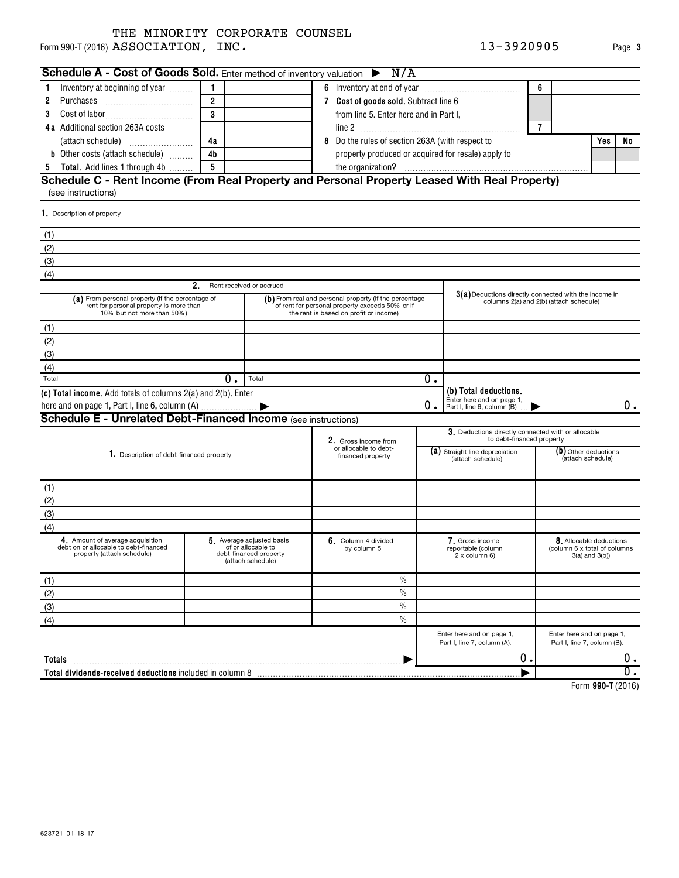Form 990-T (2016) THE MINORITY CORPORATE COUNSEL ASSOCIATION, INC. 13-3920905

## Schedule A - Cost of Goods Sold. Enter method of inventory valuation ▶ N/A

| | | | | | | |
|---|---|---|---|---|---|---|
| 1 Inventory at beginning of year | 1 | | 6 Inventory at end of year | 6 | | |
| 2 Purchases | 2 | | 7 **Cost of goods sold.** Subtract line 6 from line 5. Enter here and in Part I, line 2 | 7 | | |
| 3 Cost of labor | 3 | | | | | |
| 4a Additional section 263A costs (attach schedule) | 4a | | 8 Do the rules of section 263A (with respect to property produced or acquired for resale) apply to the organization? | | Yes | No |
| b Other costs (attach schedule) | 4b | | | | | |
| 5 **Total.** Add lines 1 through 4b | 5 | | | | | |

## Schedule C - Rent Income (From Real Property and Personal Property Leased With Real Property)

(see instructions)

1. Description of property

(1)

(2)

(3)

(4)

| 2. Rent received or accrued | | |
|---|---|---|
| **(a)** From personal property (if the percentage of rent for personal property is more than 10% but not more than 50%) | **(b)** From real and personal property (if the percentage of rent for personal property exceeds 50% or if the rent is based on profit or income) | **3(a)** Deductions directly connected with the income in columns 2(a) and 2(b) (attach schedule) |
| (1) | | |
| (2) | | |
| (3) | | |
| (4) | | |
| Total 0. | Total 0. | |
| **(c) Total income.** Add totals of columns 2(a) and 2(b). Enter here and on page 1, Part I, line 6, column (A) ▶ 0. | | **(b) Total deductions.** Enter here and on page 1, Part I, line 6, column (B) ▶ 0. |

## Schedule E - Unrelated Debt-Financed Income (see instructions)

| 1. Description of debt-financed property | 2. Gross income from or allocable to debt-financed property | 3. Deductions directly connected with or allocable to debt-financed property: (a) Straight line depreciation (attach schedule) | (b) Other deductions (attach schedule) |
|---|---|---|---|
| (1) | | | |
| (2) | | | |
| (3) | | | |
| (4) | | | |

| 4. Amount of average acquisition debt on or allocable to debt-financed property (attach schedule) | 5. Average adjusted basis of or allocable to debt-financed property (attach schedule) | 6. Column 4 divided by column 5 | 7. Gross income reportable (column 2 x column 6) | 8. Allocable deductions (column 6 x total of columns 3(a) and 3(b)) |
|---|---|---|---|---|
| (1) | | % | | |
| (2) | | % | | |
| (3) | | % | | |
| (4) | | % | | |
| | | | Enter here and on page 1, Part I, line 7, column (A). | Enter here and on page 1, Part I, line 7, column (B). |
| **Totals** | | ▶ | 0. | 0. |
| **Total dividends-received deductions** included in column 8 | | | ▶ | 0. |

Form **990-T** (2016)

623721 01-18-17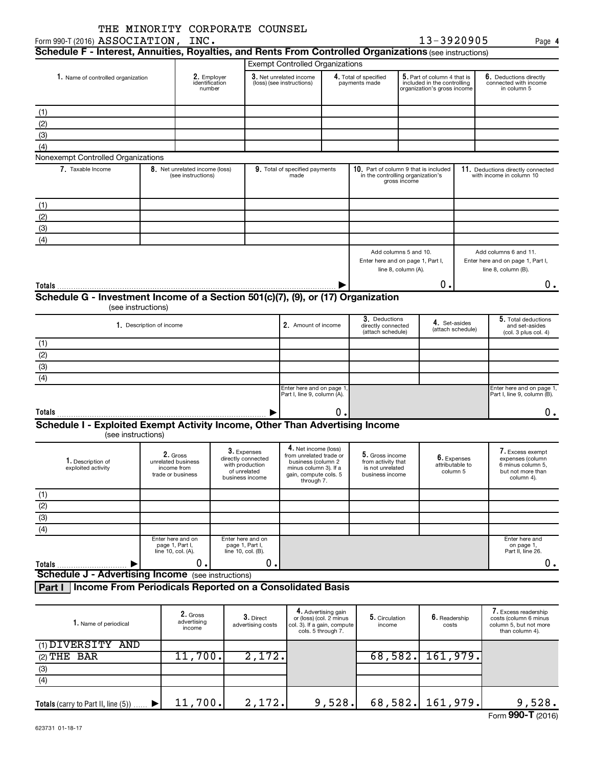THE MINORITY CORPORATE COUNSEL

Form 990-T (2016) ASSOCIATION, INC. 13-3920905 Page **4**

## Schedule F - Interest, Annuities, Royalties, and Rents From Controlled Organizations (see instructions)

| | | Exempt Controlled Organizations | | | |
|---|---|---|---|---|---|
| **1.** Name of controlled organization | **2.** Employer identification number | **3.** Net unrelated income (loss) (see instructions) | **4.** Total of specified payments made | **5.** Part of column 4 that is included in the controlling organization's gross income | **6.** Deductions directly connected with income in column 5 |
| (1) | | | | | |
| (2) | | | | | |
| (3) | | | | | |
| (4) | | | | | |

Nonexempt Controlled Organizations

| **7.** Taxable Income | **8.** Net unrelated income (loss) (see instructions) | **9.** Total of specified payments made | **10.** Part of column 9 that is included in the controlling organization's gross income | **11.** Deductions directly connected with income in column 10 |
|---|---|---|---|---|
| (1) | | | | |
| (2) | | | | |
| (3) | | | | |
| (4) | | | | |
| | | | Add columns 5 and 10. Enter here and on page 1, Part I, line 8, column (A). | Add columns 6 and 11. Enter here and on page 1, Part I, line 8, column (B). |
| **Totals** | | | 0. | 0. |

## Schedule G - Investment Income of a Section 501(c)(7), (9), or (17) Organization

(see instructions)

| **1.** Description of income | **2.** Amount of income | **3.** Deductions directly connected (attach schedule) | **4.** Set-asides (attach schedule) | **5.** Total deductions and set-asides (col. 3 plus col. 4) |
|---|---|---|---|---|
| (1) | | | | |
| (2) | | | | |
| (3) | | | | |
| (4) | | | | |
| | Enter here and on page 1, Part I, line 9, column (A). | | | Enter here and on page 1, Part I, line 9, column (B). |
| **Totals** | 0. | | | 0. |

## Schedule I - Exploited Exempt Activity Income, Other Than Advertising Income

(see instructions)

| **1.** Description of exploited activity | **2.** Gross unrelated business income from trade or business | **3.** Expenses directly connected with production of unrelated business income | **4.** Net income (loss) from unrelated trade or business (column 2 minus column 3). If a gain, compute cols. 5 through 7. | **5.** Gross income from activity that is not unrelated business income | **6.** Expenses attributable to column 5 | **7.** Excess exempt expenses (column 6 minus column 5, but not more than column 4). |
|---|---|---|---|---|---|---|
| (1) | | | | | | |
| (2) | | | | | | |
| (3) | | | | | | |
| (4) | | | | | | |
| | Enter here and on page 1, Part I, line 10, col. (A). | Enter here and on page 1, Part I, line 10, col. (B). | | | | Enter here and on page 1, Part II, line 26. |
| **Totals** | 0. | 0. | | | | 0. |

## Schedule J - Advertising Income (see instructions)

### Part I Income From Periodicals Reported on a Consolidated Basis

| **1.** Name of periodical | **2.** Gross advertising income | **3.** Direct advertising costs | **4.** Advertising gain or (loss) (col. 2 minus col. 3). If a gain, compute cols. 5 through 7. | **5.** Circulation income | **6.** Readership costs | **7.** Excess readership costs (column 6 minus column 5, but not more than column 4). |
|---|---|---|---|---|---|---|
| (1) DIVERSITY AND | | | | | | |
| (2) THE BAR | 11,700. | 2,172. | | 68,582. | 161,979. | |
| (3) | | | | | | |
| (4) | | | | | | |
| **Totals** (carry to Part II, line (5)) | 11,700. | 2,172. | 9,528. | 68,582. | 161,979. | 9,528. |

623731 01-18-17

Form **990-T** (2016)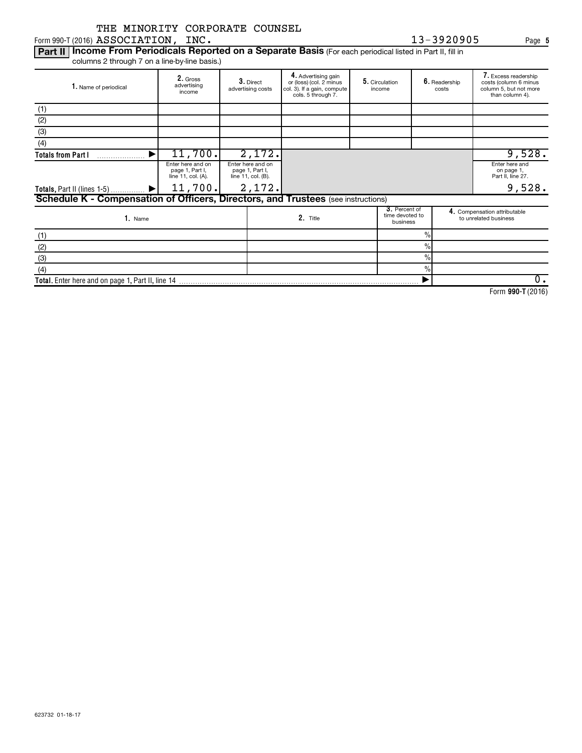THE MINORITY CORPORATE COUNSEL

Form 990-T (2016) ASSOCIATION, INC. 13-3920905 Page **5**

**Part II** **Income From Periodicals Reported on a Separate Basis** (For each periodical listed in Part II, fill in columns 2 through 7 on a line-by-line basis.)

| 1. Name of periodical | 2. Gross advertising income | 3. Direct advertising costs | 4. Advertising gain or (loss) (col. 2 minus col. 3). If a gain, compute cols. 5 through 7. | 5. Circulation income | 6. Readership costs | 7. Excess readership costs (column 6 minus column 5, but not more than column 4). |
|---|---|---|---|---|---|---|
| (1) | | | | | | |
| (2) | | | | | | |
| (3) | | | | | | |
| (4) | | | | | | |
| **Totals from Part I** ▶ | 11,700. | 2,172. | | | | 9,528. |
| | Enter here and on page 1, Part I, line 11, col. (A). | Enter here and on page 1, Part I, line 11, col. (B). | | | | Enter here and on page 1, Part II, line 27. |
| **Totals,** Part II (lines 1-5) ▶ | 11,700. | 2,172. | | | | 9,528. |

## Schedule K - Compensation of Officers, Directors, and Trustees (see instructions)

| 1. Name | 2. Title | 3. Percent of time devoted to business | 4. Compensation attributable to unrelated business |
|---|---|---|---|
| (1) | | % | |
| (2) | | % | |
| (3) | | % | |
| (4) | | % | |
| **Total.** Enter here and on page 1, Part II, line 14 | | ▶ | 0. |

Form **990-T** (2016)

623732 01-18-17